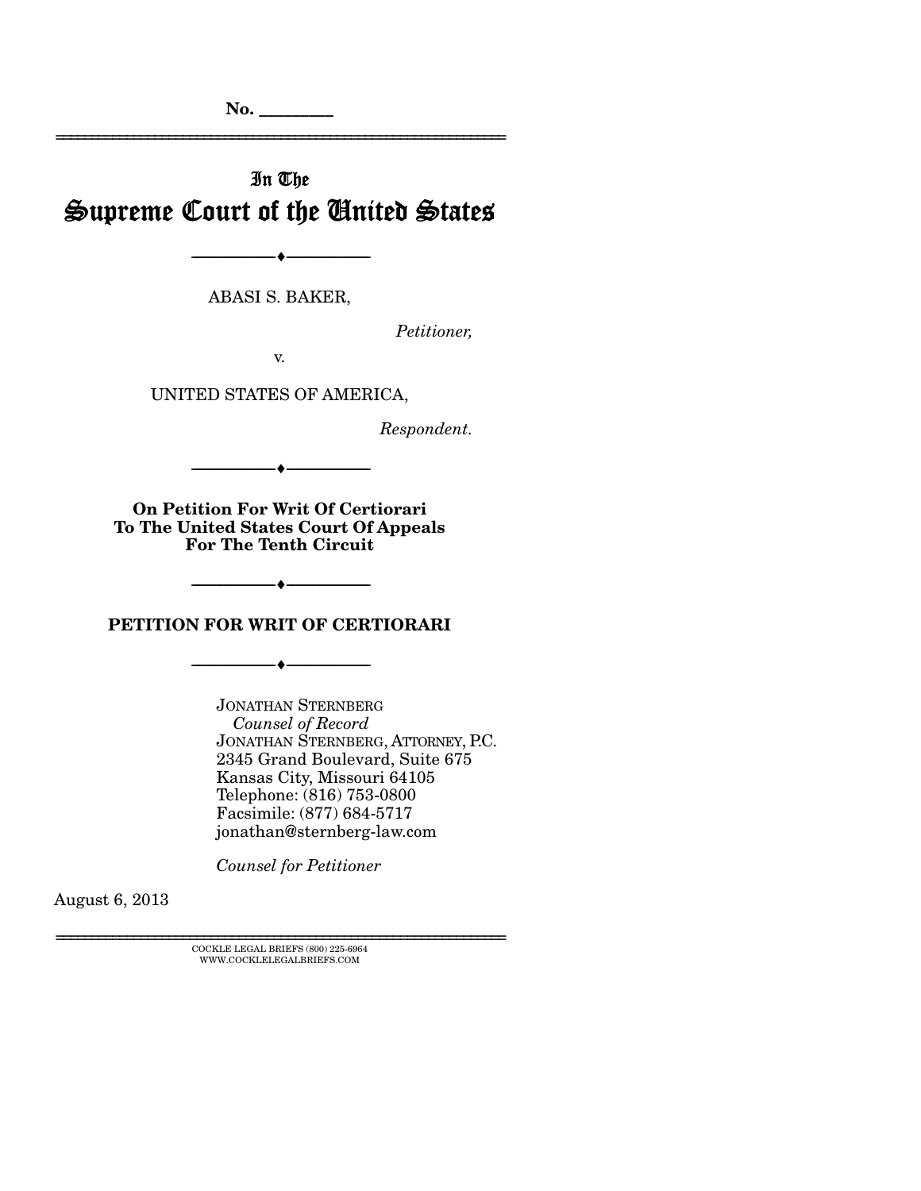No. ________

In The

# Supreme Court of the United States

---

ABASI S. BAKER,

*Petitioner,*

v.

UNITED STATES OF AMERICA,

*Respondent.*

---

**On Petition For Writ Of Certiorari To The United States Court Of Appeals For The Tenth Circuit**

---

## PETITION FOR WRIT OF CERTIORARI

---

JONATHAN STERNBERG
*Counsel of Record*
JONATHAN STERNBERG, ATTORNEY, P.C.
2345 Grand Boulevard, Suite 675
Kansas City, Missouri 64105
Telephone: (816) 753-0800
Facsimile: (877) 684-5717
jonathan@sternberg-law.com

*Counsel for Petitioner*

August 6, 2013

COCKLE LEGAL BRIEFS (800) 225-6964
WWW.COCKLELEGALBRIEFS.COM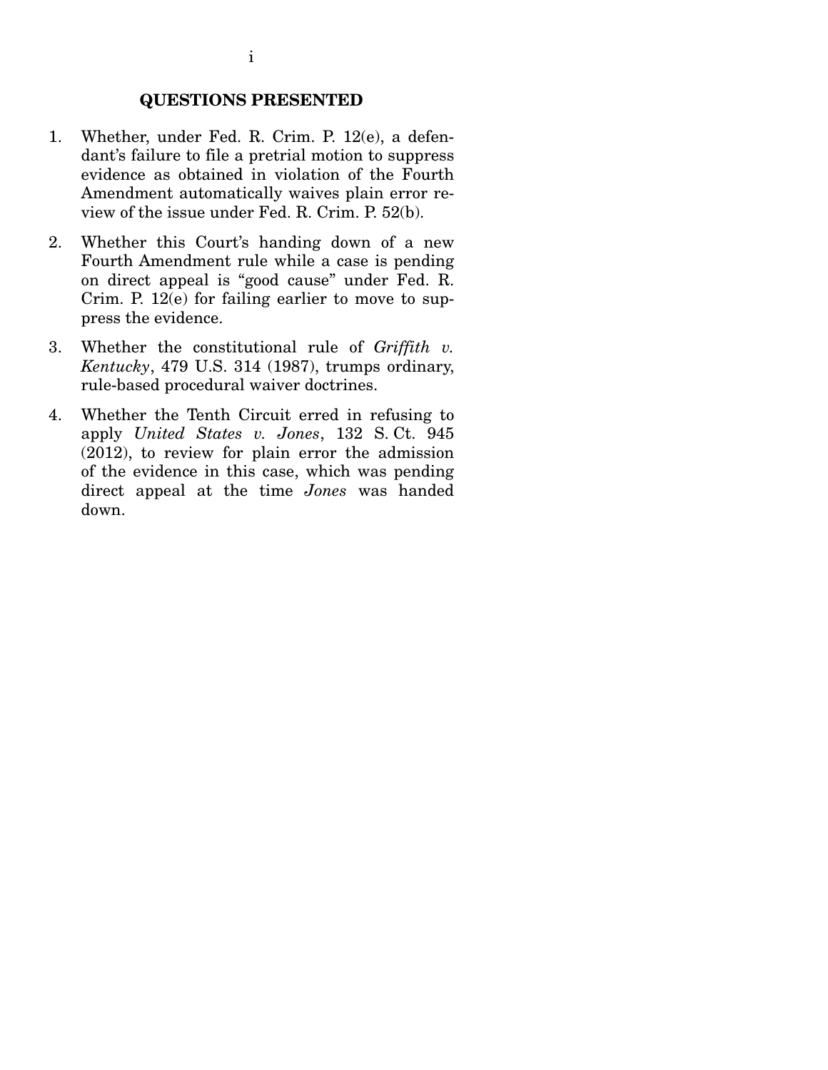## QUESTIONS PRESENTED

1. Whether, under Fed. R. Crim. P. 12(e), a defendant's failure to file a pretrial motion to suppress evidence as obtained in violation of the Fourth Amendment automatically waives plain error review of the issue under Fed. R. Crim. P. 52(b).

2. Whether this Court's handing down of a new Fourth Amendment rule while a case is pending on direct appeal is "good cause" under Fed. R. Crim. P. 12(e) for failing earlier to move to suppress the evidence.

3. Whether the constitutional rule of *Griffith v. Kentucky*, 479 U.S. 314 (1987), trumps ordinary, rule-based procedural waiver doctrines.

4. Whether the Tenth Circuit erred in refusing to apply *United States v. Jones*, 132 S. Ct. 945 (2012), to review for plain error the admission of the evidence in this case, which was pending direct appeal at the time *Jones* was handed down.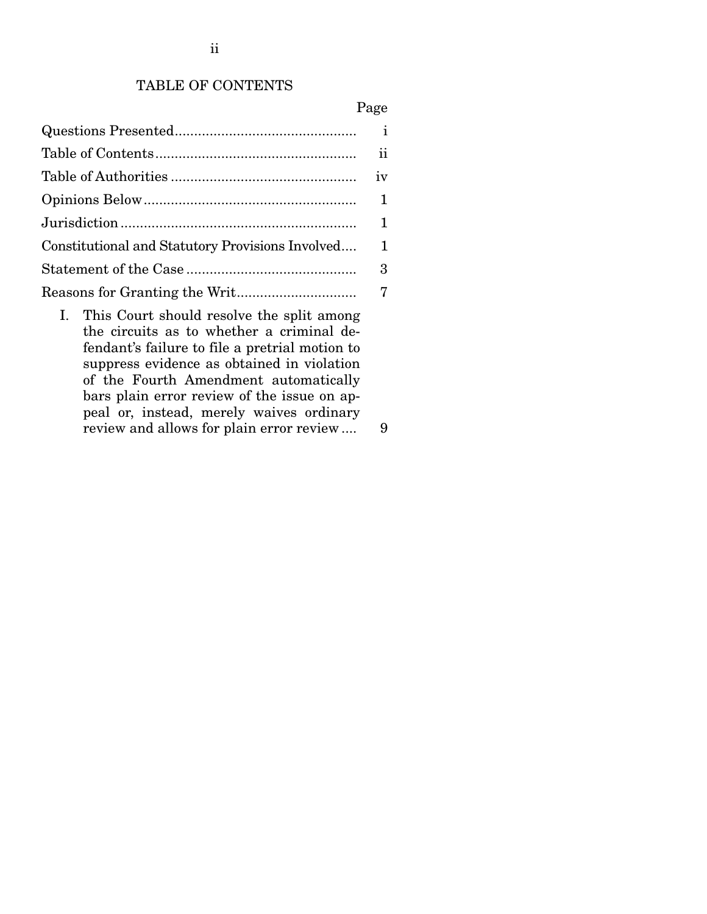## TABLE OF CONTENTS

| | Page |
|---|---|
| Questions Presented | i |
| Table of Contents | ii |
| Table of Authorities | iv |
| Opinions Below | 1 |
| Jurisdiction | 1 |
| Constitutional and Statutory Provisions Involved | 1 |
| Statement of the Case | 3 |
| Reasons for Granting the Writ | 7 |
| I. This Court should resolve the split among the circuits as to whether a criminal defendant's failure to file a pretrial motion to suppress evidence as obtained in violation of the Fourth Amendment automatically bars plain error review of the issue on appeal or, instead, merely waives ordinary review and allows for plain error review | 9 |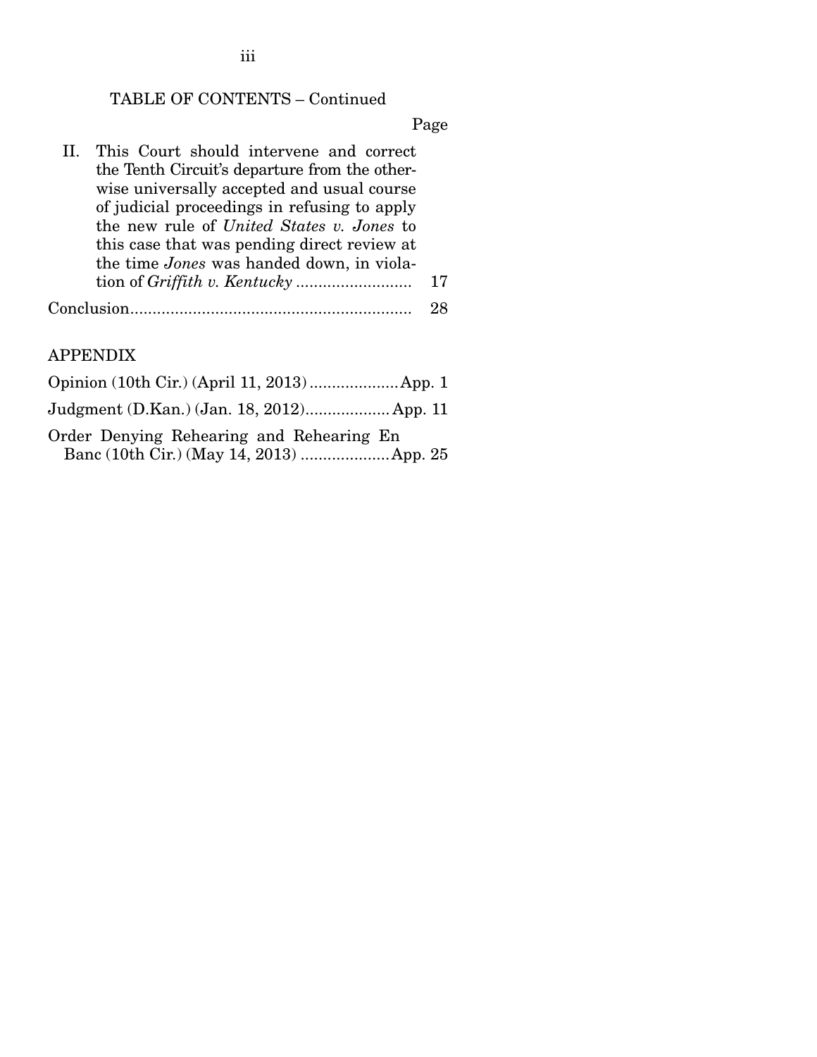TABLE OF CONTENTS – Continued

Page

II. This Court should intervene and correct the Tenth Circuit's departure from the otherwise universally accepted and usual course of judicial proceedings in refusing to apply the new rule of *United States v. Jones* to this case that was pending direct review at the time *Jones* was handed down, in violation of *Griffith v. Kentucky* .......................... 17

Conclusion............................................................... 28

APPENDIX

Opinion (10th Cir.) (April 11, 2013) .................... App. 1

Judgment (D.Kan.) (Jan. 18, 2012)................... App. 11

Order Denying Rehearing and Rehearing En Banc (10th Cir.) (May 14, 2013) .................... App. 25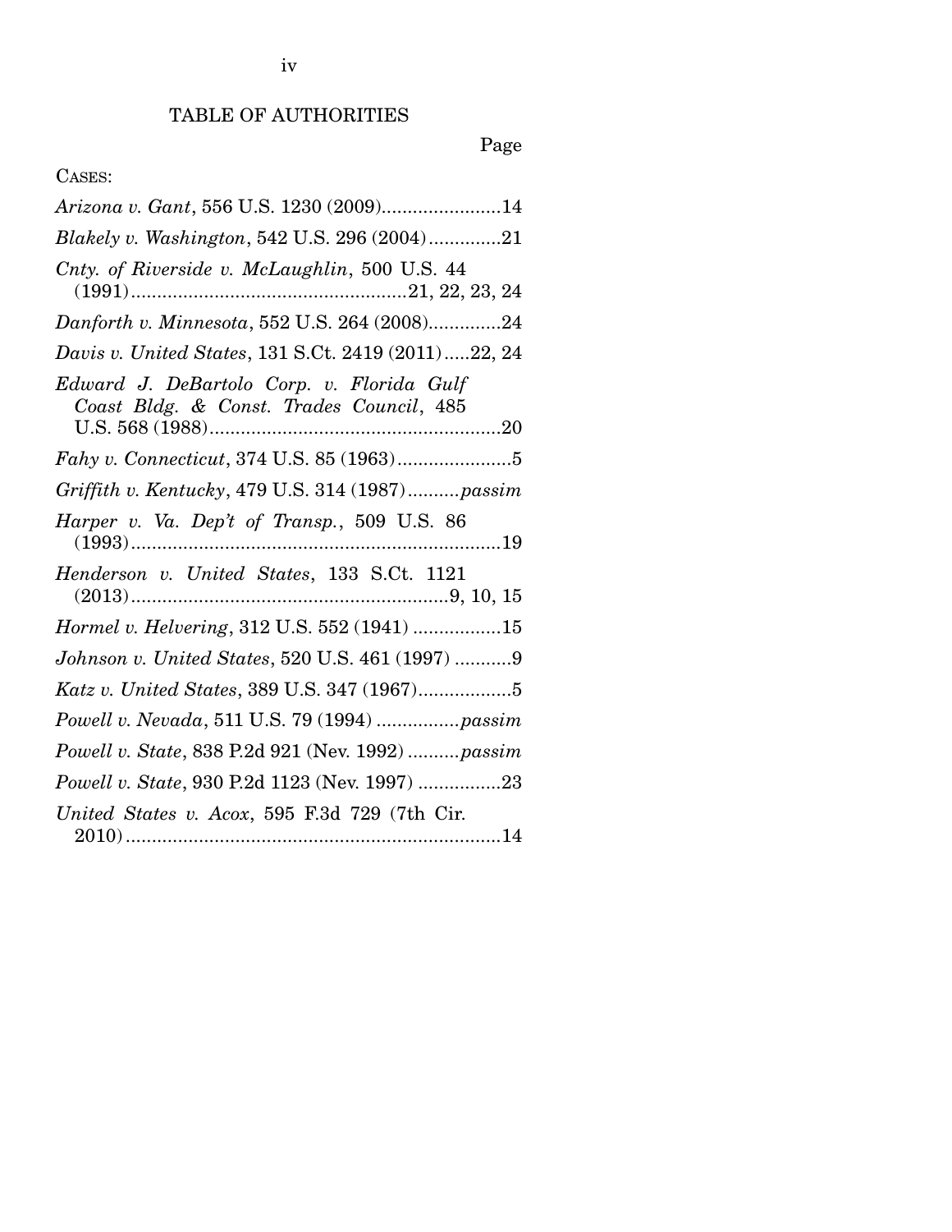# TABLE OF AUTHORITIES

Page

CASES:

*Arizona v. Gant*, 556 U.S. 1230 (2009).......................14

*Blakely v. Washington*, 542 U.S. 296 (2004)..............21

*Cnty. of Riverside v. McLaughlin*, 500 U.S. 44 (1991).....................................................21, 22, 23, 24

*Danforth v. Minnesota*, 552 U.S. 264 (2008)..............24

*Davis v. United States*, 131 S.Ct. 2419 (2011).....22, 24

*Edward J. DeBartolo Corp. v. Florida Gulf Coast Bldg. & Const. Trades Council*, 485 U.S. 568 (1988)........................................................20

*Fahy v. Connecticut*, 374 U.S. 85 (1963)......................5

*Griffith v. Kentucky*, 479 U.S. 314 (1987)..........*passim*

*Harper v. Va. Dep't of Transp.*, 509 U.S. 86 (1993)........................................................................19

*Henderson v. United States*, 133 S.Ct. 1121 (2013).............................................................9, 10, 15

*Hormel v. Helvering*, 312 U.S. 552 (1941) .................15

*Johnson v. United States*, 520 U.S. 461 (1997) ...........9

*Katz v. United States*, 389 U.S. 347 (1967)..................5

*Powell v. Nevada*, 511 U.S. 79 (1994) ................*passim*

*Powell v. State*, 838 P.2d 921 (Nev. 1992) ..........*passim*

*Powell v. State*, 930 P.2d 1123 (Nev. 1997) ................23

*United States v. Acox*, 595 F.3d 729 (7th Cir. 2010).........................................................................14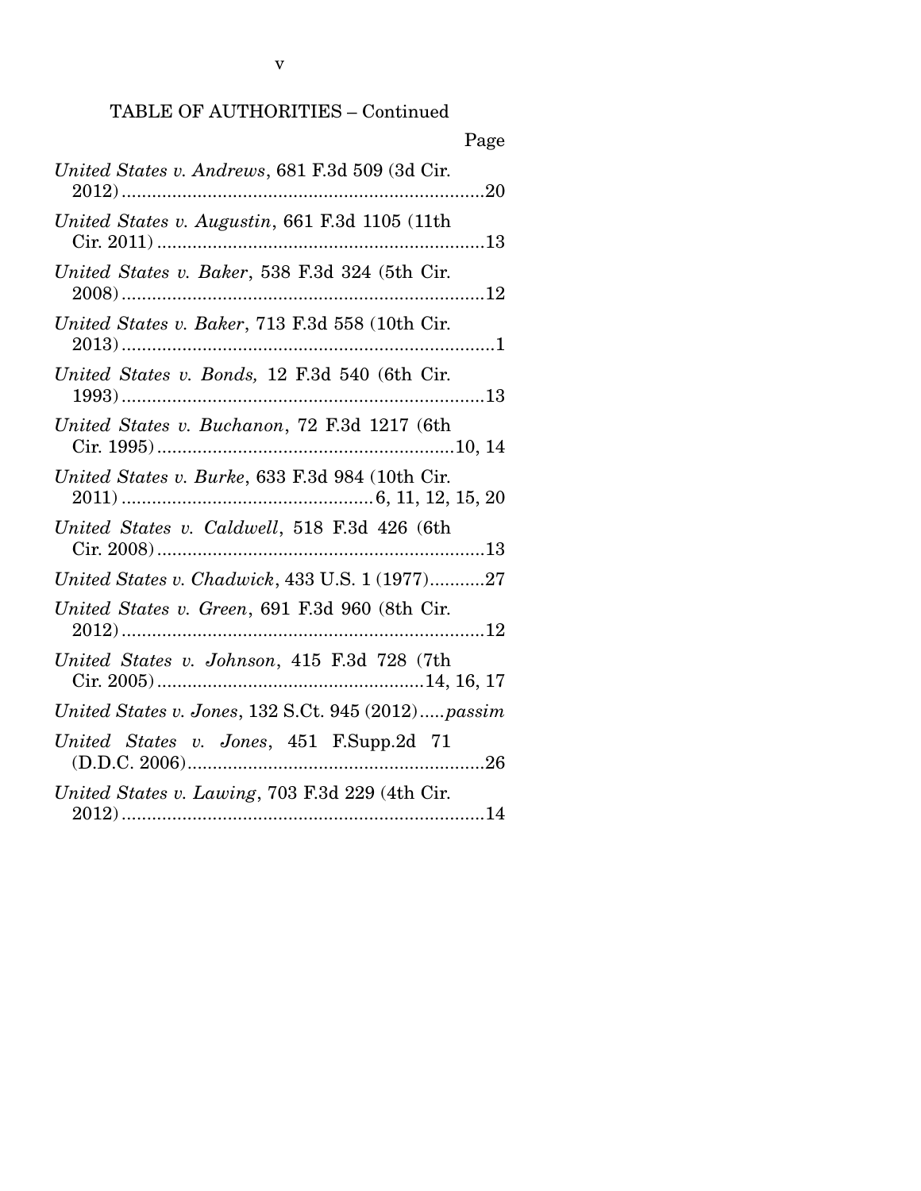TABLE OF AUTHORITIES – Continued

Page

*United States v. Andrews*, 681 F.3d 509 (3d Cir. 2012) ........................................................................20

*United States v. Augustin*, 661 F.3d 1105 (11th Cir. 2011) ................................................................13

*United States v. Baker*, 538 F.3d 324 (5th Cir. 2008) ........................................................................12

*United States v. Baker*, 713 F.3d 558 (10th Cir. 2013) ..........................................................................1

*United States v. Bonds,* 12 F.3d 540 (6th Cir. 1993) ........................................................................13

*United States v. Buchanon*, 72 F.3d 1217 (6th Cir. 1995) ..........................................................10, 14

*United States v. Burke*, 633 F.3d 984 (10th Cir. 2011) .................................................6, 11, 12, 15, 20

*United States v. Caldwell*, 518 F.3d 426 (6th Cir. 2008) ................................................................13

*United States v. Chadwick*, 433 U.S. 1 (1977)...........27

*United States v. Green*, 691 F.3d 960 (8th Cir. 2012) ........................................................................12

*United States v. Johnson*, 415 F.3d 728 (7th Cir. 2005) ....................................................14, 16, 17

*United States v. Jones*, 132 S.Ct. 945 (2012).....*passim*

*United States v. Jones*, 451 F.Supp.2d 71 (D.D.C. 2006)..........................................................26

*United States v. Lawing*, 703 F.3d 229 (4th Cir. 2012) ........................................................................14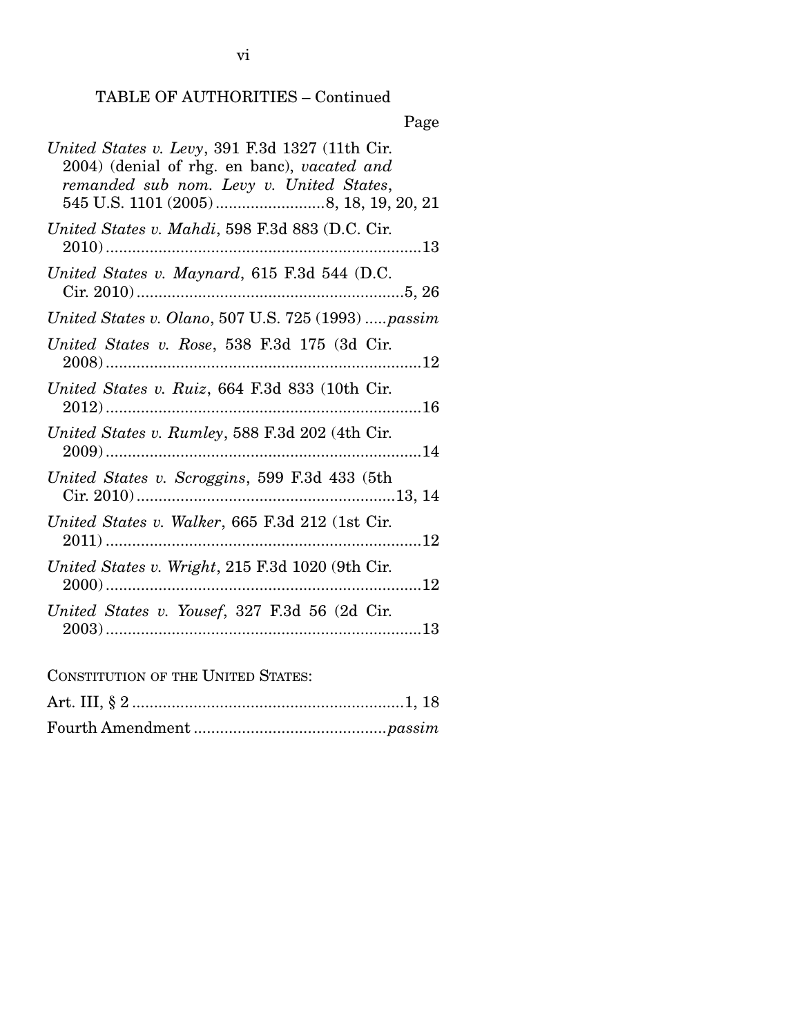TABLE OF AUTHORITIES – Continued

Page

*United States v. Levy*, 391 F.3d 1327 (11th Cir. 2004) (denial of rhg. en banc), *vacated and remanded sub nom. Levy v. United States*, 545 U.S. 1101 (2005) .........................8, 18, 19, 20, 21

*United States v. Mahdi*, 598 F.3d 883 (D.C. Cir. 2010) .........................................................................13

*United States v. Maynard*, 615 F.3d 544 (D.C. Cir. 2010) .............................................................5, 26

*United States v. Olano*, 507 U.S. 725 (1993) .....*passim*

*United States v. Rose*, 538 F.3d 175 (3d Cir. 2008) .........................................................................12

*United States v. Ruiz*, 664 F.3d 833 (10th Cir. 2012) .........................................................................16

*United States v. Rumley*, 588 F.3d 202 (4th Cir. 2009) .........................................................................14

*United States v. Scroggins*, 599 F.3d 433 (5th Cir. 2010) ...........................................................13, 14

*United States v. Walker*, 665 F.3d 212 (1st Cir. 2011) .........................................................................12

*United States v. Wright*, 215 F.3d 1020 (9th Cir. 2000) .........................................................................12

*United States v. Yousef*, 327 F.3d 56 (2d Cir. 2003) .........................................................................13

CONSTITUTION OF THE UNITED STATES:

Art. III, § 2 ..............................................................1, 18

Fourth Amendment ...........................................*passim*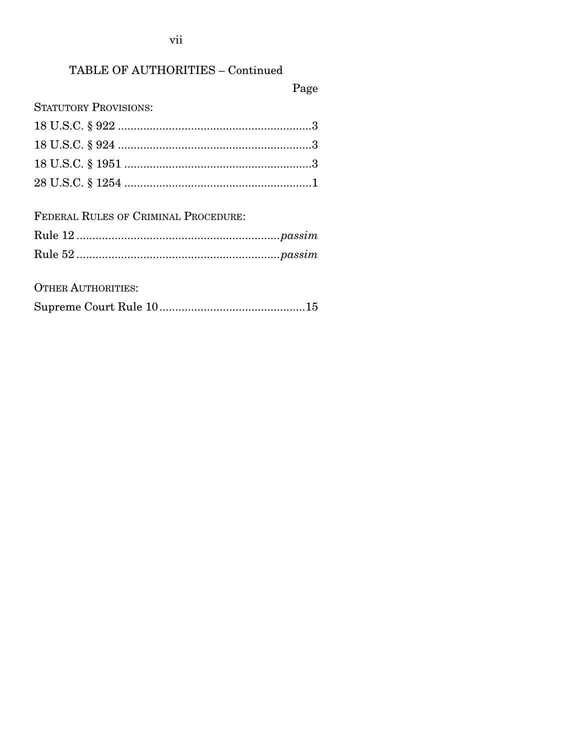TABLE OF AUTHORITIES – Continued

| | Page |
| --- | --- |
| STATUTORY PROVISIONS: | |
| 18 U.S.C. § 922 | 3 |
| 18 U.S.C. § 924 | 3 |
| 18 U.S.C. § 1951 | 3 |
| 28 U.S.C. § 1254 | 1 |
| FEDERAL RULES OF CRIMINAL PROCEDURE: | |
| Rule 12 | *passim* |
| Rule 52 | *passim* |
| OTHER AUTHORITIES: | |
| Supreme Court Rule 10 | 15 |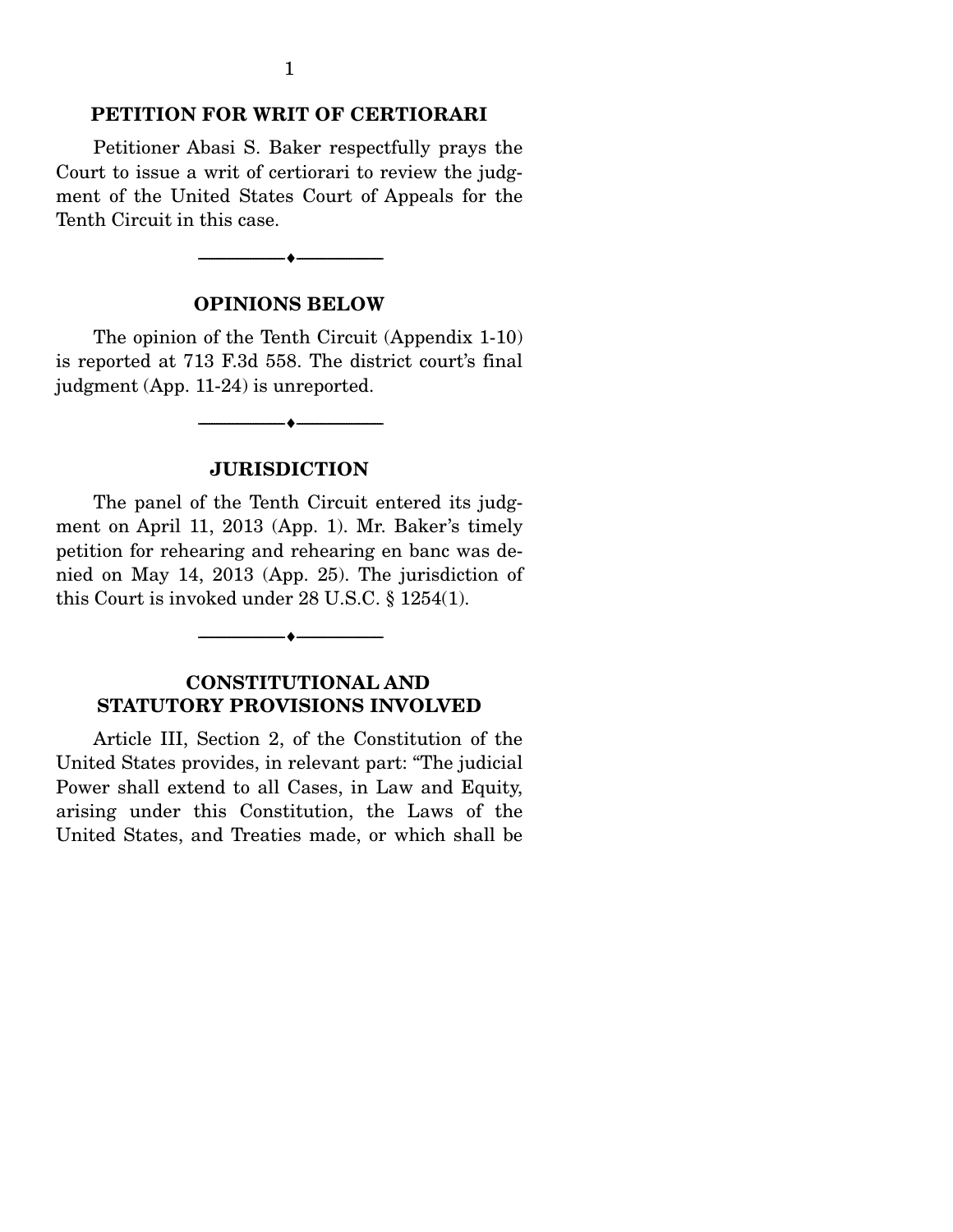## PETITION FOR WRIT OF CERTIORARI

Petitioner Abasi S. Baker respectfully prays the Court to issue a writ of certiorari to review the judgment of the United States Court of Appeals for the Tenth Circuit in this case.

---

## OPINIONS BELOW

The opinion of the Tenth Circuit (Appendix 1-10) is reported at 713 F.3d 558. The district court's final judgment (App. 11-24) is unreported.

---

## JURISDICTION

The panel of the Tenth Circuit entered its judgment on April 11, 2013 (App. 1). Mr. Baker's timely petition for rehearing and rehearing en banc was denied on May 14, 2013 (App. 25). The jurisdiction of this Court is invoked under 28 U.S.C. § 1254(1).

---

## CONSTITUTIONAL AND STATUTORY PROVISIONS INVOLVED

Article III, Section 2, of the Constitution of the United States provides, in relevant part: "The judicial Power shall extend to all Cases, in Law and Equity, arising under this Constitution, the Laws of the United States, and Treaties made, or which shall be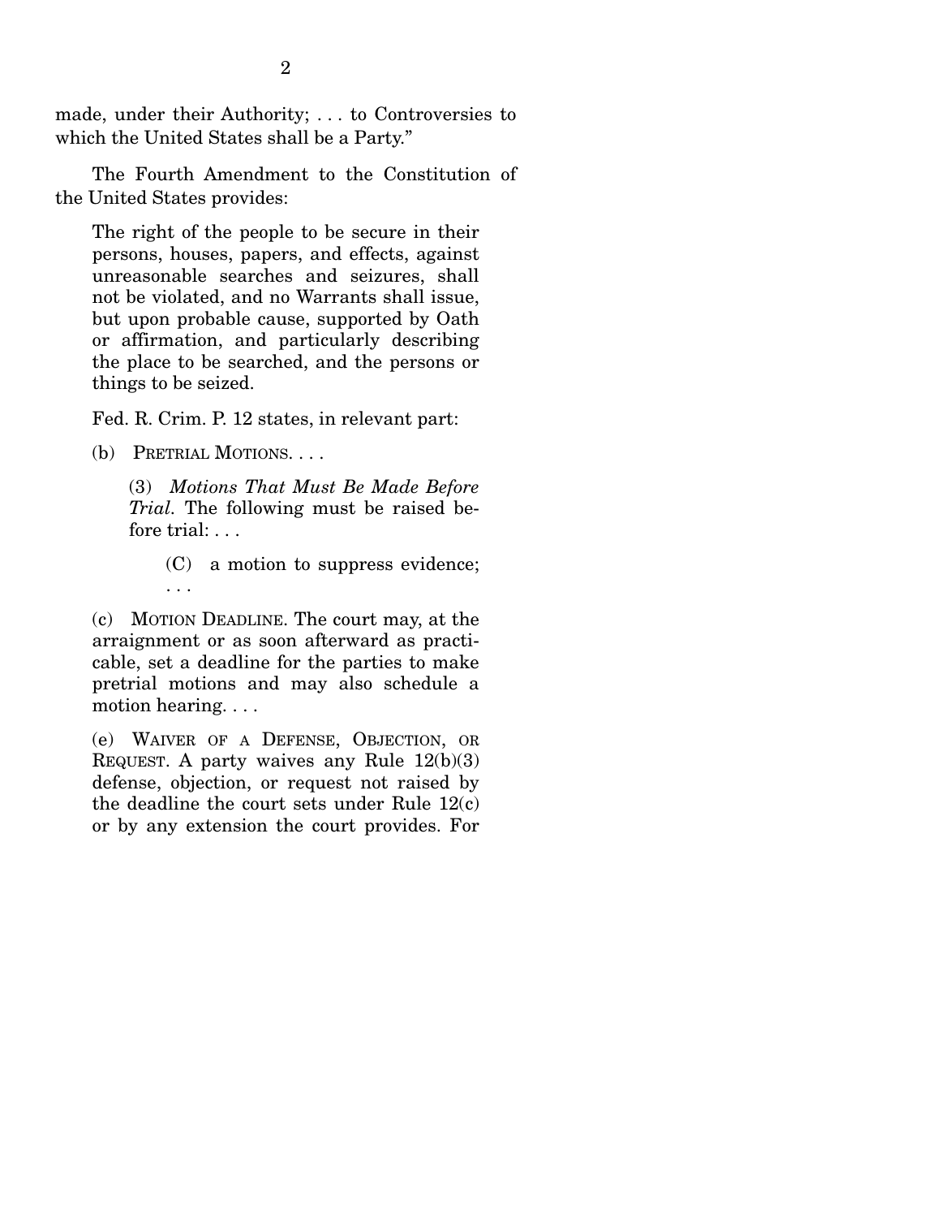made, under their Authority; . . . to Controversies to which the United States shall be a Party."

The Fourth Amendment to the Constitution of the United States provides:

> The right of the people to be secure in their persons, houses, papers, and effects, against unreasonable searches and seizures, shall not be violated, and no Warrants shall issue, but upon probable cause, supported by Oath or affirmation, and particularly describing the place to be searched, and the persons or things to be seized.

Fed. R. Crim. P. 12 states, in relevant part:

> (b) PRETRIAL MOTIONS. . . .
>
> > (3) *Motions That Must Be Made Before Trial*. The following must be raised before trial: . . .
> >
> > > (C) a motion to suppress evidence; . . .
>
> (c) MOTION DEADLINE. The court may, at the arraignment or as soon afterward as practicable, set a deadline for the parties to make pretrial motions and may also schedule a motion hearing. . . .
>
> (e) WAIVER OF A DEFENSE, OBJECTION, OR REQUEST. A party waives any Rule 12(b)(3) defense, objection, or request not raised by the deadline the court sets under Rule 12(c) or by any extension the court provides. For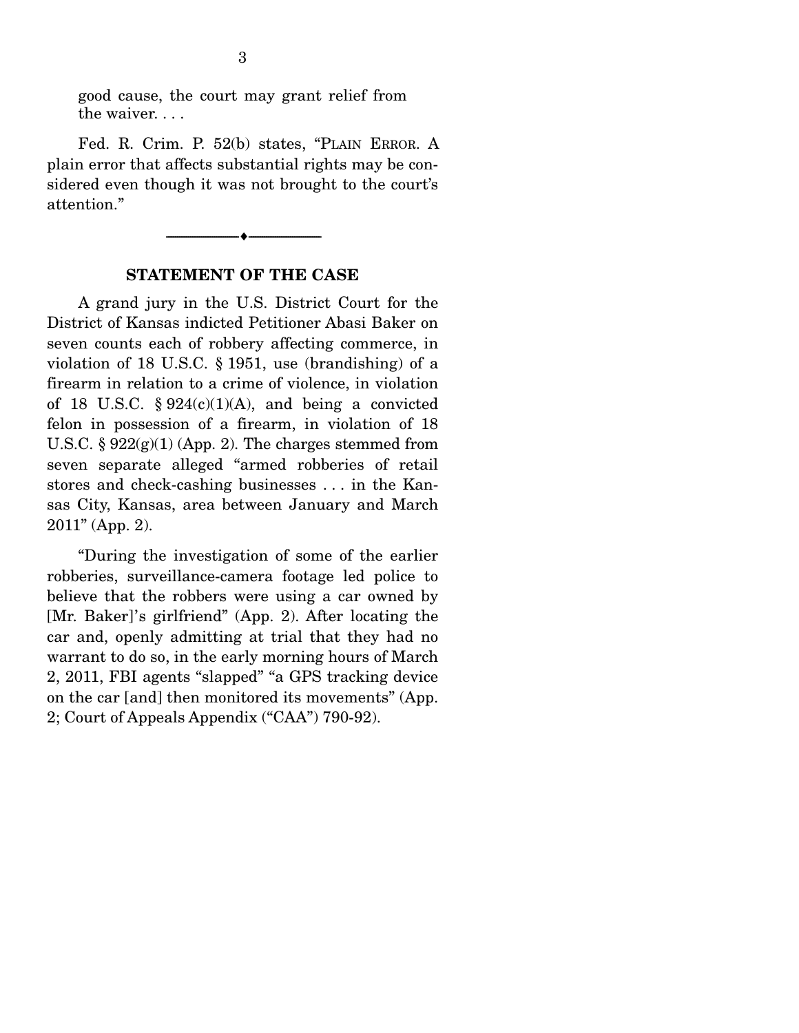good cause, the court may grant relief from the waiver. . . .

Fed. R. Crim. P. 52(b) states, "PLAIN ERROR. A plain error that affects substantial rights may be considered even though it was not brought to the court's attention."

## STATEMENT OF THE CASE

A grand jury in the U.S. District Court for the District of Kansas indicted Petitioner Abasi Baker on seven counts each of robbery affecting commerce, in violation of 18 U.S.C. § 1951, use (brandishing) of a firearm in relation to a crime of violence, in violation of 18 U.S.C. § 924(c)(1)(A), and being a convicted felon in possession of a firearm, in violation of 18 U.S.C. § 922(g)(1) (App. 2). The charges stemmed from seven separate alleged "armed robberies of retail stores and check-cashing businesses . . . in the Kansas City, Kansas, area between January and March 2011" (App. 2).

"During the investigation of some of the earlier robberies, surveillance-camera footage led police to believe that the robbers were using a car owned by [Mr. Baker]'s girlfriend" (App. 2). After locating the car and, openly admitting at trial that they had no warrant to do so, in the early morning hours of March 2, 2011, FBI agents "slapped" "a GPS tracking device on the car [and] then monitored its movements" (App. 2; Court of Appeals Appendix ("CAA") 790-92).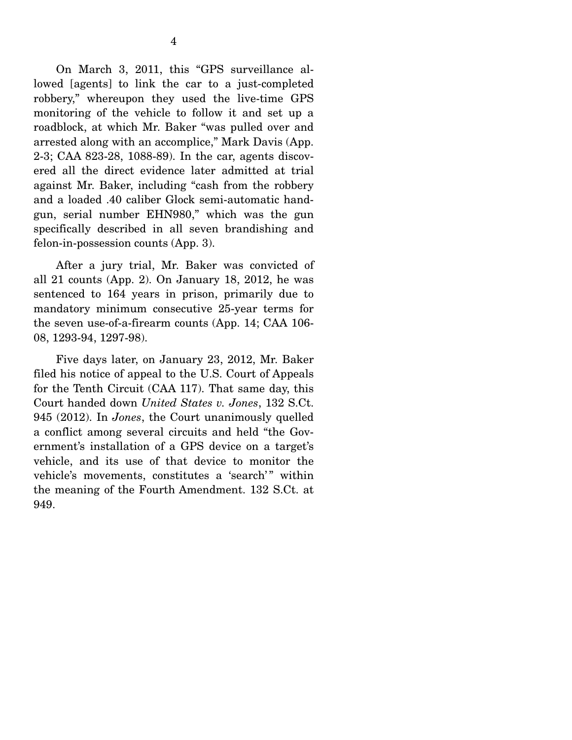On March 3, 2011, this "GPS surveillance allowed [agents] to link the car to a just-completed robbery," whereupon they used the live-time GPS monitoring of the vehicle to follow it and set up a roadblock, at which Mr. Baker "was pulled over and arrested along with an accomplice," Mark Davis (App. 2-3; CAA 823-28, 1088-89). In the car, agents discovered all the direct evidence later admitted at trial against Mr. Baker, including "cash from the robbery and a loaded .40 caliber Glock semi-automatic handgun, serial number EHN980," which was the gun specifically described in all seven brandishing and felon-in-possession counts (App. 3).

After a jury trial, Mr. Baker was convicted of all 21 counts (App. 2). On January 18, 2012, he was sentenced to 164 years in prison, primarily due to mandatory minimum consecutive 25-year terms for the seven use-of-a-firearm counts (App. 14; CAA 106-08, 1293-94, 1297-98).

Five days later, on January 23, 2012, Mr. Baker filed his notice of appeal to the U.S. Court of Appeals for the Tenth Circuit (CAA 117). That same day, this Court handed down *United States v. Jones*, 132 S.Ct. 945 (2012). In *Jones*, the Court unanimously quelled a conflict among several circuits and held "the Government's installation of a GPS device on a target's vehicle, and its use of that device to monitor the vehicle's movements, constitutes a 'search'" within the meaning of the Fourth Amendment. 132 S.Ct. at 949.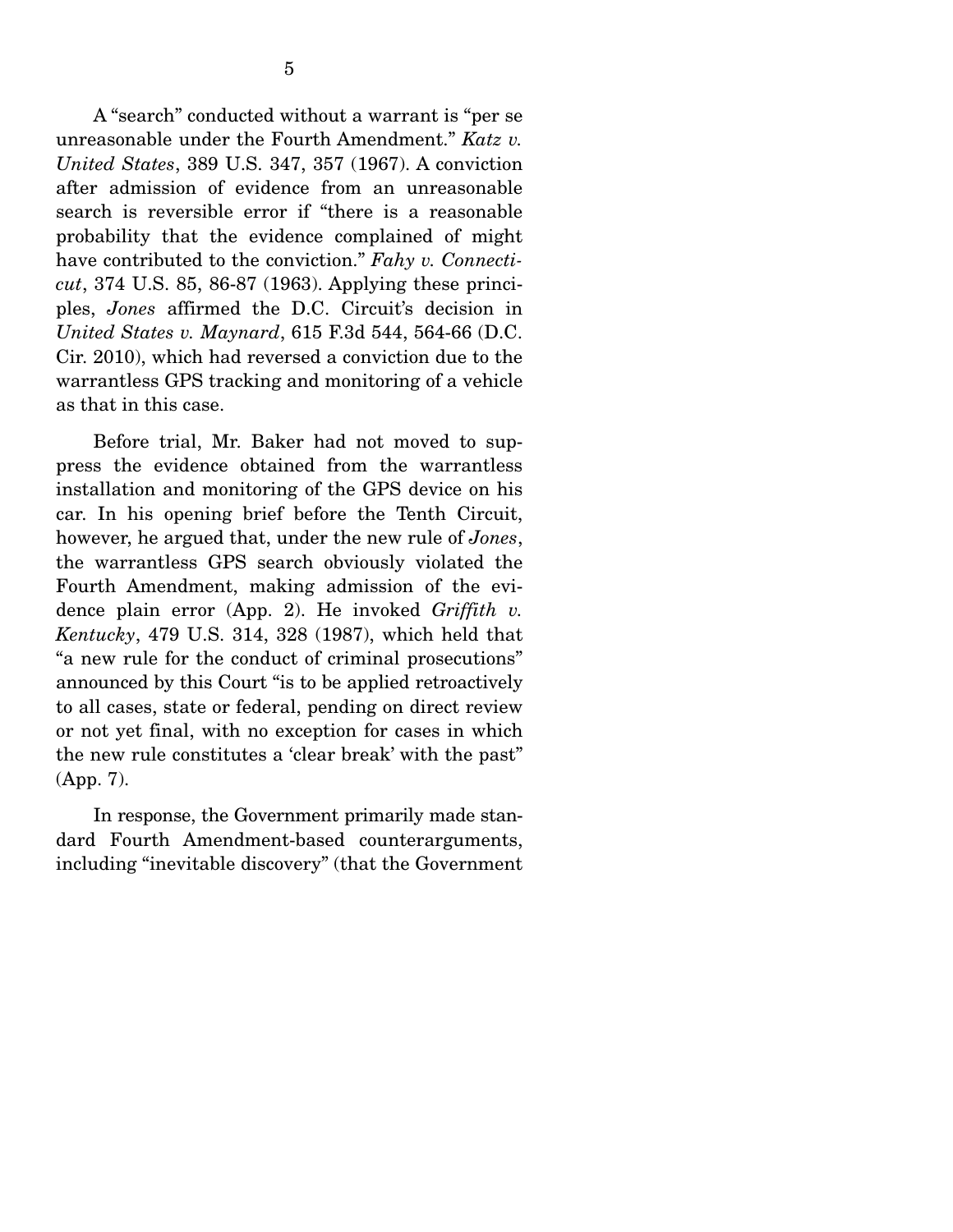A "search" conducted without a warrant is "per se unreasonable under the Fourth Amendment." *Katz v. United States*, 389 U.S. 347, 357 (1967). A conviction after admission of evidence from an unreasonable search is reversible error if "there is a reasonable probability that the evidence complained of might have contributed to the conviction." *Fahy v. Connecticut*, 374 U.S. 85, 86-87 (1963). Applying these principles, *Jones* affirmed the D.C. Circuit's decision in *United States v. Maynard*, 615 F.3d 544, 564-66 (D.C. Cir. 2010), which had reversed a conviction due to the warrantless GPS tracking and monitoring of a vehicle as that in this case.

Before trial, Mr. Baker had not moved to suppress the evidence obtained from the warrantless installation and monitoring of the GPS device on his car. In his opening brief before the Tenth Circuit, however, he argued that, under the new rule of *Jones*, the warrantless GPS search obviously violated the Fourth Amendment, making admission of the evidence plain error (App. 2). He invoked *Griffith v. Kentucky*, 479 U.S. 314, 328 (1987), which held that "a new rule for the conduct of criminal prosecutions" announced by this Court "is to be applied retroactively to all cases, state or federal, pending on direct review or not yet final, with no exception for cases in which the new rule constitutes a 'clear break' with the past" (App. 7).

In response, the Government primarily made standard Fourth Amendment-based counterarguments, including "inevitable discovery" (that the Government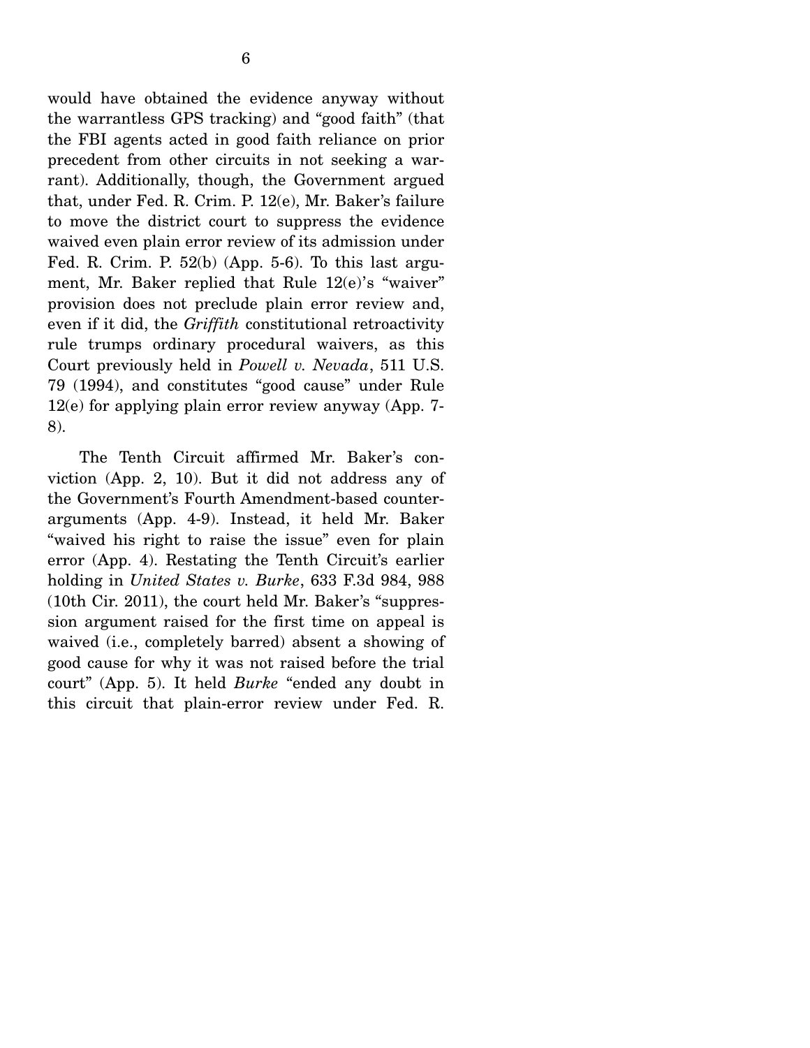would have obtained the evidence anyway without the warrantless GPS tracking) and "good faith" (that the FBI agents acted in good faith reliance on prior precedent from other circuits in not seeking a warrant). Additionally, though, the Government argued that, under Fed. R. Crim. P. 12(e), Mr. Baker's failure to move the district court to suppress the evidence waived even plain error review of its admission under Fed. R. Crim. P. 52(b) (App. 5-6). To this last argument, Mr. Baker replied that Rule 12(e)'s "waiver" provision does not preclude plain error review and, even if it did, the *Griffith* constitutional retroactivity rule trumps ordinary procedural waivers, as this Court previously held in *Powell v. Nevada*, 511 U.S. 79 (1994), and constitutes "good cause" under Rule 12(e) for applying plain error review anyway (App. 7-8).

The Tenth Circuit affirmed Mr. Baker's conviction (App. 2, 10). But it did not address any of the Government's Fourth Amendment-based counterarguments (App. 4-9). Instead, it held Mr. Baker "waived his right to raise the issue" even for plain error (App. 4). Restating the Tenth Circuit's earlier holding in *United States v. Burke*, 633 F.3d 984, 988 (10th Cir. 2011), the court held Mr. Baker's "suppression argument raised for the first time on appeal is waived (i.e., completely barred) absent a showing of good cause for why it was not raised before the trial court" (App. 5). It held *Burke* "ended any doubt in this circuit that plain-error review under Fed. R.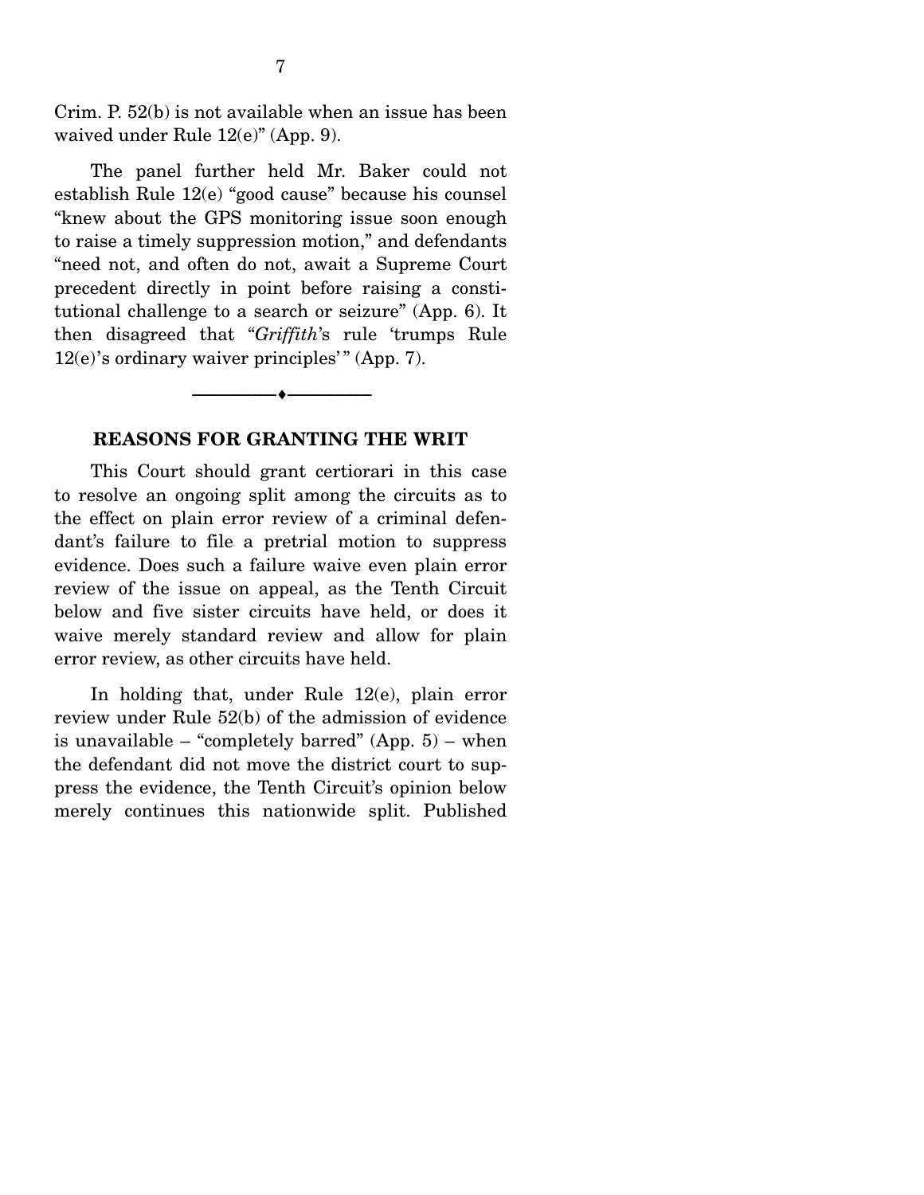Crim. P. 52(b) is not available when an issue has been waived under Rule 12(e)" (App. 9).

The panel further held Mr. Baker could not establish Rule 12(e) "good cause" because his counsel "knew about the GPS monitoring issue soon enough to raise a timely suppression motion," and defendants "need not, and often do not, await a Supreme Court precedent directly in point before raising a constitutional challenge to a search or seizure" (App. 6). It then disagreed that "*Griffith*'s rule 'trumps Rule 12(e)'s ordinary waiver principles'" (App. 7).

---

## REASONS FOR GRANTING THE WRIT

This Court should grant certiorari in this case to resolve an ongoing split among the circuits as to the effect on plain error review of a criminal defendant's failure to file a pretrial motion to suppress evidence. Does such a failure waive even plain error review of the issue on appeal, as the Tenth Circuit below and five sister circuits have held, or does it waive merely standard review and allow for plain error review, as other circuits have held.

In holding that, under Rule 12(e), plain error review under Rule 52(b) of the admission of evidence is unavailable – "completely barred" (App. 5) – when the defendant did not move the district court to suppress the evidence, the Tenth Circuit's opinion below merely continues this nationwide split. Published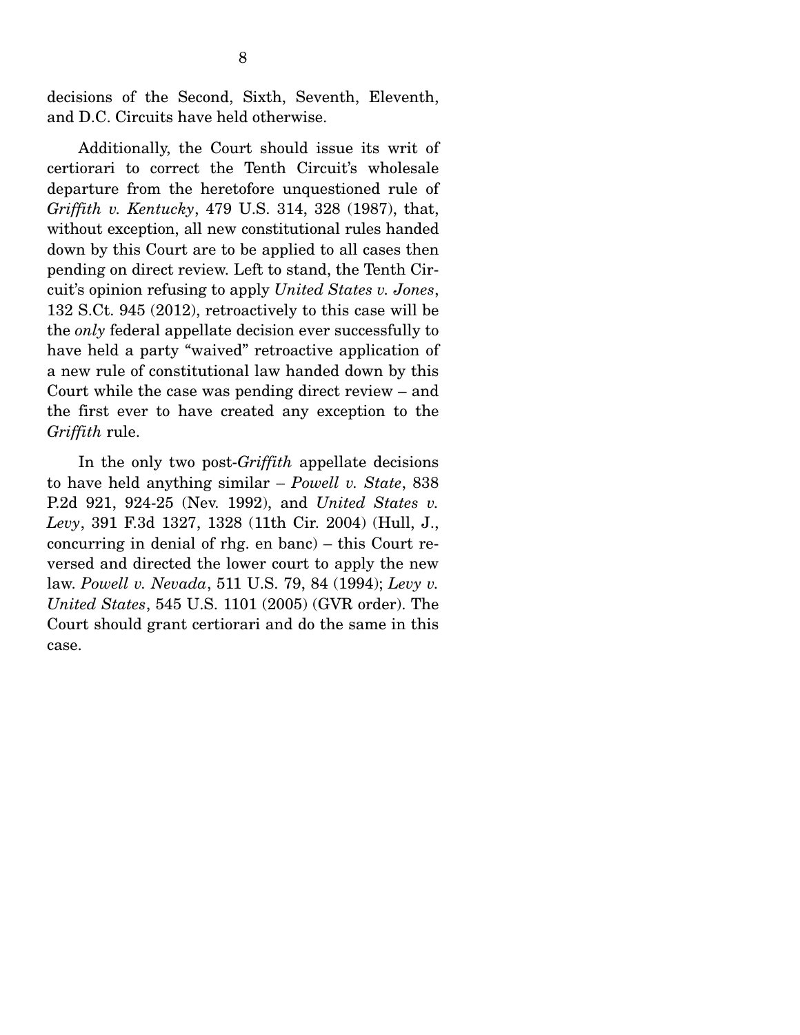decisions of the Second, Sixth, Seventh, Eleventh, and D.C. Circuits have held otherwise.

Additionally, the Court should issue its writ of certiorari to correct the Tenth Circuit's wholesale departure from the heretofore unquestioned rule of *Griffith v. Kentucky*, 479 U.S. 314, 328 (1987), that, without exception, all new constitutional rules handed down by this Court are to be applied to all cases then pending on direct review. Left to stand, the Tenth Circuit's opinion refusing to apply *United States v. Jones*, 132 S.Ct. 945 (2012), retroactively to this case will be the *only* federal appellate decision ever successfully to have held a party "waived" retroactive application of a new rule of constitutional law handed down by this Court while the case was pending direct review – and the first ever to have created any exception to the *Griffith* rule.

In the only two post-*Griffith* appellate decisions to have held anything similar – *Powell v. State*, 838 P.2d 921, 924-25 (Nev. 1992), and *United States v. Levy*, 391 F.3d 1327, 1328 (11th Cir. 2004) (Hull, J., concurring in denial of rhg. en banc) – this Court reversed and directed the lower court to apply the new law. *Powell v. Nevada*, 511 U.S. 79, 84 (1994); *Levy v. United States*, 545 U.S. 1101 (2005) (GVR order). The Court should grant certiorari and do the same in this case.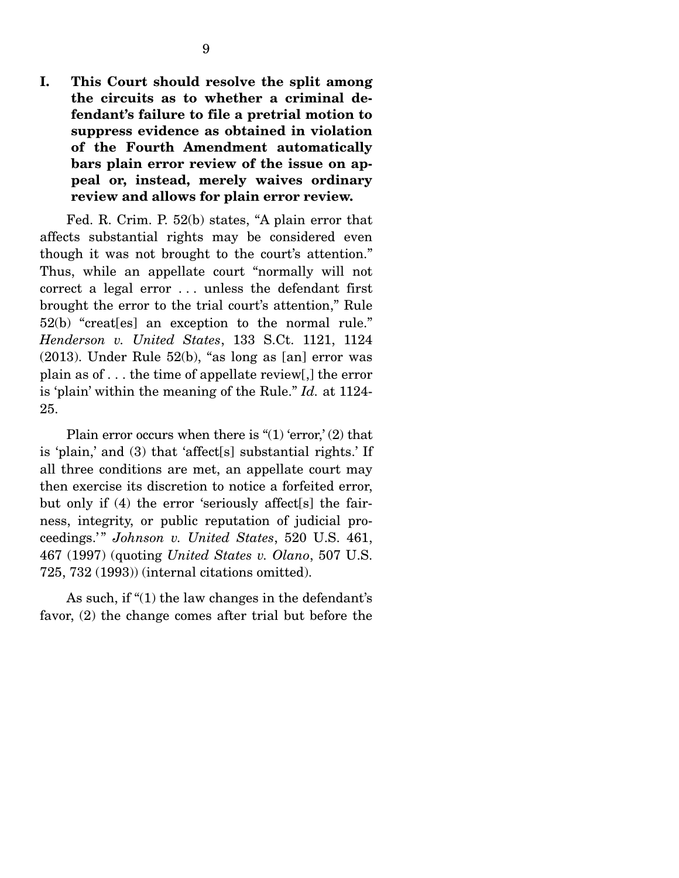## I. This Court should resolve the split among the circuits as to whether a criminal defendant's failure to file a pretrial motion to suppress evidence as obtained in violation of the Fourth Amendment automatically bars plain error review of the issue on appeal or, instead, merely waives ordinary review and allows for plain error review.

Fed. R. Crim. P. 52(b) states, "A plain error that affects substantial rights may be considered even though it was not brought to the court's attention." Thus, while an appellate court "normally will not correct a legal error . . . unless the defendant first brought the error to the trial court's attention," Rule 52(b) "creat[es] an exception to the normal rule." *Henderson v. United States*, 133 S.Ct. 1121, 1124 (2013). Under Rule 52(b), "as long as [an] error was plain as of . . . the time of appellate review[,] the error is 'plain' within the meaning of the Rule." *Id.* at 1124-25.

Plain error occurs when there is "(1) 'error,' (2) that is 'plain,' and (3) that 'affect[s] substantial rights.' If all three conditions are met, an appellate court may then exercise its discretion to notice a forfeited error, but only if (4) the error 'seriously affect[s] the fairness, integrity, or public reputation of judicial proceedings.'" *Johnson v. United States*, 520 U.S. 461, 467 (1997) (quoting *United States v. Olano*, 507 U.S. 725, 732 (1993)) (internal citations omitted).

As such, if "(1) the law changes in the defendant's favor, (2) the change comes after trial but before the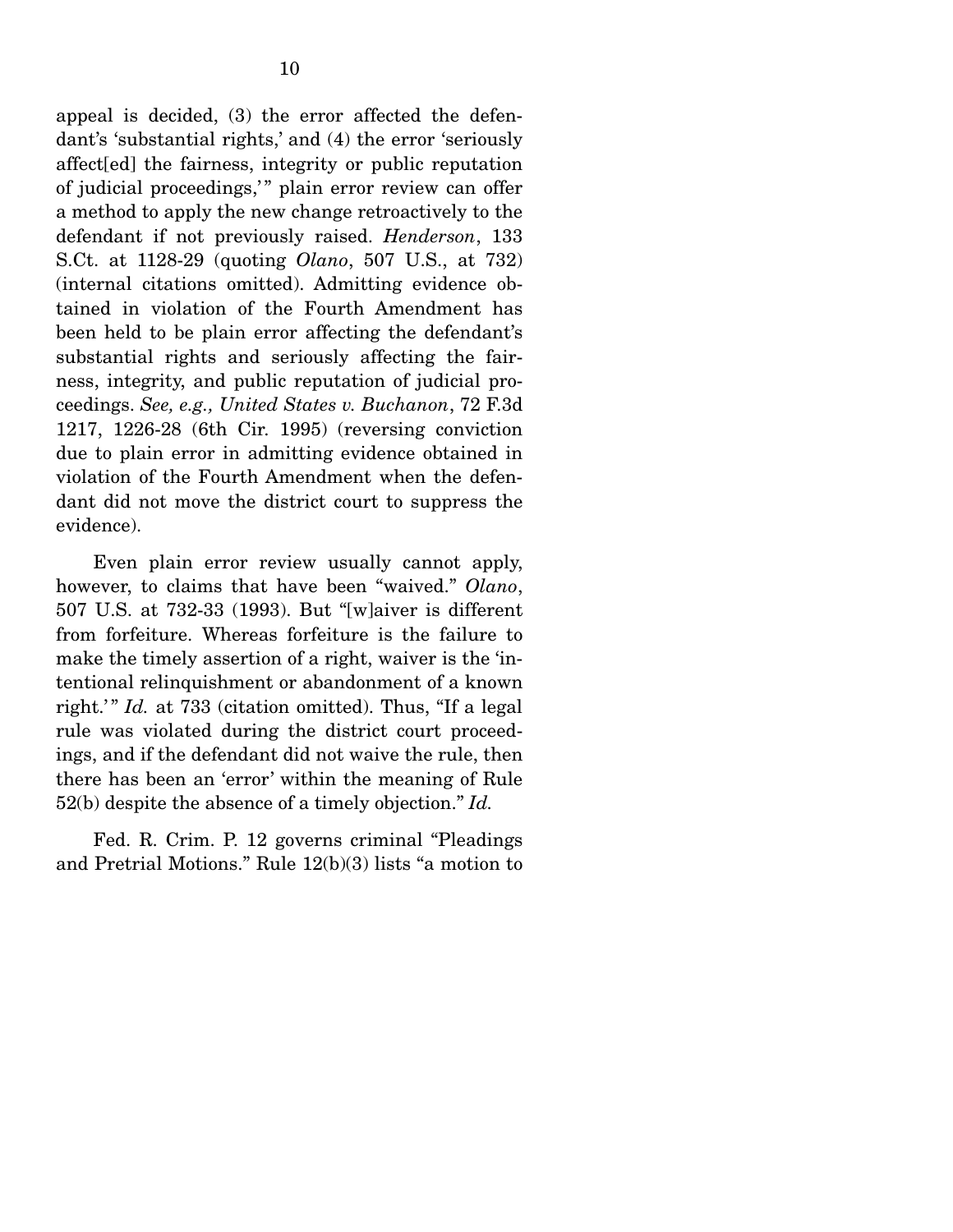appeal is decided, (3) the error affected the defendant's 'substantial rights,' and (4) the error 'seriously affect[ed] the fairness, integrity or public reputation of judicial proceedings,'" plain error review can offer a method to apply the new change retroactively to the defendant if not previously raised. *Henderson*, 133 S.Ct. at 1128-29 (quoting *Olano*, 507 U.S., at 732) (internal citations omitted). Admitting evidence obtained in violation of the Fourth Amendment has been held to be plain error affecting the defendant's substantial rights and seriously affecting the fairness, integrity, and public reputation of judicial proceedings. *See, e.g., United States v. Buchanon*, 72 F.3d 1217, 1226-28 (6th Cir. 1995) (reversing conviction due to plain error in admitting evidence obtained in violation of the Fourth Amendment when the defendant did not move the district court to suppress the evidence).

Even plain error review usually cannot apply, however, to claims that have been "waived." *Olano*, 507 U.S. at 732-33 (1993). But "[w]aiver is different from forfeiture. Whereas forfeiture is the failure to make the timely assertion of a right, waiver is the 'intentional relinquishment or abandonment of a known right.'" *Id.* at 733 (citation omitted). Thus, "If a legal rule was violated during the district court proceedings, and if the defendant did not waive the rule, then there has been an 'error' within the meaning of Rule 52(b) despite the absence of a timely objection." *Id.*

Fed. R. Crim. P. 12 governs criminal "Pleadings and Pretrial Motions." Rule 12(b)(3) lists "a motion to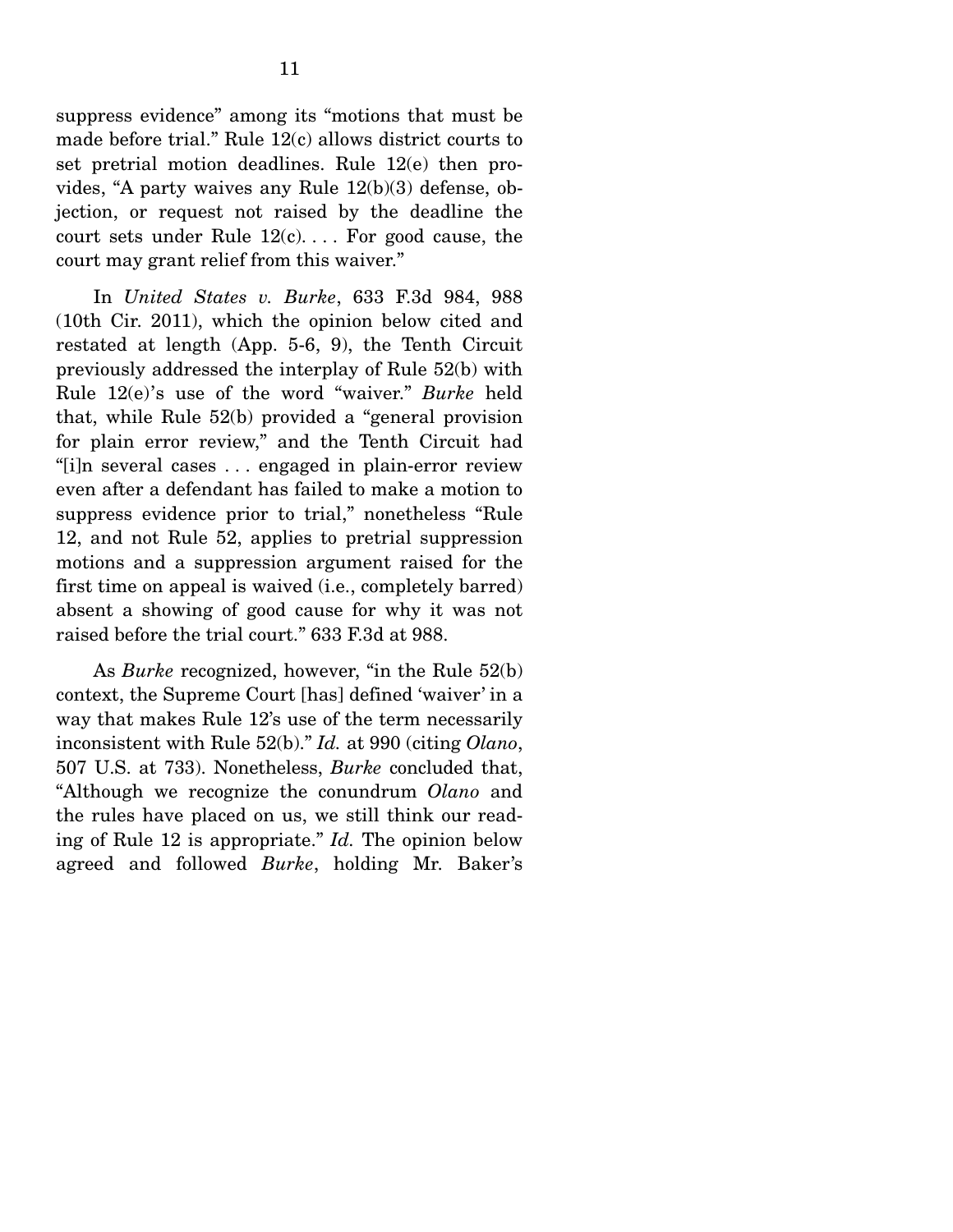suppress evidence" among its "motions that must be made before trial." Rule 12(c) allows district courts to set pretrial motion deadlines. Rule 12(e) then provides, "A party waives any Rule 12(b)(3) defense, objection, or request not raised by the deadline the court sets under Rule 12(c). . . . For good cause, the court may grant relief from this waiver."

In *United States v. Burke*, 633 F.3d 984, 988 (10th Cir. 2011), which the opinion below cited and restated at length (App. 5-6, 9), the Tenth Circuit previously addressed the interplay of Rule 52(b) with Rule 12(e)'s use of the word "waiver." *Burke* held that, while Rule 52(b) provided a "general provision for plain error review," and the Tenth Circuit had "[i]n several cases . . . engaged in plain-error review even after a defendant has failed to make a motion to suppress evidence prior to trial," nonetheless "Rule 12, and not Rule 52, applies to pretrial suppression motions and a suppression argument raised for the first time on appeal is waived (i.e., completely barred) absent a showing of good cause for why it was not raised before the trial court." 633 F.3d at 988.

As *Burke* recognized, however, "in the Rule 52(b) context, the Supreme Court [has] defined 'waiver' in a way that makes Rule 12's use of the term necessarily inconsistent with Rule 52(b)." *Id.* at 990 (citing *Olano*, 507 U.S. at 733). Nonetheless, *Burke* concluded that, "Although we recognize the conundrum *Olano* and the rules have placed on us, we still think our reading of Rule 12 is appropriate." *Id.* The opinion below agreed and followed *Burke*, holding Mr. Baker's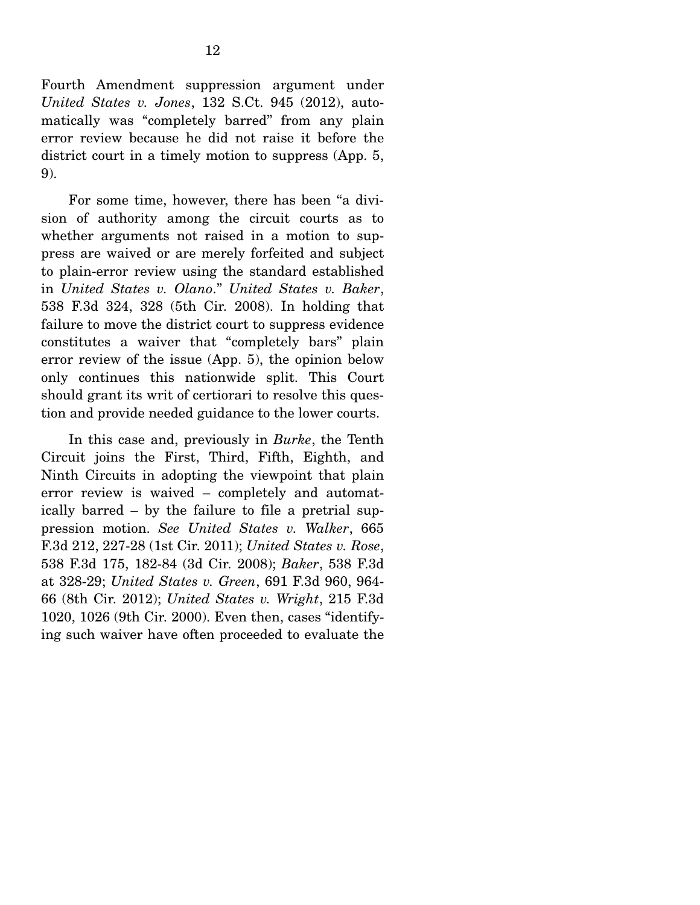Fourth Amendment suppression argument under *United States v. Jones*, 132 S.Ct. 945 (2012), automatically was "completely barred" from any plain error review because he did not raise it before the district court in a timely motion to suppress (App. 5, 9).

For some time, however, there has been "a division of authority among the circuit courts as to whether arguments not raised in a motion to suppress are waived or are merely forfeited and subject to plain-error review using the standard established in *United States v. Olano*." *United States v. Baker*, 538 F.3d 324, 328 (5th Cir. 2008). In holding that failure to move the district court to suppress evidence constitutes a waiver that "completely bars" plain error review of the issue (App. 5), the opinion below only continues this nationwide split. This Court should grant its writ of certiorari to resolve this question and provide needed guidance to the lower courts.

In this case and, previously in *Burke*, the Tenth Circuit joins the First, Third, Fifth, Eighth, and Ninth Circuits in adopting the viewpoint that plain error review is waived – completely and automatically barred – by the failure to file a pretrial suppression motion. *See United States v. Walker*, 665 F.3d 212, 227-28 (1st Cir. 2011); *United States v. Rose*, 538 F.3d 175, 182-84 (3d Cir. 2008); *Baker*, 538 F.3d at 328-29; *United States v. Green*, 691 F.3d 960, 964-66 (8th Cir. 2012); *United States v. Wright*, 215 F.3d 1020, 1026 (9th Cir. 2000). Even then, cases "identifying such waiver have often proceeded to evaluate the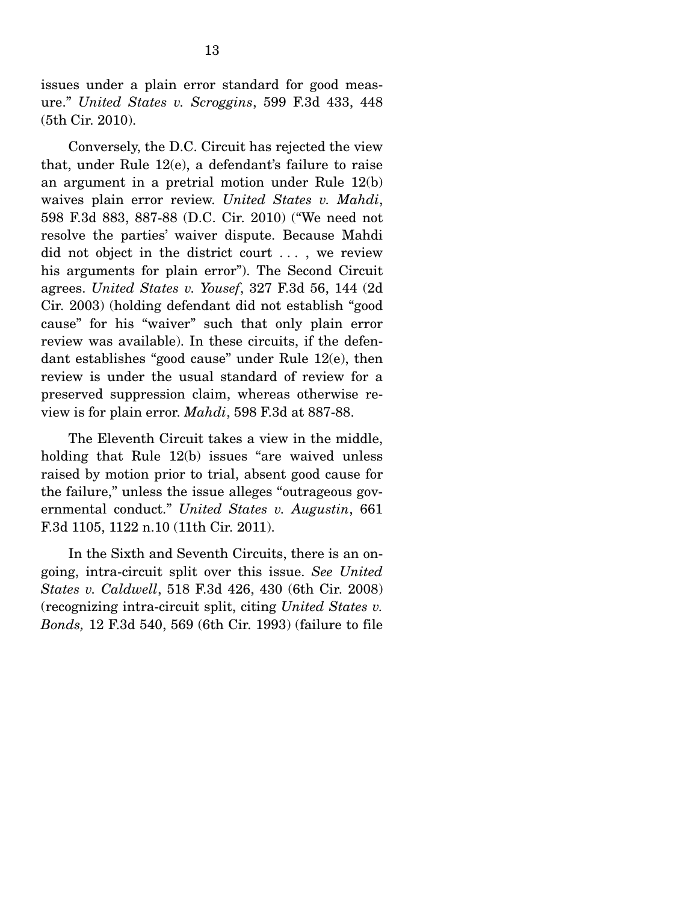issues under a plain error standard for good measure." *United States v. Scroggins*, 599 F.3d 433, 448 (5th Cir. 2010).

Conversely, the D.C. Circuit has rejected the view that, under Rule 12(e), a defendant's failure to raise an argument in a pretrial motion under Rule 12(b) waives plain error review. *United States v. Mahdi*, 598 F.3d 883, 887-88 (D.C. Cir. 2010) ("We need not resolve the parties' waiver dispute. Because Mahdi did not object in the district court . . . , we review his arguments for plain error"). The Second Circuit agrees. *United States v. Yousef*, 327 F.3d 56, 144 (2d Cir. 2003) (holding defendant did not establish "good cause" for his "waiver" such that only plain error review was available). In these circuits, if the defendant establishes "good cause" under Rule 12(e), then review is under the usual standard of review for a preserved suppression claim, whereas otherwise review is for plain error. *Mahdi*, 598 F.3d at 887-88.

The Eleventh Circuit takes a view in the middle, holding that Rule 12(b) issues "are waived unless raised by motion prior to trial, absent good cause for the failure," unless the issue alleges "outrageous governmental conduct." *United States v. Augustin*, 661 F.3d 1105, 1122 n.10 (11th Cir. 2011).

In the Sixth and Seventh Circuits, there is an ongoing, intra-circuit split over this issue. *See United States v. Caldwell*, 518 F.3d 426, 430 (6th Cir. 2008) (recognizing intra-circuit split, citing *United States v. Bonds,* 12 F.3d 540, 569 (6th Cir. 1993) (failure to file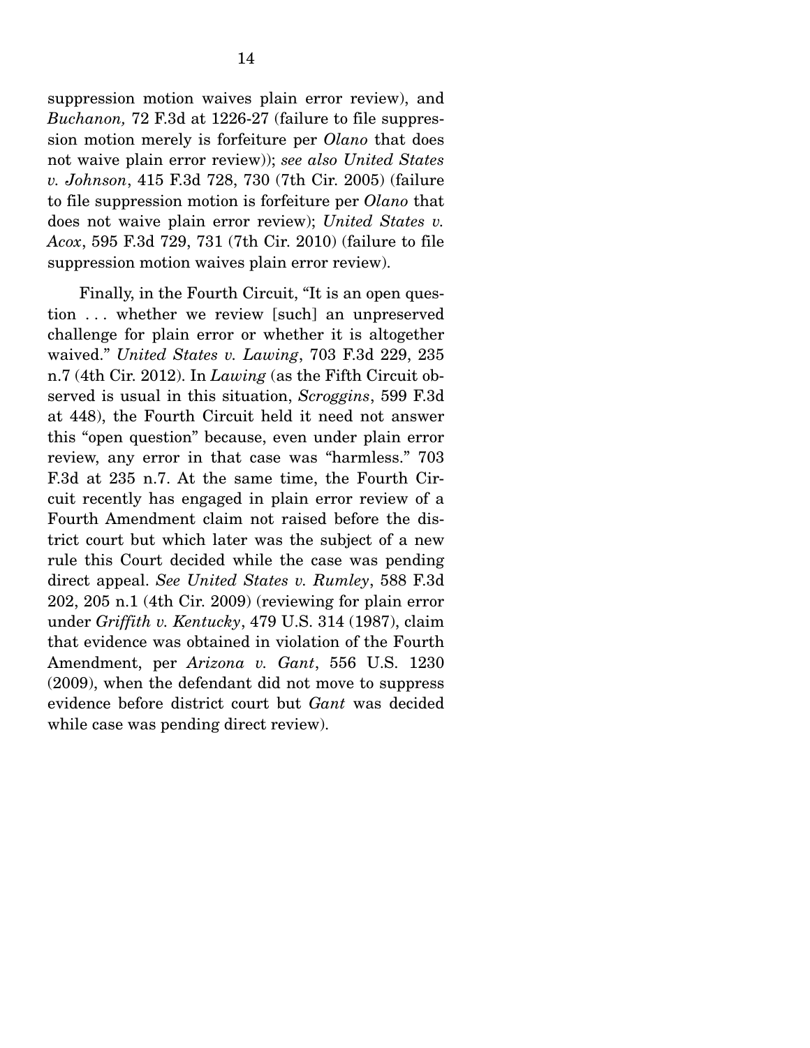suppression motion waives plain error review), and *Buchanon,* 72 F.3d at 1226-27 (failure to file suppression motion merely is forfeiture per *Olano* that does not waive plain error review)); *see also United States v. Johnson*, 415 F.3d 728, 730 (7th Cir. 2005) (failure to file suppression motion is forfeiture per *Olano* that does not waive plain error review); *United States v. Acox*, 595 F.3d 729, 731 (7th Cir. 2010) (failure to file suppression motion waives plain error review).

Finally, in the Fourth Circuit, "It is an open question . . . whether we review [such] an unpreserved challenge for plain error or whether it is altogether waived." *United States v. Lawing*, 703 F.3d 229, 235 n.7 (4th Cir. 2012). In *Lawing* (as the Fifth Circuit observed is usual in this situation, *Scroggins*, 599 F.3d at 448), the Fourth Circuit held it need not answer this "open question" because, even under plain error review, any error in that case was "harmless." 703 F.3d at 235 n.7. At the same time, the Fourth Circuit recently has engaged in plain error review of a Fourth Amendment claim not raised before the district court but which later was the subject of a new rule this Court decided while the case was pending direct appeal. *See United States v. Rumley*, 588 F.3d 202, 205 n.1 (4th Cir. 2009) (reviewing for plain error under *Griffith v. Kentucky*, 479 U.S. 314 (1987), claim that evidence was obtained in violation of the Fourth Amendment, per *Arizona v. Gant*, 556 U.S. 1230 (2009), when the defendant did not move to suppress evidence before district court but *Gant* was decided while case was pending direct review).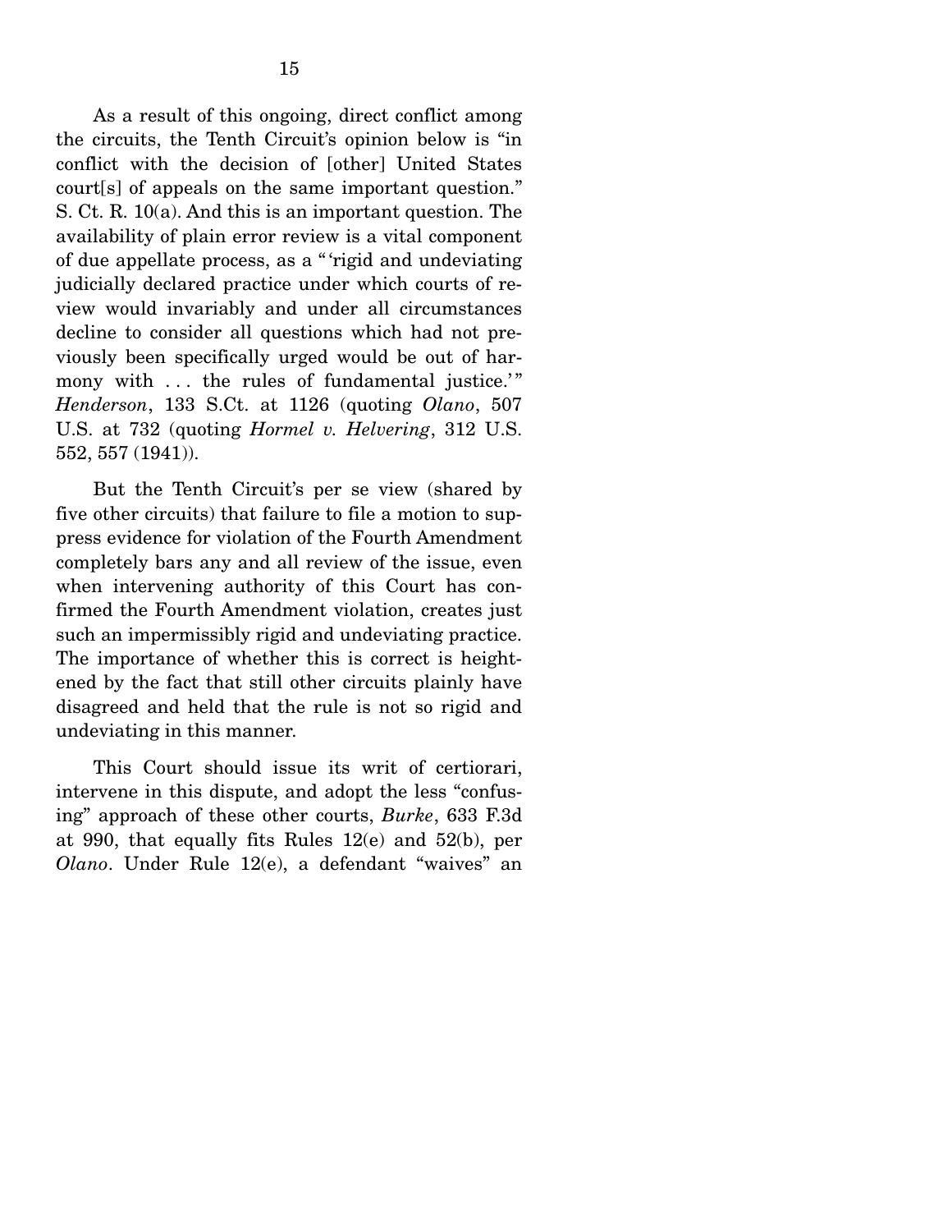As a result of this ongoing, direct conflict among the circuits, the Tenth Circuit's opinion below is "in conflict with the decision of [other] United States court[s] of appeals on the same important question." S. Ct. R. 10(a). And this is an important question. The availability of plain error review is a vital component of due appellate process, as a "'rigid and undeviating judicially declared practice under which courts of review would invariably and under all circumstances decline to consider all questions which had not previously been specifically urged would be out of harmony with . . . the rules of fundamental justice.'" *Henderson*, 133 S.Ct. at 1126 (quoting *Olano*, 507 U.S. at 732 (quoting *Hormel v. Helvering*, 312 U.S. 552, 557 (1941)).

But the Tenth Circuit's per se view (shared by five other circuits) that failure to file a motion to suppress evidence for violation of the Fourth Amendment completely bars any and all review of the issue, even when intervening authority of this Court has confirmed the Fourth Amendment violation, creates just such an impermissibly rigid and undeviating practice. The importance of whether this is correct is heightened by the fact that still other circuits plainly have disagreed and held that the rule is not so rigid and undeviating in this manner.

This Court should issue its writ of certiorari, intervene in this dispute, and adopt the less "confusing" approach of these other courts, *Burke*, 633 F.3d at 990, that equally fits Rules 12(e) and 52(b), per *Olano*. Under Rule 12(e), a defendant "waives" an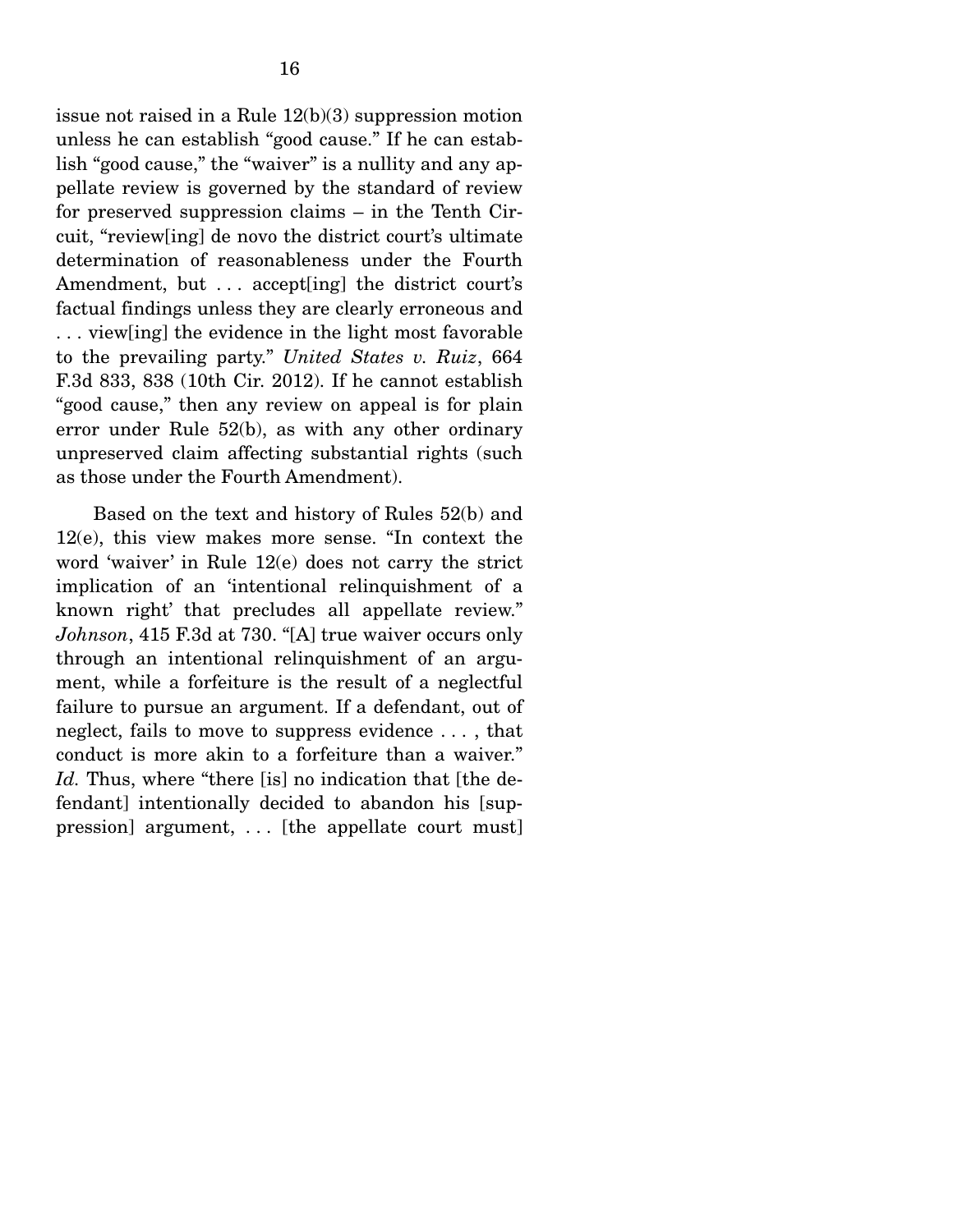issue not raised in a Rule 12(b)(3) suppression motion unless he can establish "good cause." If he can establish "good cause," the "waiver" is a nullity and any appellate review is governed by the standard of review for preserved suppression claims – in the Tenth Circuit, "review[ing] de novo the district court's ultimate determination of reasonableness under the Fourth Amendment, but . . . accept[ing] the district court's factual findings unless they are clearly erroneous and . . . view[ing] the evidence in the light most favorable to the prevailing party." *United States v. Ruiz*, 664 F.3d 833, 838 (10th Cir. 2012). If he cannot establish "good cause," then any review on appeal is for plain error under Rule 52(b), as with any other ordinary unpreserved claim affecting substantial rights (such as those under the Fourth Amendment).

Based on the text and history of Rules 52(b) and 12(e), this view makes more sense. "In context the word 'waiver' in Rule 12(e) does not carry the strict implication of an 'intentional relinquishment of a known right' that precludes all appellate review." *Johnson*, 415 F.3d at 730. "[A] true waiver occurs only through an intentional relinquishment of an argument, while a forfeiture is the result of a neglectful failure to pursue an argument. If a defendant, out of neglect, fails to move to suppress evidence . . . , that conduct is more akin to a forfeiture than a waiver." *Id.* Thus, where "there [is] no indication that [the defendant] intentionally decided to abandon his [suppression] argument, . . . [the appellate court must]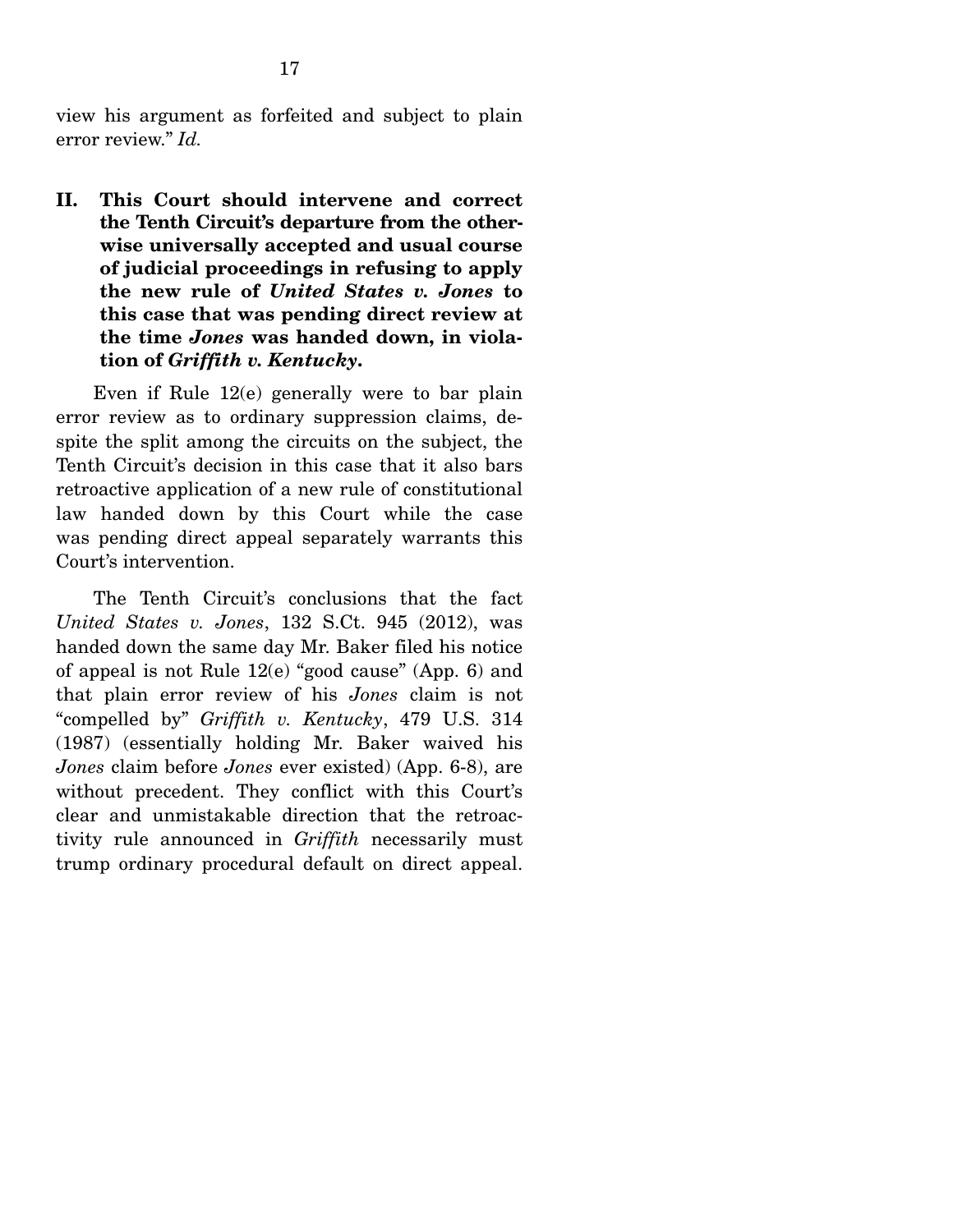view his argument as forfeited and subject to plain error review." *Id.*

## II. This Court should intervene and correct the Tenth Circuit's departure from the otherwise universally accepted and usual course of judicial proceedings in refusing to apply the new rule of *United States v. Jones* to this case that was pending direct review at the time *Jones* was handed down, in violation of *Griffith v. Kentucky*.

Even if Rule 12(e) generally were to bar plain error review as to ordinary suppression claims, despite the split among the circuits on the subject, the Tenth Circuit's decision in this case that it also bars retroactive application of a new rule of constitutional law handed down by this Court while the case was pending direct appeal separately warrants this Court's intervention.

The Tenth Circuit's conclusions that the fact *United States v. Jones*, 132 S.Ct. 945 (2012), was handed down the same day Mr. Baker filed his notice of appeal is not Rule 12(e) "good cause" (App. 6) and that plain error review of his *Jones* claim is not "compelled by" *Griffith v. Kentucky*, 479 U.S. 314 (1987) (essentially holding Mr. Baker waived his *Jones* claim before *Jones* ever existed) (App. 6-8), are without precedent. They conflict with this Court's clear and unmistakable direction that the retroactivity rule announced in *Griffith* necessarily must trump ordinary procedural default on direct appeal.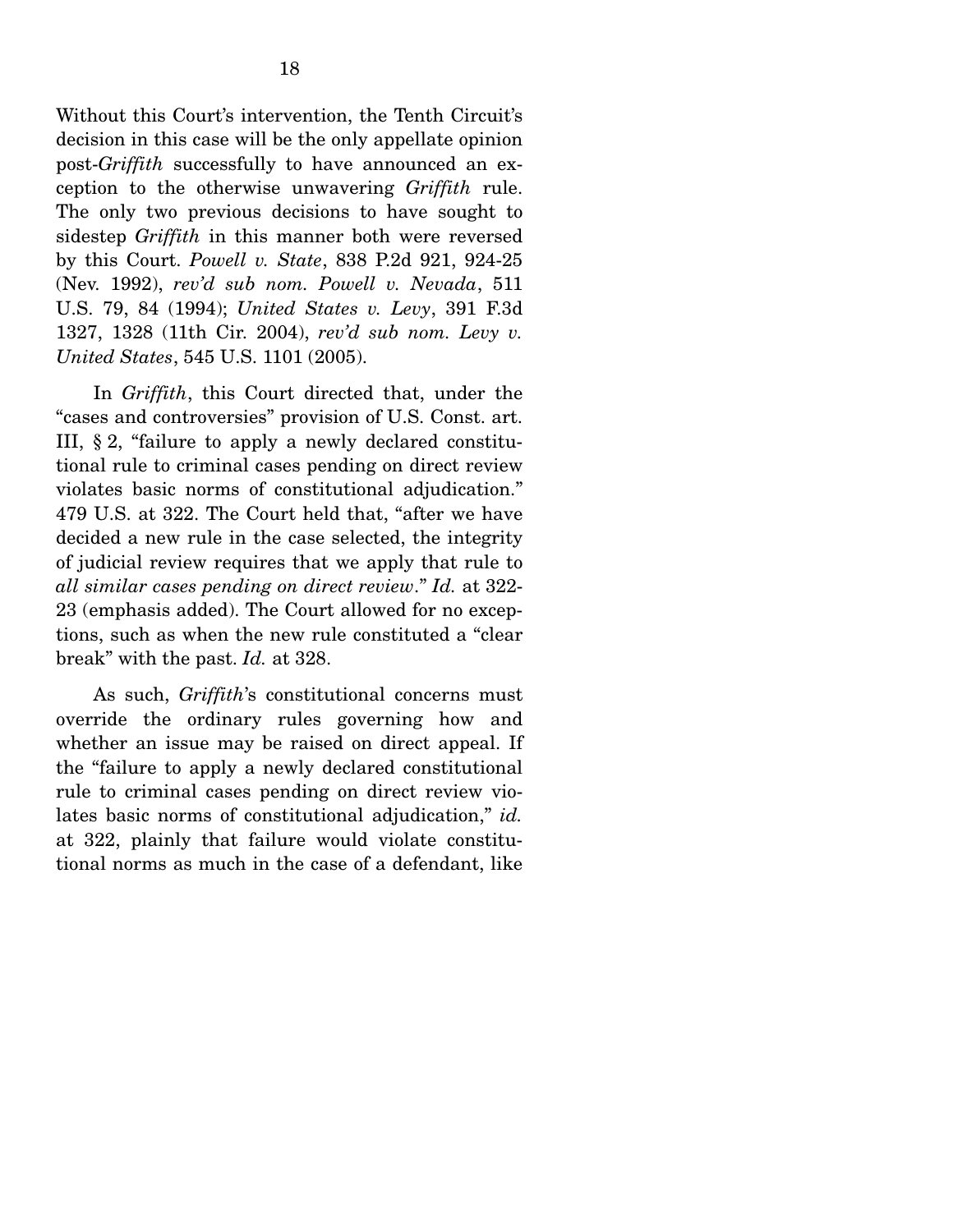Without this Court's intervention, the Tenth Circuit's decision in this case will be the only appellate opinion post-*Griffith* successfully to have announced an exception to the otherwise unwavering *Griffith* rule. The only two previous decisions to have sought to sidestep *Griffith* in this manner both were reversed by this Court. *Powell v. State*, 838 P.2d 921, 924-25 (Nev. 1992), *rev'd sub nom. Powell v. Nevada*, 511 U.S. 79, 84 (1994); *United States v. Levy*, 391 F.3d 1327, 1328 (11th Cir. 2004), *rev'd sub nom. Levy v. United States*, 545 U.S. 1101 (2005).

In *Griffith*, this Court directed that, under the "cases and controversies" provision of U.S. Const. art. III, § 2, "failure to apply a newly declared constitutional rule to criminal cases pending on direct review violates basic norms of constitutional adjudication." 479 U.S. at 322. The Court held that, "after we have decided a new rule in the case selected, the integrity of judicial review requires that we apply that rule to *all similar cases pending on direct review*." *Id.* at 322-23 (emphasis added). The Court allowed for no exceptions, such as when the new rule constituted a "clear break" with the past. *Id.* at 328.

As such, *Griffith*'s constitutional concerns must override the ordinary rules governing how and whether an issue may be raised on direct appeal. If the "failure to apply a newly declared constitutional rule to criminal cases pending on direct review violates basic norms of constitutional adjudication," *id.* at 322, plainly that failure would violate constitutional norms as much in the case of a defendant, like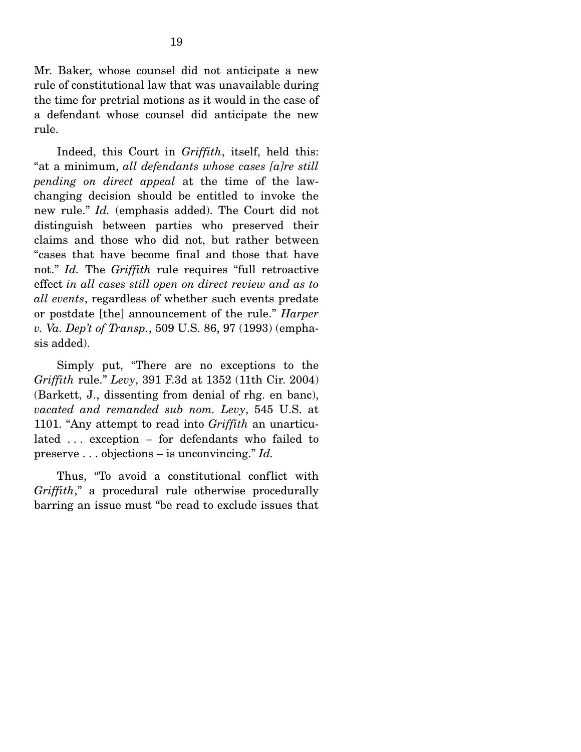Mr. Baker, whose counsel did not anticipate a new rule of constitutional law that was unavailable during the time for pretrial motions as it would in the case of a defendant whose counsel did anticipate the new rule.

Indeed, this Court in *Griffith*, itself, held this: "at a minimum, *all defendants whose cases [a]re still pending on direct appeal* at the time of the law-changing decision should be entitled to invoke the new rule." *Id.* (emphasis added). The Court did not distinguish between parties who preserved their claims and those who did not, but rather between "cases that have become final and those that have not." *Id.* The *Griffith* rule requires "full retroactive effect *in all cases still open on direct review and as to all events*, regardless of whether such events predate or postdate [the] announcement of the rule." *Harper v. Va. Dep't of Transp.*, 509 U.S. 86, 97 (1993) (emphasis added).

Simply put, "There are no exceptions to the *Griffith* rule." *Levy*, 391 F.3d at 1352 (11th Cir. 2004) (Barkett, J., dissenting from denial of rhg. en banc), *vacated and remanded sub nom. Levy*, 545 U.S. at 1101. "Any attempt to read into *Griffith* an unarticulated . . . exception – for defendants who failed to preserve . . . objections – is unconvincing." *Id.*

Thus, "To avoid a constitutional conflict with *Griffith*," a procedural rule otherwise procedurally barring an issue must "be read to exclude issues that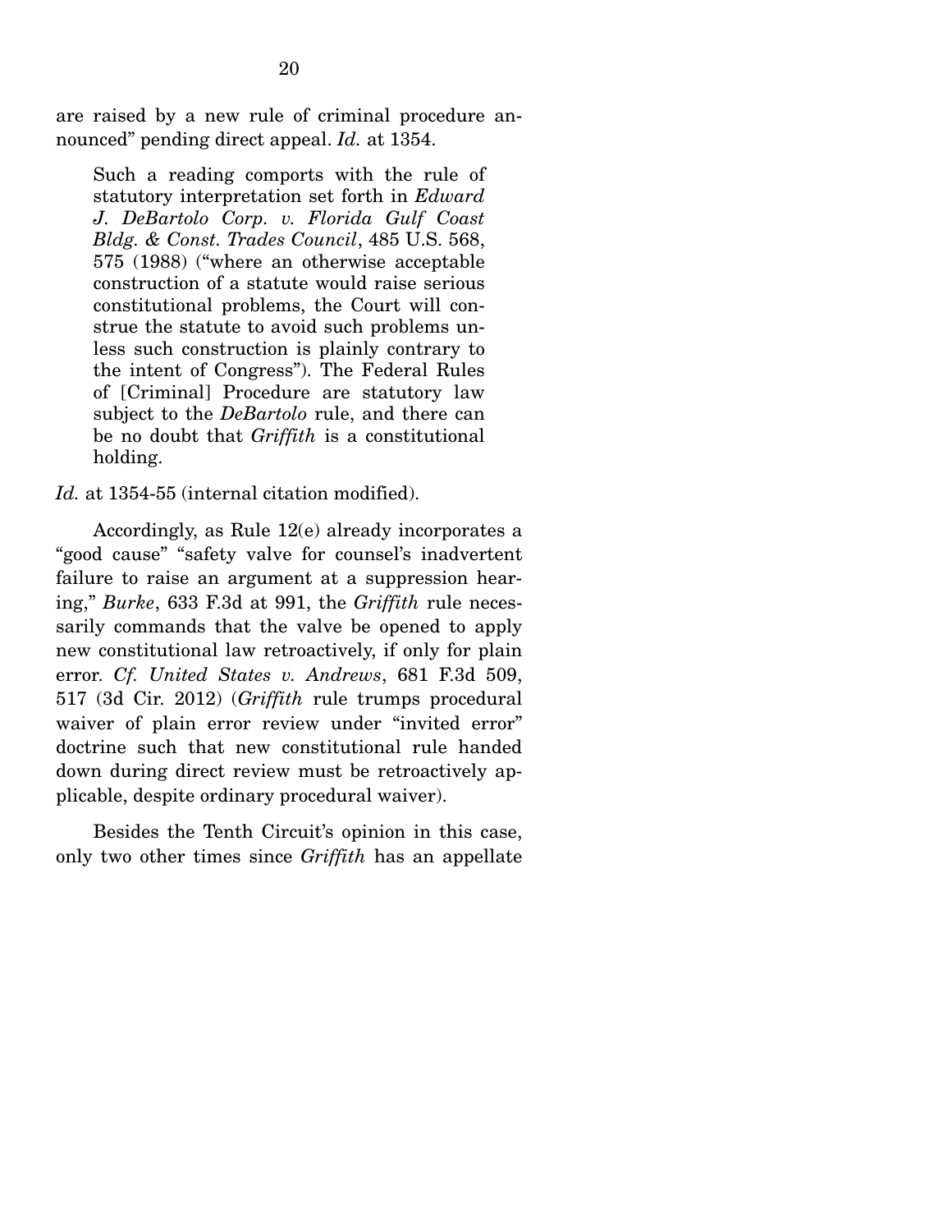are raised by a new rule of criminal procedure announced" pending direct appeal. *Id.* at 1354.

> Such a reading comports with the rule of statutory interpretation set forth in *Edward J. DeBartolo Corp. v. Florida Gulf Coast Bldg. & Const. Trades Council*, 485 U.S. 568, 575 (1988) ("where an otherwise acceptable construction of a statute would raise serious constitutional problems, the Court will construe the statute to avoid such problems unless such construction is plainly contrary to the intent of Congress"). The Federal Rules of [Criminal] Procedure are statutory law subject to the *DeBartolo* rule, and there can be no doubt that *Griffith* is a constitutional holding.

*Id.* at 1354-55 (internal citation modified).

Accordingly, as Rule 12(e) already incorporates a "good cause" "safety valve for counsel's inadvertent failure to raise an argument at a suppression hearing," *Burke*, 633 F.3d at 991, the *Griffith* rule necessarily commands that the valve be opened to apply new constitutional law retroactively, if only for plain error. *Cf. United States v. Andrews*, 681 F.3d 509, 517 (3d Cir. 2012) (*Griffith* rule trumps procedural waiver of plain error review under "invited error" doctrine such that new constitutional rule handed down during direct review must be retroactively applicable, despite ordinary procedural waiver).

Besides the Tenth Circuit's opinion in this case, only two other times since *Griffith* has an appellate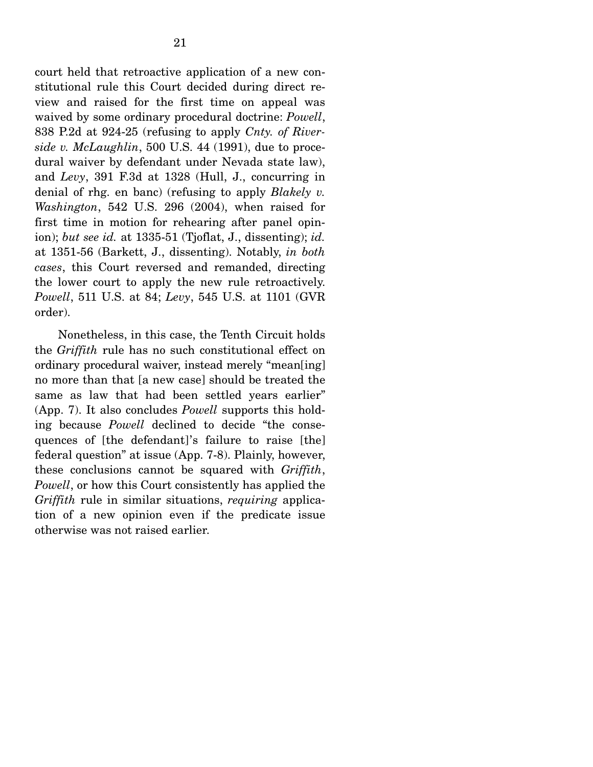court held that retroactive application of a new constitutional rule this Court decided during direct review and raised for the first time on appeal was waived by some ordinary procedural doctrine: *Powell*, 838 P.2d at 924-25 (refusing to apply *Cnty. of Riverside v. McLaughlin*, 500 U.S. 44 (1991), due to procedural waiver by defendant under Nevada state law), and *Levy*, 391 F.3d at 1328 (Hull, J., concurring in denial of rhg. en banc) (refusing to apply *Blakely v. Washington*, 542 U.S. 296 (2004), when raised for first time in motion for rehearing after panel opinion); *but see id.* at 1335-51 (Tjoflat, J., dissenting); *id.* at 1351-56 (Barkett, J., dissenting). Notably, *in both cases*, this Court reversed and remanded, directing the lower court to apply the new rule retroactively. *Powell*, 511 U.S. at 84; *Levy*, 545 U.S. at 1101 (GVR order).

Nonetheless, in this case, the Tenth Circuit holds the *Griffith* rule has no such constitutional effect on ordinary procedural waiver, instead merely "mean[ing] no more than that [a new case] should be treated the same as law that had been settled years earlier" (App. 7). It also concludes *Powell* supports this holding because *Powell* declined to decide "the consequences of [the defendant]'s failure to raise [the] federal question" at issue (App. 7-8). Plainly, however, these conclusions cannot be squared with *Griffith*, *Powell*, or how this Court consistently has applied the *Griffith* rule in similar situations, *requiring* application of a new opinion even if the predicate issue otherwise was not raised earlier.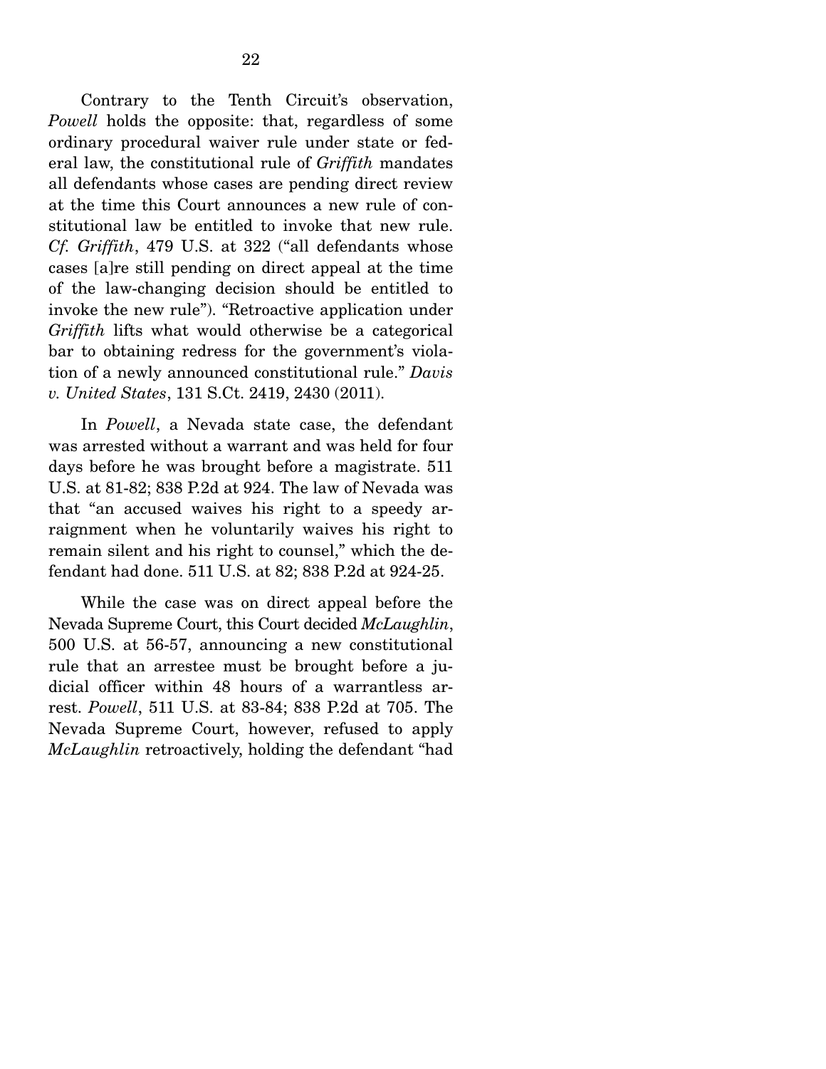Contrary to the Tenth Circuit's observation, *Powell* holds the opposite: that, regardless of some ordinary procedural waiver rule under state or federal law, the constitutional rule of *Griffith* mandates all defendants whose cases are pending direct review at the time this Court announces a new rule of constitutional law be entitled to invoke that new rule. *Cf. Griffith*, 479 U.S. at 322 ("all defendants whose cases [a]re still pending on direct appeal at the time of the law-changing decision should be entitled to invoke the new rule"). "Retroactive application under *Griffith* lifts what would otherwise be a categorical bar to obtaining redress for the government's violation of a newly announced constitutional rule." *Davis v. United States*, 131 S.Ct. 2419, 2430 (2011).

In *Powell*, a Nevada state case, the defendant was arrested without a warrant and was held for four days before he was brought before a magistrate. 511 U.S. at 81-82; 838 P.2d at 924. The law of Nevada was that "an accused waives his right to a speedy arraignment when he voluntarily waives his right to remain silent and his right to counsel," which the defendant had done. 511 U.S. at 82; 838 P.2d at 924-25.

While the case was on direct appeal before the Nevada Supreme Court, this Court decided *McLaughlin*, 500 U.S. at 56-57, announcing a new constitutional rule that an arrestee must be brought before a judicial officer within 48 hours of a warrantless arrest. *Powell*, 511 U.S. at 83-84; 838 P.2d at 705. The Nevada Supreme Court, however, refused to apply *McLaughlin* retroactively, holding the defendant "had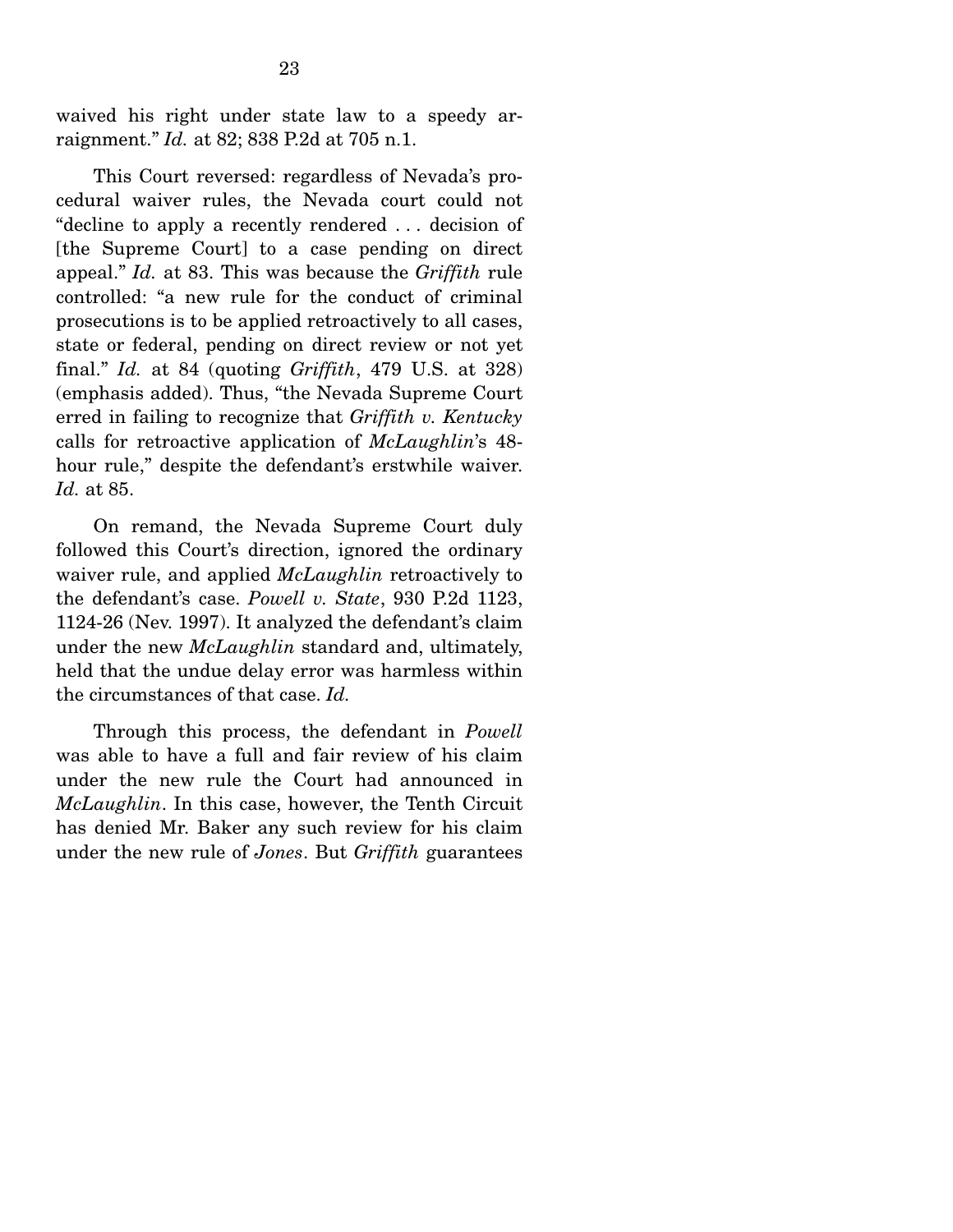waived his right under state law to a speedy arraignment." *Id.* at 82; 838 P.2d at 705 n.1.

This Court reversed: regardless of Nevada's procedural waiver rules, the Nevada court could not "decline to apply a recently rendered . . . decision of [the Supreme Court] to a case pending on direct appeal." *Id.* at 83. This was because the *Griffith* rule controlled: "a new rule for the conduct of criminal prosecutions is to be applied retroactively to all cases, state or federal, pending on direct review or not yet final." *Id.* at 84 (quoting *Griffith*, 479 U.S. at 328) (emphasis added). Thus, "the Nevada Supreme Court erred in failing to recognize that *Griffith v. Kentucky* calls for retroactive application of *McLaughlin*'s 48-hour rule," despite the defendant's erstwhile waiver. *Id.* at 85.

On remand, the Nevada Supreme Court duly followed this Court's direction, ignored the ordinary waiver rule, and applied *McLaughlin* retroactively to the defendant's case. *Powell v. State*, 930 P.2d 1123, 1124-26 (Nev. 1997). It analyzed the defendant's claim under the new *McLaughlin* standard and, ultimately, held that the undue delay error was harmless within the circumstances of that case. *Id.*

Through this process, the defendant in *Powell* was able to have a full and fair review of his claim under the new rule the Court had announced in *McLaughlin*. In this case, however, the Tenth Circuit has denied Mr. Baker any such review for his claim under the new rule of *Jones*. But *Griffith* guarantees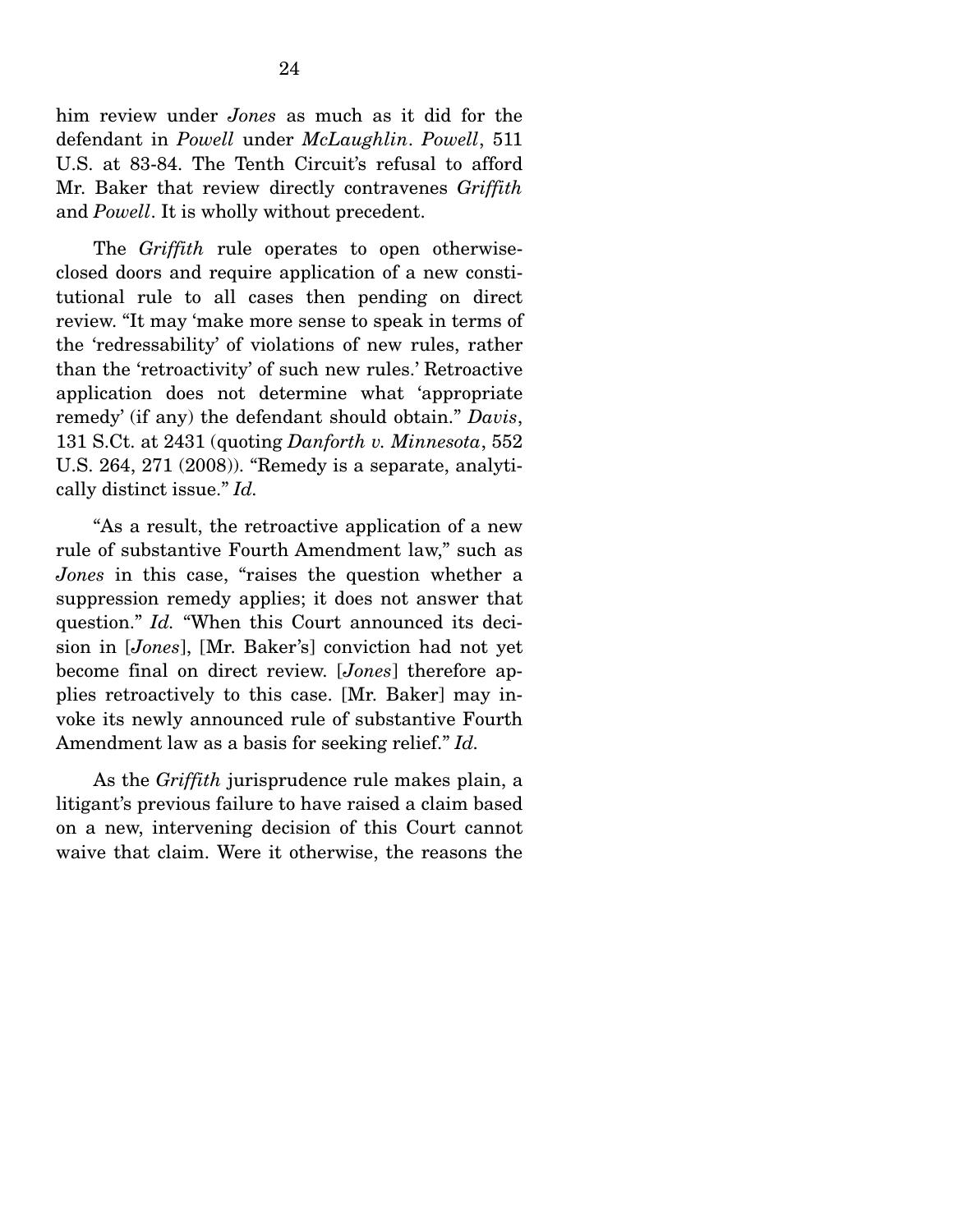him review under *Jones* as much as it did for the defendant in *Powell* under *McLaughlin*. *Powell*, 511 U.S. at 83-84. The Tenth Circuit's refusal to afford Mr. Baker that review directly contravenes *Griffith* and *Powell*. It is wholly without precedent.

The *Griffith* rule operates to open otherwise-closed doors and require application of a new constitutional rule to all cases then pending on direct review. "It may 'make more sense to speak in terms of the 'redressability' of violations of new rules, rather than the 'retroactivity' of such new rules.' Retroactive application does not determine what 'appropriate remedy' (if any) the defendant should obtain." *Davis*, 131 S.Ct. at 2431 (quoting *Danforth v. Minnesota*, 552 U.S. 264, 271 (2008)). "Remedy is a separate, analytically distinct issue." *Id.*

"As a result, the retroactive application of a new rule of substantive Fourth Amendment law," such as *Jones* in this case, "raises the question whether a suppression remedy applies; it does not answer that question." *Id.* "When this Court announced its decision in [*Jones*], [Mr. Baker's] conviction had not yet become final on direct review. [*Jones*] therefore applies retroactively to this case. [Mr. Baker] may invoke its newly announced rule of substantive Fourth Amendment law as a basis for seeking relief." *Id.*

As the *Griffith* jurisprudence rule makes plain, a litigant's previous failure to have raised a claim based on a new, intervening decision of this Court cannot waive that claim. Were it otherwise, the reasons the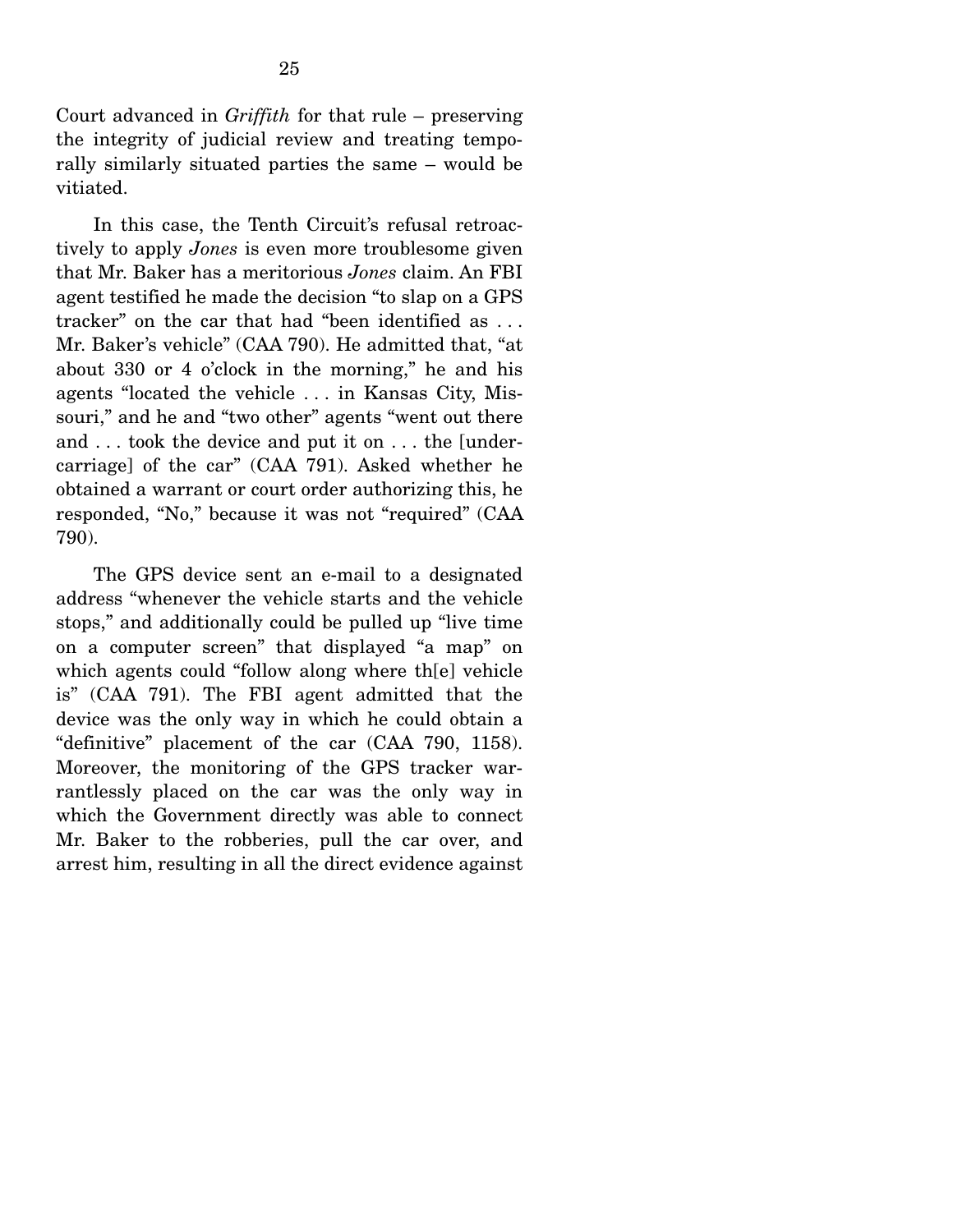Court advanced in *Griffith* for that rule – preserving the integrity of judicial review and treating temporally similarly situated parties the same – would be vitiated.

In this case, the Tenth Circuit's refusal retroactively to apply *Jones* is even more troublesome given that Mr. Baker has a meritorious *Jones* claim. An FBI agent testified he made the decision "to slap on a GPS tracker" on the car that had "been identified as . . . Mr. Baker's vehicle" (CAA 790). He admitted that, "at about 330 or 4 o'clock in the morning," he and his agents "located the vehicle . . . in Kansas City, Missouri," and he and "two other" agents "went out there and . . . took the device and put it on . . . the [undercarriage] of the car" (CAA 791). Asked whether he obtained a warrant or court order authorizing this, he responded, "No," because it was not "required" (CAA 790).

The GPS device sent an e-mail to a designated address "whenever the vehicle starts and the vehicle stops," and additionally could be pulled up "live time on a computer screen" that displayed "a map" on which agents could "follow along where th[e] vehicle is" (CAA 791). The FBI agent admitted that the device was the only way in which he could obtain a "definitive" placement of the car (CAA 790, 1158). Moreover, the monitoring of the GPS tracker warrantlessly placed on the car was the only way in which the Government directly was able to connect Mr. Baker to the robberies, pull the car over, and arrest him, resulting in all the direct evidence against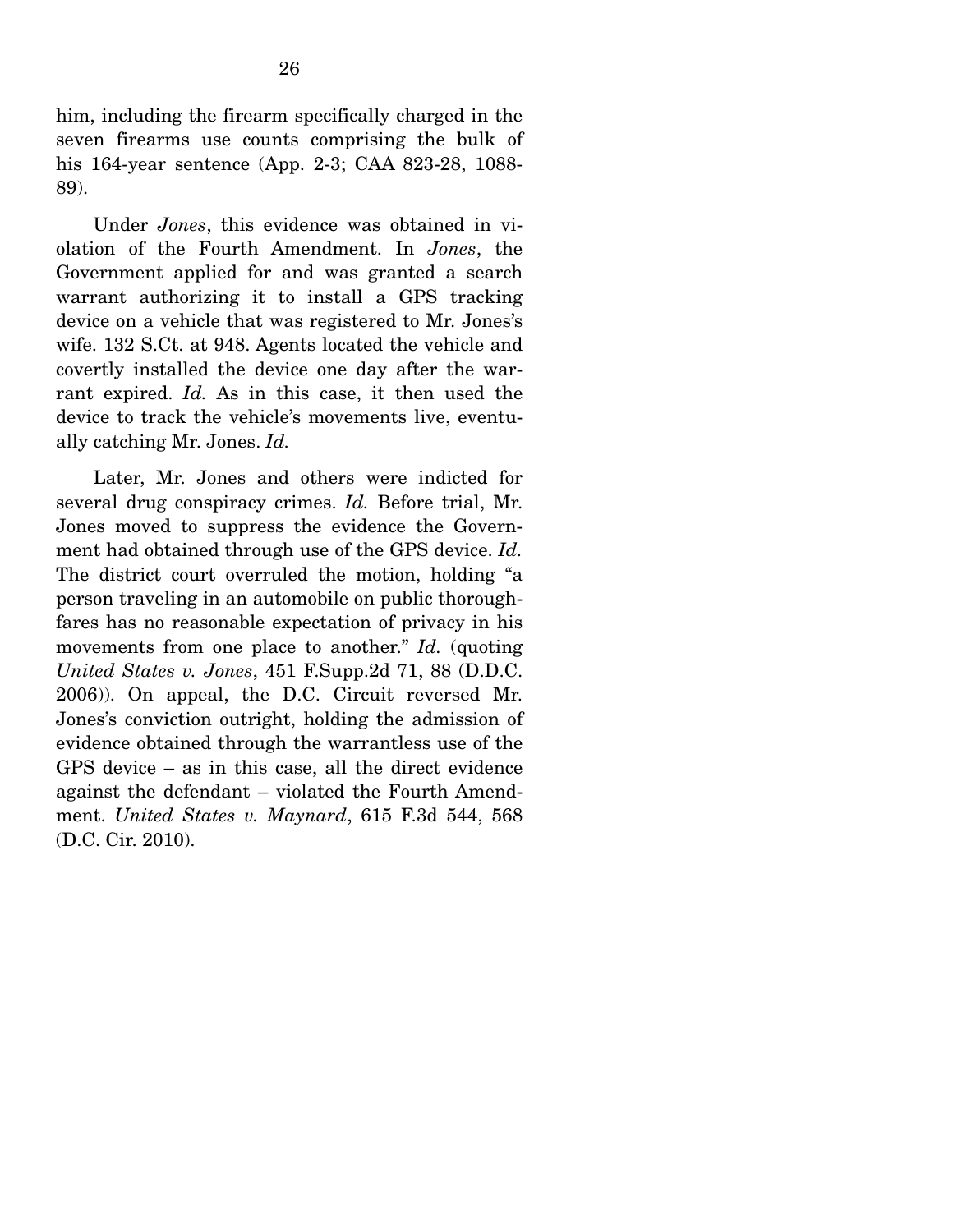him, including the firearm specifically charged in the seven firearms use counts comprising the bulk of his 164-year sentence (App. 2-3; CAA 823-28, 1088-89).

Under *Jones*, this evidence was obtained in violation of the Fourth Amendment. In *Jones*, the Government applied for and was granted a search warrant authorizing it to install a GPS tracking device on a vehicle that was registered to Mr. Jones's wife. 132 S.Ct. at 948. Agents located the vehicle and covertly installed the device one day after the warrant expired. *Id.* As in this case, it then used the device to track the vehicle's movements live, eventually catching Mr. Jones. *Id.*

Later, Mr. Jones and others were indicted for several drug conspiracy crimes. *Id.* Before trial, Mr. Jones moved to suppress the evidence the Government had obtained through use of the GPS device. *Id.* The district court overruled the motion, holding "a person traveling in an automobile on public thoroughfares has no reasonable expectation of privacy in his movements from one place to another." *Id.* (quoting *United States v. Jones*, 451 F.Supp.2d 71, 88 (D.D.C. 2006)). On appeal, the D.C. Circuit reversed Mr. Jones's conviction outright, holding the admission of evidence obtained through the warrantless use of the GPS device – as in this case, all the direct evidence against the defendant – violated the Fourth Amendment. *United States v. Maynard*, 615 F.3d 544, 568 (D.C. Cir. 2010).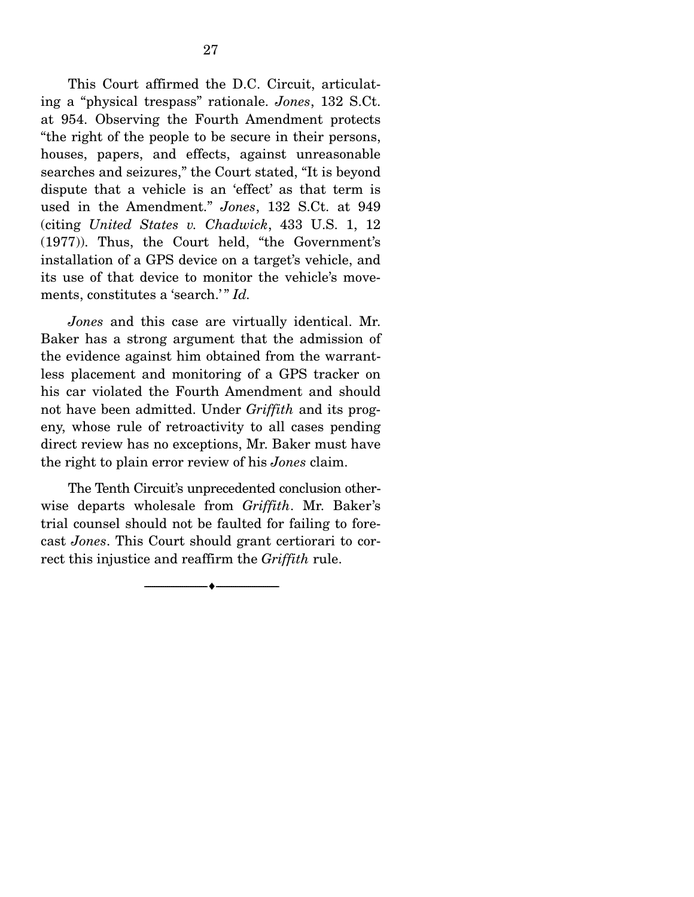This Court affirmed the D.C. Circuit, articulating a "physical trespass" rationale. *Jones*, 132 S.Ct. at 954. Observing the Fourth Amendment protects "the right of the people to be secure in their persons, houses, papers, and effects, against unreasonable searches and seizures," the Court stated, "It is beyond dispute that a vehicle is an 'effect' as that term is used in the Amendment." *Jones*, 132 S.Ct. at 949 (citing *United States v. Chadwick*, 433 U.S. 1, 12 (1977)). Thus, the Court held, "the Government's installation of a GPS device on a target's vehicle, and its use of that device to monitor the vehicle's movements, constitutes a 'search.'" *Id.*

*Jones* and this case are virtually identical. Mr. Baker has a strong argument that the admission of the evidence against him obtained from the warrantless placement and monitoring of a GPS tracker on his car violated the Fourth Amendment and should not have been admitted. Under *Griffith* and its progeny, whose rule of retroactivity to all cases pending direct review has no exceptions, Mr. Baker must have the right to plain error review of his *Jones* claim.

The Tenth Circuit's unprecedented conclusion otherwise departs wholesale from *Griffith*. Mr. Baker's trial counsel should not be faulted for failing to forecast *Jones*. This Court should grant certiorari to correct this injustice and reaffirm the *Griffith* rule.

---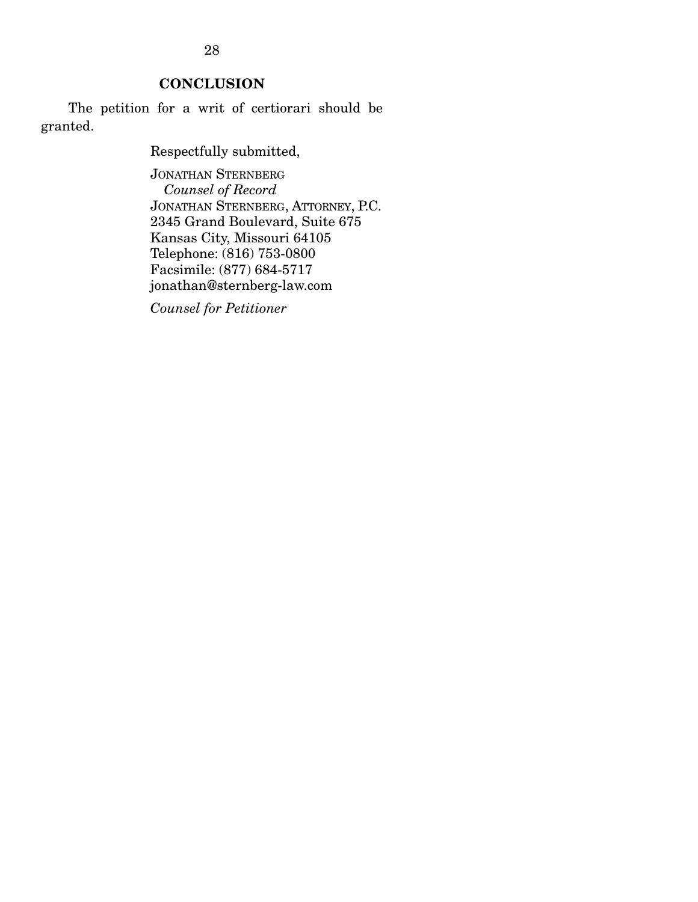## CONCLUSION

The petition for a writ of certiorari should be granted.

Respectfully submitted,

JONATHAN STERNBERG
*Counsel of Record*
JONATHAN STERNBERG, ATTORNEY, P.C.
2345 Grand Boulevard, Suite 675
Kansas City, Missouri 64105
Telephone: (816) 753-0800
Facsimile: (877) 684-5717
jonathan@sternberg-law.com

*Counsel for Petitioner*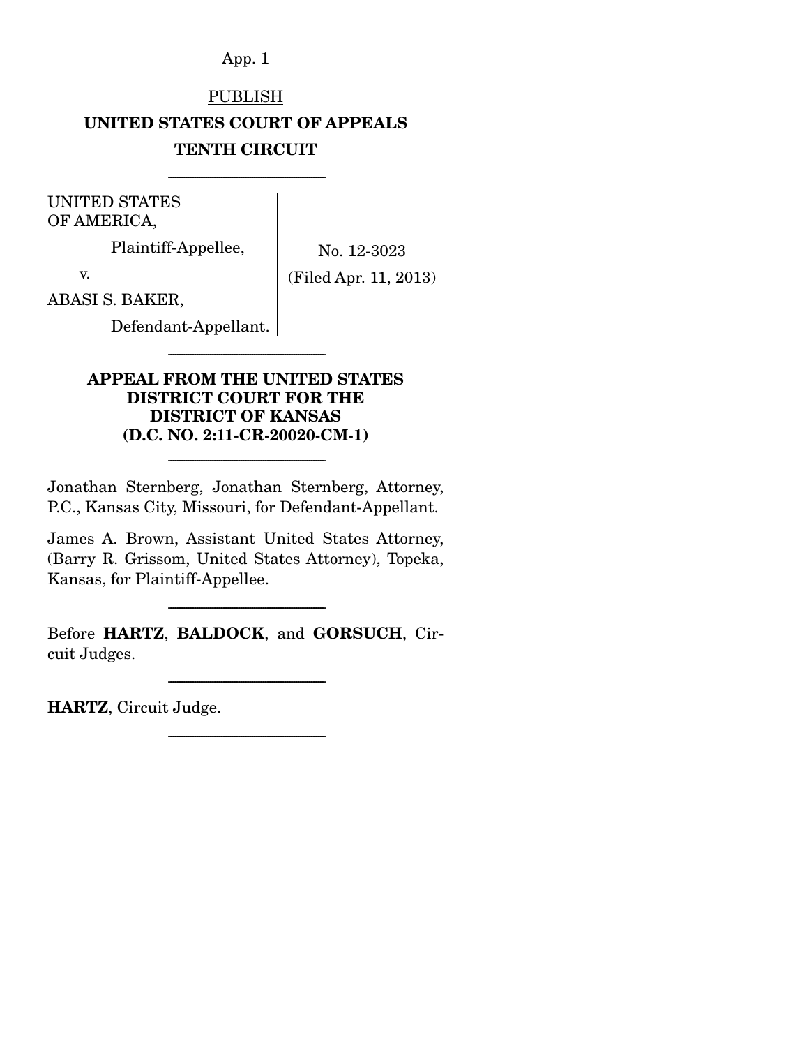PUBLISH

**UNITED STATES COURT OF APPEALS**

**TENTH CIRCUIT**

---

UNITED STATES OF AMERICA,

Plaintiff-Appellee,

v.

ABASI S. BAKER,

Defendant-Appellant.

No. 12-3023

(Filed Apr. 11, 2013)

---

**APPEAL FROM THE UNITED STATES DISTRICT COURT FOR THE DISTRICT OF KANSAS (D.C. NO. 2:11-CR-20020-CM-1)**

---

Jonathan Sternberg, Jonathan Sternberg, Attorney, P.C., Kansas City, Missouri, for Defendant-Appellant.

James A. Brown, Assistant United States Attorney, (Barry R. Grissom, United States Attorney), Topeka, Kansas, for Plaintiff-Appellee.

---

Before **HARTZ**, **BALDOCK**, and **GORSUCH**, Circuit Judges.

---

**HARTZ**, Circuit Judge.

---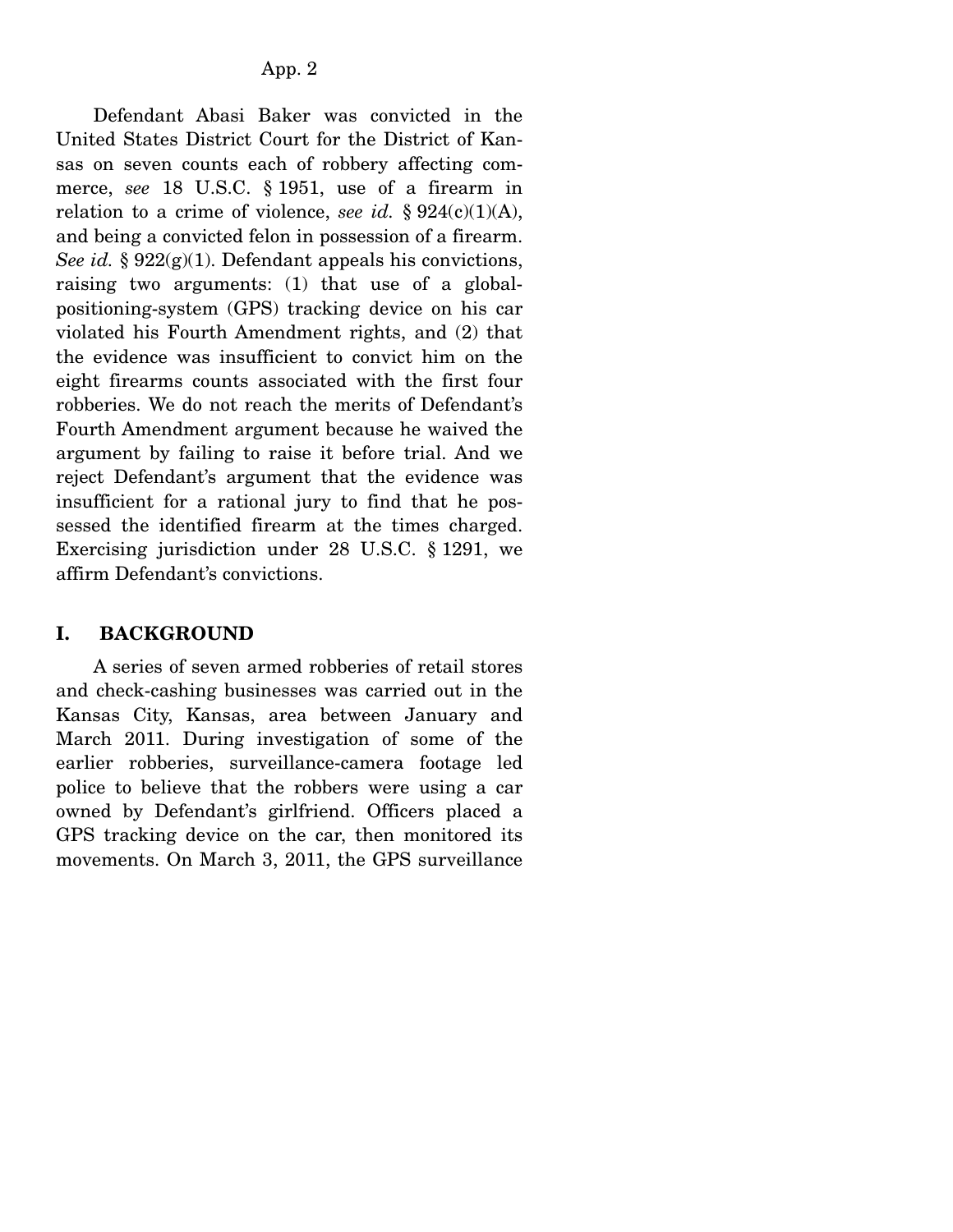Defendant Abasi Baker was convicted in the United States District Court for the District of Kansas on seven counts each of robbery affecting commerce, *see* 18 U.S.C. § 1951, use of a firearm in relation to a crime of violence, *see id.* § 924(c)(1)(A), and being a convicted felon in possession of a firearm. *See id.* § 922(g)(1). Defendant appeals his convictions, raising two arguments: (1) that use of a global-positioning-system (GPS) tracking device on his car violated his Fourth Amendment rights, and (2) that the evidence was insufficient to convict him on the eight firearms counts associated with the first four robberies. We do not reach the merits of Defendant's Fourth Amendment argument because he waived the argument by failing to raise it before trial. And we reject Defendant's argument that the evidence was insufficient for a rational jury to find that he possessed the identified firearm at the times charged. Exercising jurisdiction under 28 U.S.C. § 1291, we affirm Defendant's convictions.

## I. BACKGROUND

A series of seven armed robberies of retail stores and check-cashing businesses was carried out in the Kansas City, Kansas, area between January and March 2011. During investigation of some of the earlier robberies, surveillance-camera footage led police to believe that the robbers were using a car owned by Defendant's girlfriend. Officers placed a GPS tracking device on the car, then monitored its movements. On March 3, 2011, the GPS surveillance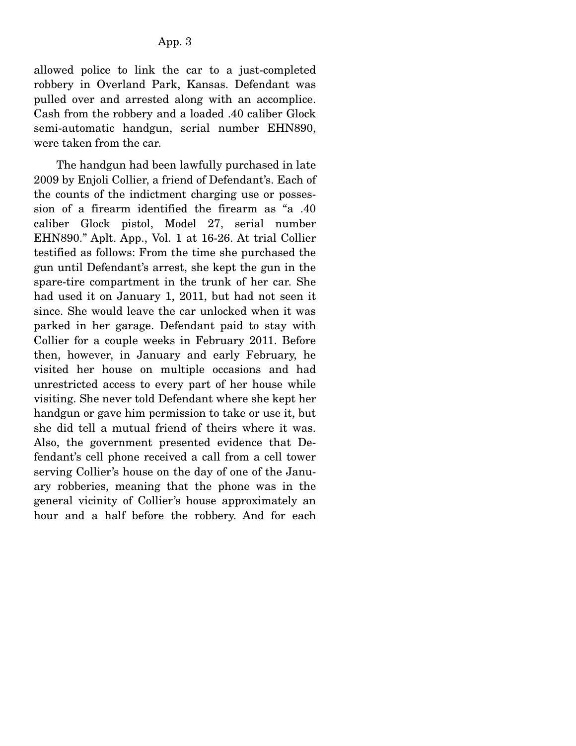allowed police to link the car to a just-completed robbery in Overland Park, Kansas. Defendant was pulled over and arrested along with an accomplice. Cash from the robbery and a loaded .40 caliber Glock semi-automatic handgun, serial number EHN890, were taken from the car.

The handgun had been lawfully purchased in late 2009 by Enjoli Collier, a friend of Defendant's. Each of the counts of the indictment charging use or possession of a firearm identified the firearm as "a .40 caliber Glock pistol, Model 27, serial number EHN890." Aplt. App., Vol. 1 at 16-26. At trial Collier testified as follows: From the time she purchased the gun until Defendant's arrest, she kept the gun in the spare-tire compartment in the trunk of her car. She had used it on January 1, 2011, but had not seen it since. She would leave the car unlocked when it was parked in her garage. Defendant paid to stay with Collier for a couple weeks in February 2011. Before then, however, in January and early February, he visited her house on multiple occasions and had unrestricted access to every part of her house while visiting. She never told Defendant where she kept her handgun or gave him permission to take or use it, but she did tell a mutual friend of theirs where it was. Also, the government presented evidence that Defendant's cell phone received a call from a cell tower serving Collier's house on the day of one of the January robberies, meaning that the phone was in the general vicinity of Collier's house approximately an hour and a half before the robbery. And for each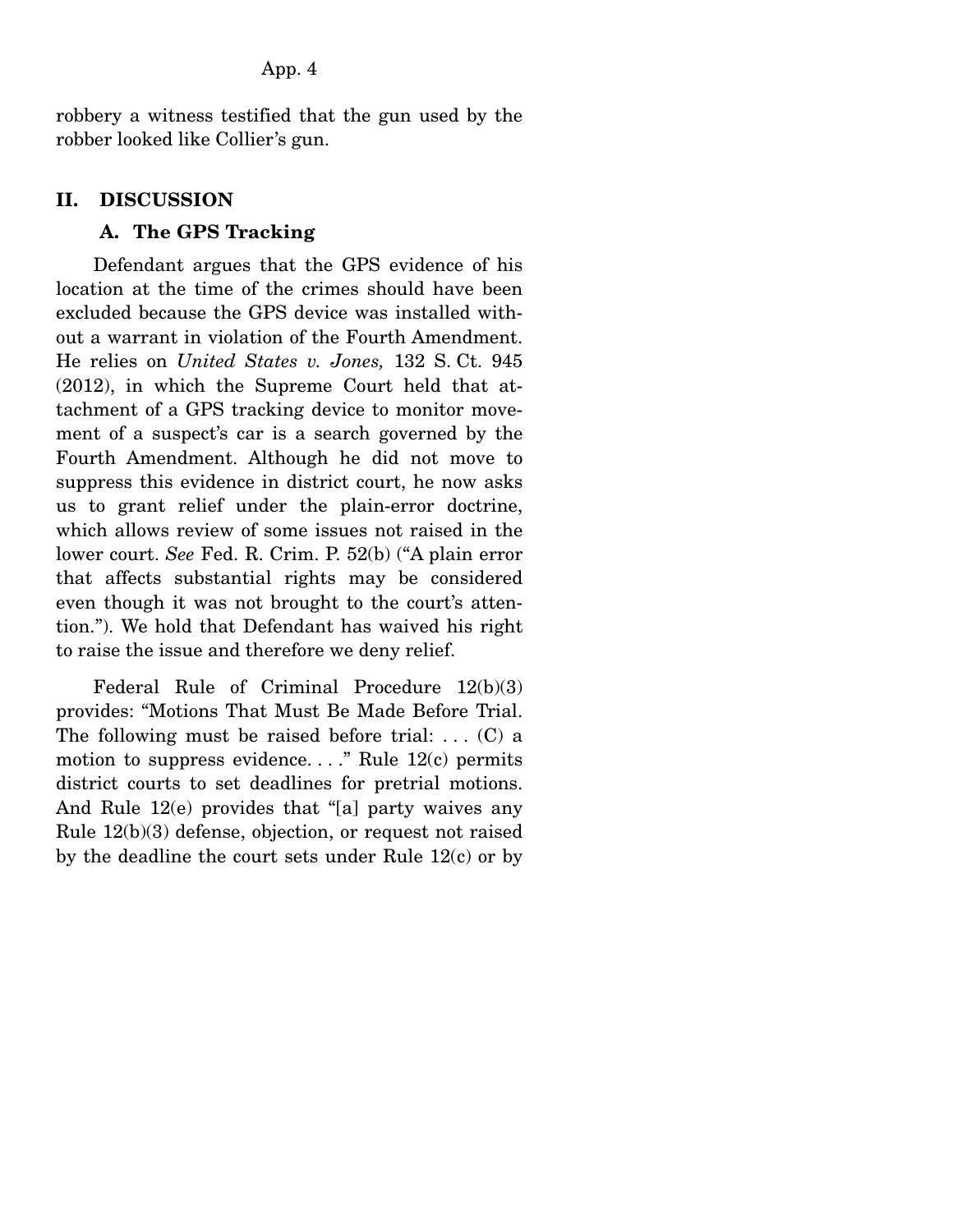robbery a witness testified that the gun used by the robber looked like Collier's gun.

## II. DISCUSSION

### A. The GPS Tracking

Defendant argues that the GPS evidence of his location at the time of the crimes should have been excluded because the GPS device was installed without a warrant in violation of the Fourth Amendment. He relies on *United States v. Jones,* 132 S. Ct. 945 (2012), in which the Supreme Court held that attachment of a GPS tracking device to monitor movement of a suspect's car is a search governed by the Fourth Amendment. Although he did not move to suppress this evidence in district court, he now asks us to grant relief under the plain-error doctrine, which allows review of some issues not raised in the lower court. *See* Fed. R. Crim. P. 52(b) ("A plain error that affects substantial rights may be considered even though it was not brought to the court's attention."). We hold that Defendant has waived his right to raise the issue and therefore we deny relief.

Federal Rule of Criminal Procedure 12(b)(3) provides: "Motions That Must Be Made Before Trial. The following must be raised before trial: . . . (C) a motion to suppress evidence. . . ." Rule 12(c) permits district courts to set deadlines for pretrial motions. And Rule 12(e) provides that "[a] party waives any Rule 12(b)(3) defense, objection, or request not raised by the deadline the court sets under Rule 12(c) or by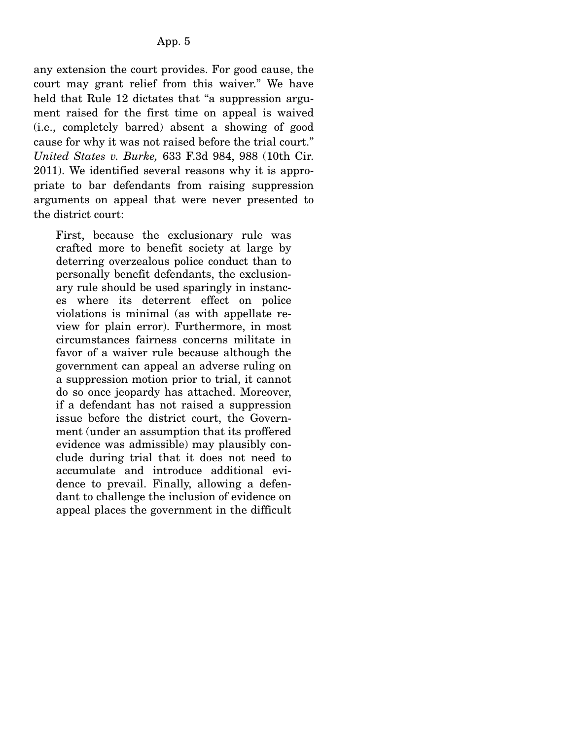any extension the court provides. For good cause, the court may grant relief from this waiver." We have held that Rule 12 dictates that "a suppression argument raised for the first time on appeal is waived (i.e., completely barred) absent a showing of good cause for why it was not raised before the trial court." *United States v. Burke,* 633 F.3d 984, 988 (10th Cir. 2011). We identified several reasons why it is appropriate to bar defendants from raising suppression arguments on appeal that were never presented to the district court:

> First, because the exclusionary rule was crafted more to benefit society at large by deterring overzealous police conduct than to personally benefit defendants, the exclusionary rule should be used sparingly in instances where its deterrent effect on police violations is minimal (as with appellate review for plain error). Furthermore, in most circumstances fairness concerns militate in favor of a waiver rule because although the government can appeal an adverse ruling on a suppression motion prior to trial, it cannot do so once jeopardy has attached. Moreover, if a defendant has not raised a suppression issue before the district court, the Government (under an assumption that its proffered evidence was admissible) may plausibly conclude during trial that it does not need to accumulate and introduce additional evidence to prevail. Finally, allowing a defendant to challenge the inclusion of evidence on appeal places the government in the difficult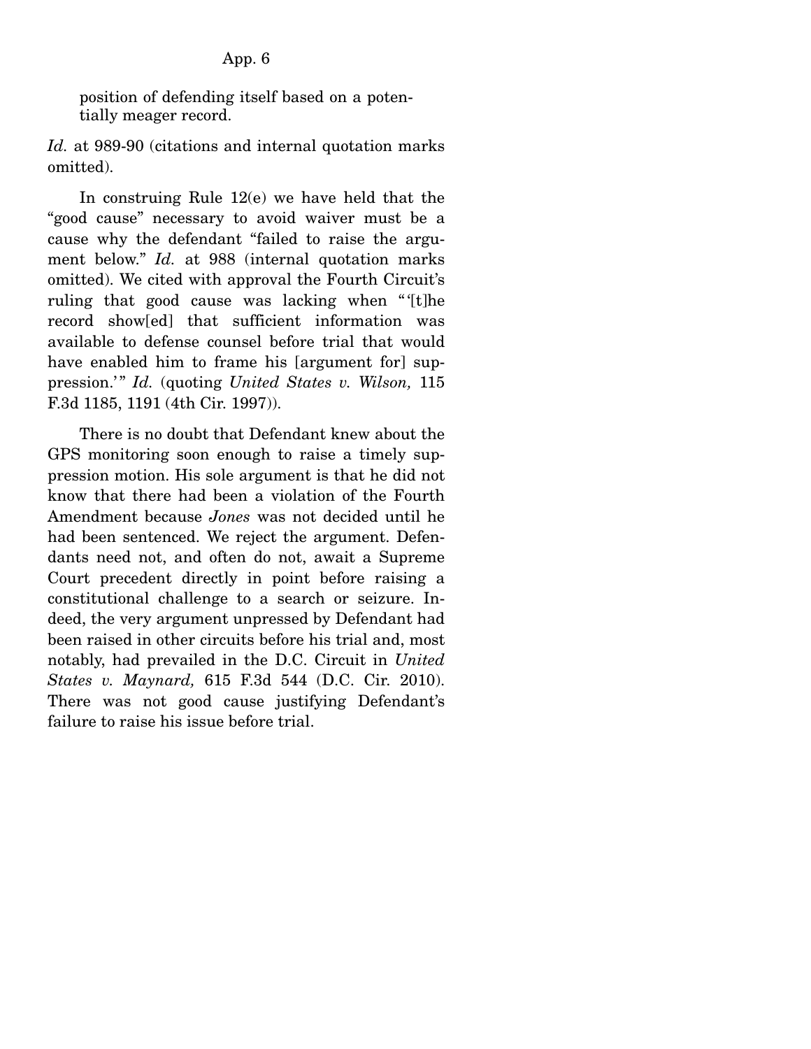position of defending itself based on a potentially meager record.

*Id.* at 989-90 (citations and internal quotation marks omitted).

In construing Rule 12(e) we have held that the "good cause" necessary to avoid waiver must be a cause why the defendant "failed to raise the argument below." *Id.* at 988 (internal quotation marks omitted). We cited with approval the Fourth Circuit's ruling that good cause was lacking when "'[t]he record show[ed] that sufficient information was available to defense counsel before trial that would have enabled him to frame his [argument for] suppression.'" *Id.* (quoting *United States v. Wilson,* 115 F.3d 1185, 1191 (4th Cir. 1997)).

There is no doubt that Defendant knew about the GPS monitoring soon enough to raise a timely suppression motion. His sole argument is that he did not know that there had been a violation of the Fourth Amendment because *Jones* was not decided until he had been sentenced. We reject the argument. Defendants need not, and often do not, await a Supreme Court precedent directly in point before raising a constitutional challenge to a search or seizure. Indeed, the very argument unpressed by Defendant had been raised in other circuits before his trial and, most notably, had prevailed in the D.C. Circuit in *United States v. Maynard,* 615 F.3d 544 (D.C. Cir. 2010). There was not good cause justifying Defendant's failure to raise his issue before trial.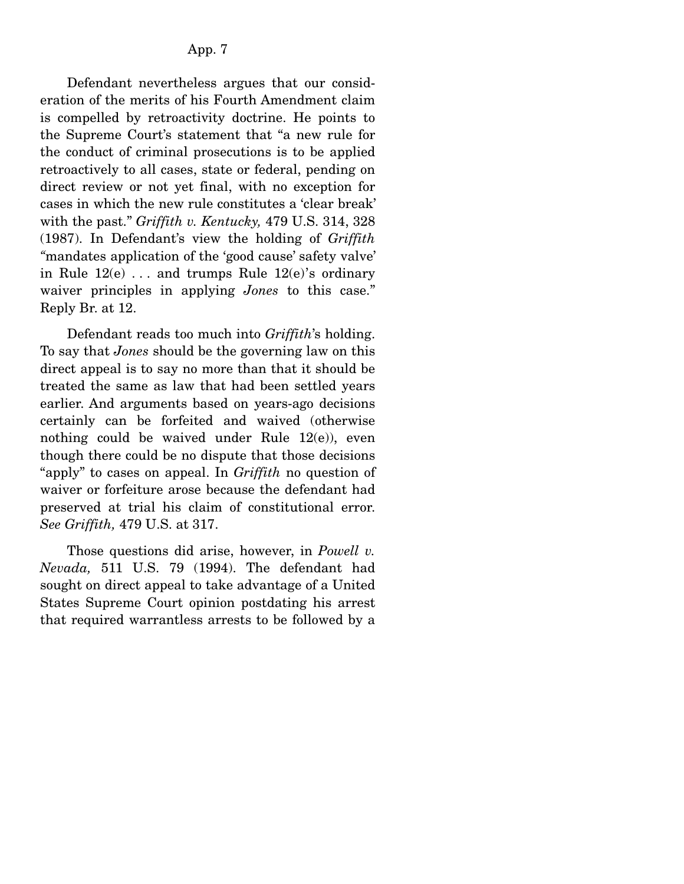Defendant nevertheless argues that our consideration of the merits of his Fourth Amendment claim is compelled by retroactivity doctrine. He points to the Supreme Court's statement that "a new rule for the conduct of criminal prosecutions is to be applied retroactively to all cases, state or federal, pending on direct review or not yet final, with no exception for cases in which the new rule constitutes a 'clear break' with the past." *Griffith v. Kentucky,* 479 U.S. 314, 328 (1987). In Defendant's view the holding of *Griffith* "mandates application of the 'good cause' safety valve' in Rule 12(e) . . . and trumps Rule 12(e)'s ordinary waiver principles in applying *Jones* to this case." Reply Br. at 12.

Defendant reads too much into *Griffith*'s holding. To say that *Jones* should be the governing law on this direct appeal is to say no more than that it should be treated the same as law that had been settled years earlier. And arguments based on years-ago decisions certainly can be forfeited and waived (otherwise nothing could be waived under Rule 12(e)), even though there could be no dispute that those decisions "apply" to cases on appeal. In *Griffith* no question of waiver or forfeiture arose because the defendant had preserved at trial his claim of constitutional error. *See Griffith,* 479 U.S. at 317.

Those questions did arise, however, in *Powell v. Nevada,* 511 U.S. 79 (1994). The defendant had sought on direct appeal to take advantage of a United States Supreme Court opinion postdating his arrest that required warrantless arrests to be followed by a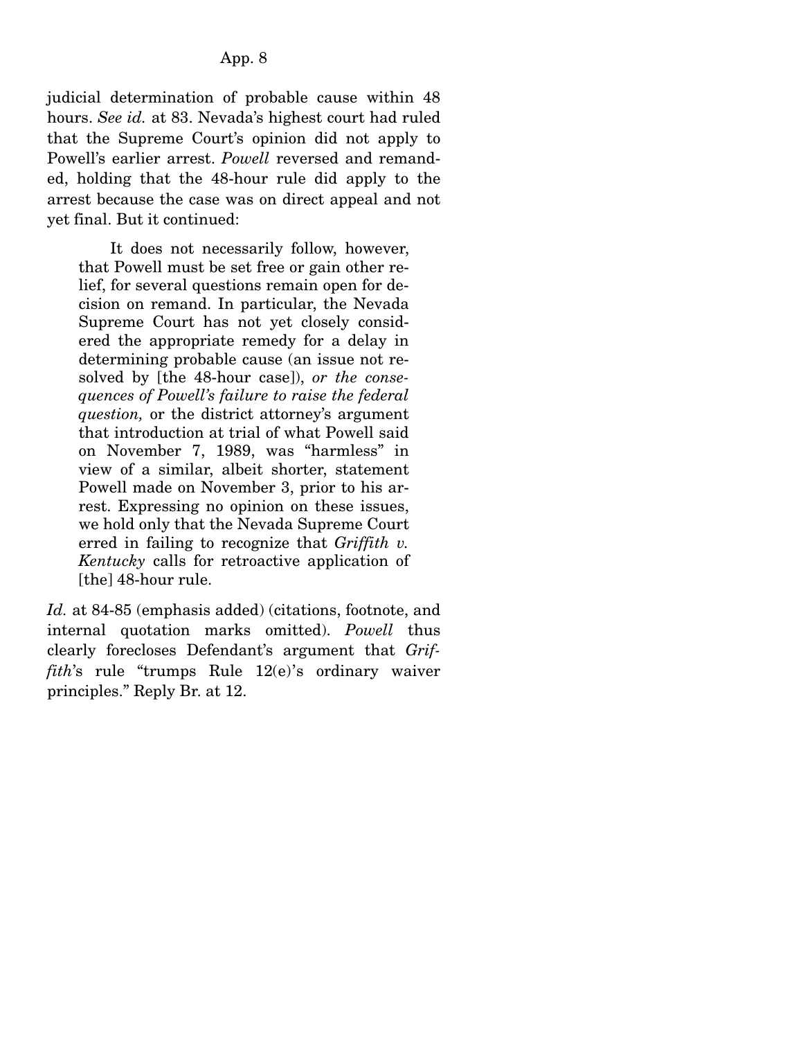judicial determination of probable cause within 48 hours. *See id.* at 83. Nevada's highest court had ruled that the Supreme Court's opinion did not apply to Powell's earlier arrest. *Powell* reversed and remanded, holding that the 48-hour rule did apply to the arrest because the case was on direct appeal and not yet final. But it continued:

> It does not necessarily follow, however, that Powell must be set free or gain other relief, for several questions remain open for decision on remand. In particular, the Nevada Supreme Court has not yet closely considered the appropriate remedy for a delay in determining probable cause (an issue not resolved by [the 48-hour case]), *or the consequences of Powell's failure to raise the federal question,* or the district attorney's argument that introduction at trial of what Powell said on November 7, 1989, was "harmless" in view of a similar, albeit shorter, statement Powell made on November 3, prior to his arrest. Expressing no opinion on these issues, we hold only that the Nevada Supreme Court erred in failing to recognize that *Griffith v. Kentucky* calls for retroactive application of [the] 48-hour rule.

*Id.* at 84-85 (emphasis added) (citations, footnote, and internal quotation marks omitted). *Powell* thus clearly forecloses Defendant's argument that *Griffith*'s rule "trumps Rule 12(e)'s ordinary waiver principles." Reply Br. at 12.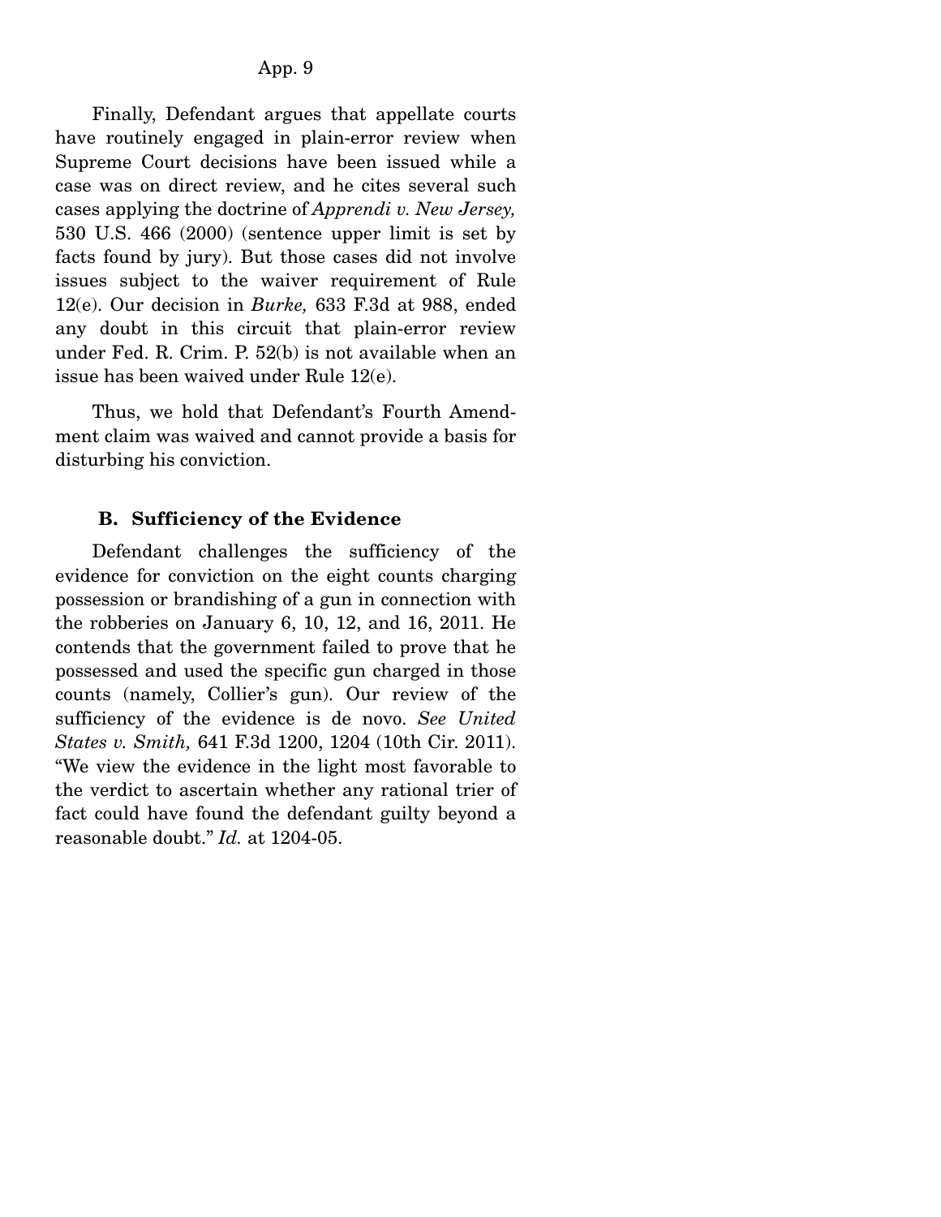Finally, Defendant argues that appellate courts have routinely engaged in plain-error review when Supreme Court decisions have been issued while a case was on direct review, and he cites several such cases applying the doctrine of *Apprendi v. New Jersey,* 530 U.S. 466 (2000) (sentence upper limit is set by facts found by jury). But those cases did not involve issues subject to the waiver requirement of Rule 12(e). Our decision in *Burke,* 633 F.3d at 988, ended any doubt in this circuit that plain-error review under Fed. R. Crim. P. 52(b) is not available when an issue has been waived under Rule 12(e).

Thus, we hold that Defendant's Fourth Amendment claim was waived and cannot provide a basis for disturbing his conviction.

### B. Sufficiency of the Evidence

Defendant challenges the sufficiency of the evidence for conviction on the eight counts charging possession or brandishing of a gun in connection with the robberies on January 6, 10, 12, and 16, 2011. He contends that the government failed to prove that he possessed and used the specific gun charged in those counts (namely, Collier's gun). Our review of the sufficiency of the evidence is de novo. *See United States v. Smith,* 641 F.3d 1200, 1204 (10th Cir. 2011). "We view the evidence in the light most favorable to the verdict to ascertain whether any rational trier of fact could have found the defendant guilty beyond a reasonable doubt." *Id.* at 1204-05.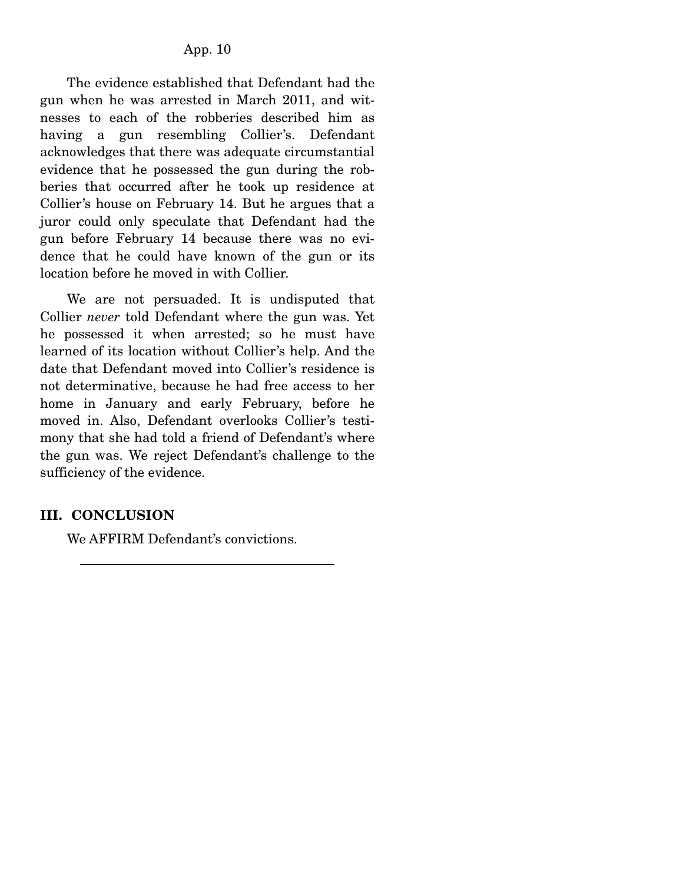The evidence established that Defendant had the gun when he was arrested in March 2011, and witnesses to each of the robberies described him as having a gun resembling Collier's. Defendant acknowledges that there was adequate circumstantial evidence that he possessed the gun during the robberies that occurred after he took up residence at Collier's house on February 14. But he argues that a juror could only speculate that Defendant had the gun before February 14 because there was no evidence that he could have known of the gun or its location before he moved in with Collier.

We are not persuaded. It is undisputed that Collier *never* told Defendant where the gun was. Yet he possessed it when arrested; so he must have learned of its location without Collier's help. And the date that Defendant moved into Collier's residence is not determinative, because he had free access to her home in January and early February, before he moved in. Also, Defendant overlooks Collier's testimony that she had told a friend of Defendant's where the gun was. We reject Defendant's challenge to the sufficiency of the evidence.

## III. CONCLUSION

We AFFIRM Defendant's convictions.

---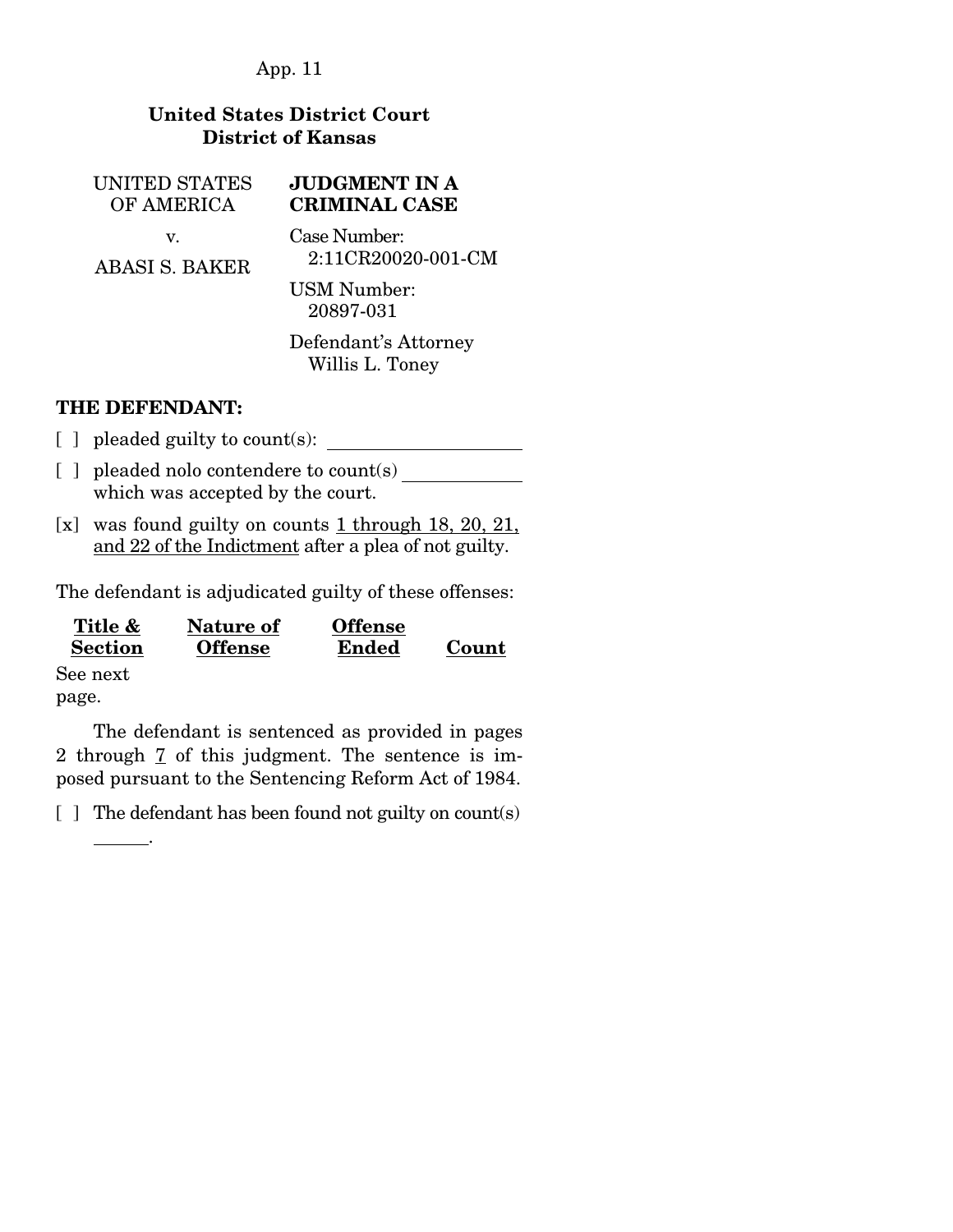App. 11

**United States District Court**
**District of Kansas**

UNITED STATES OF AMERICA

v.

ABASI S. BAKER

**JUDGMENT IN A CRIMINAL CASE**

Case Number: 2:11CR20020-001-CM

USM Number: 20897-031

Defendant's Attorney Willis L. Toney

**THE DEFENDANT:**

[ ] pleaded guilty to count(s): \_\_\_\_\_\_\_\_\_\_\_\_\_\_\_\_\_\_\_\_

[ ] pleaded nolo contendere to count(s) \_\_\_\_\_\_\_\_\_\_\_\_ which was accepted by the court.

[x] was found guilty on counts <u>1 through 18, 20, 21, and 22 of the Indictment</u> after a plea of not guilty.

The defendant is adjudicated guilty of these offenses:

| Title & Section | Nature of Offense | Offense Ended | Count |
|---|---|---|---|
| See next page. | | | |

The defendant is sentenced as provided in pages 2 through <u>7</u> of this judgment. The sentence is imposed pursuant to the Sentencing Reform Act of 1984.

[ ] The defendant has been found not guilty on count(s) \_\_\_\_\_\_.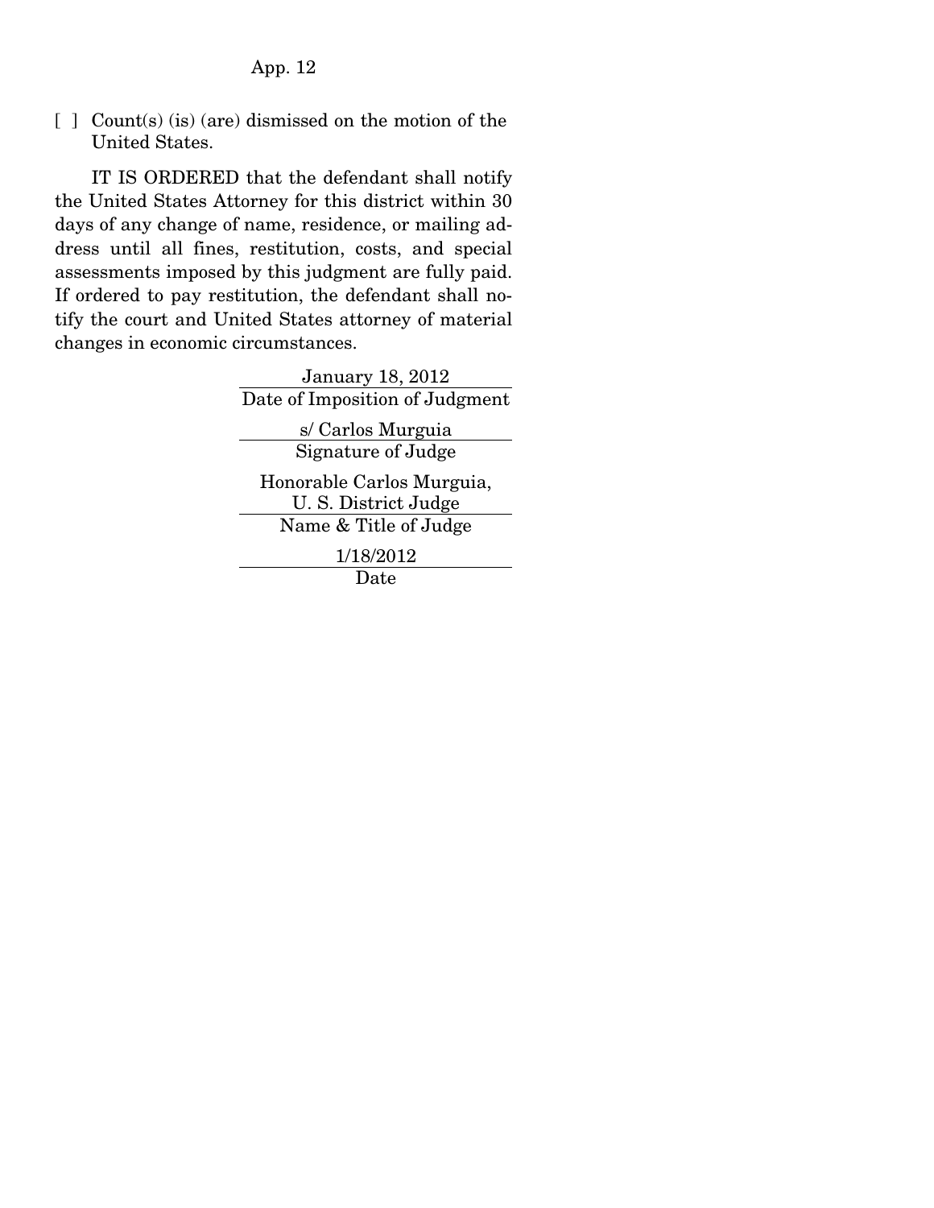[ ] Count(s) (is) (are) dismissed on the motion of the United States.

IT IS ORDERED that the defendant shall notify the United States Attorney for this district within 30 days of any change of name, residence, or mailing address until all fines, restitution, costs, and special assessments imposed by this judgment are fully paid. If ordered to pay restitution, the defendant shall notify the court and United States attorney of material changes in economic circumstances.

January 18, 2012
Date of Imposition of Judgment

s/ Carlos Murguia
Signature of Judge

Honorable Carlos Murguia,
U. S. District Judge
Name & Title of Judge

1/18/2012
Date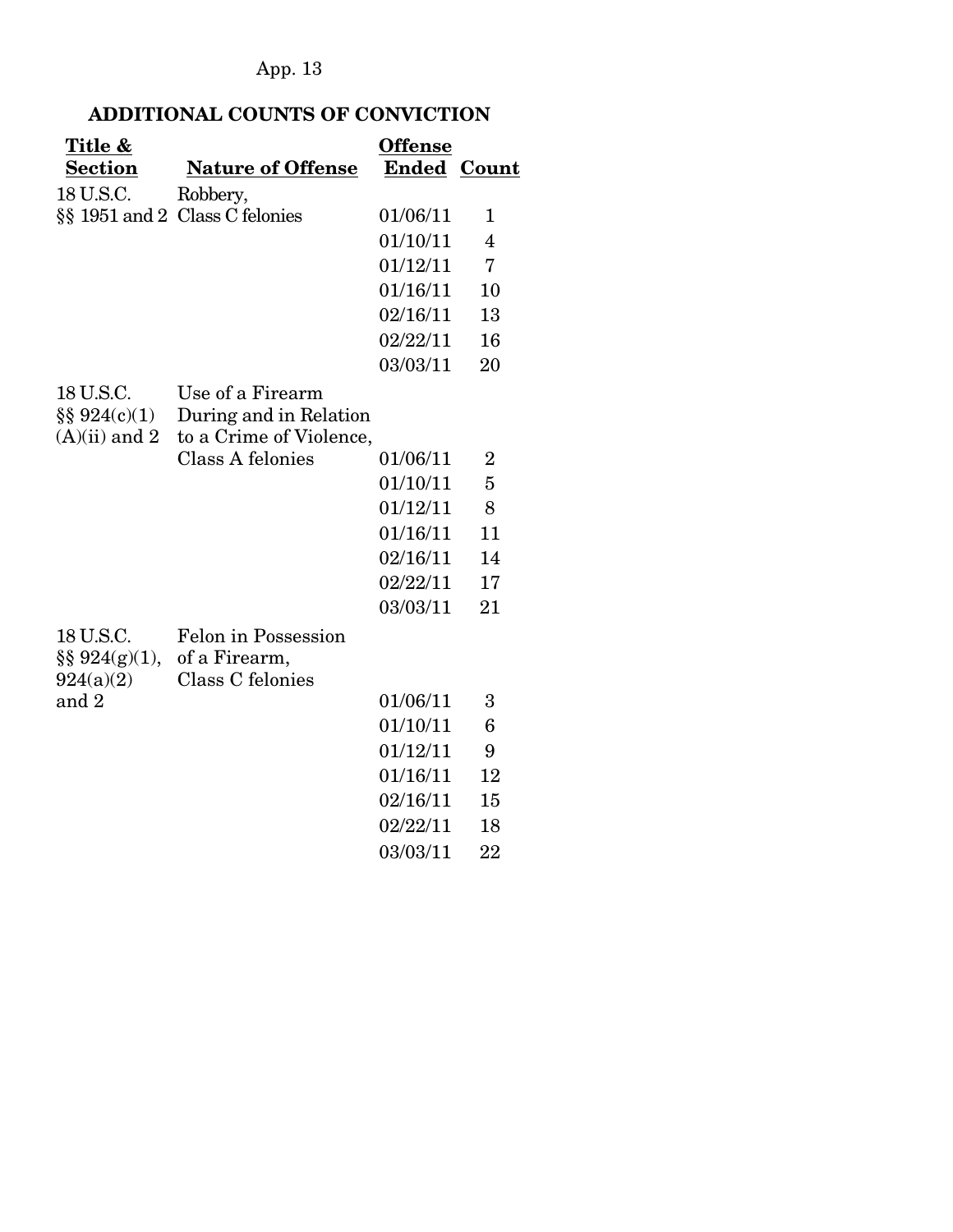App. 13

## ADDITIONAL COUNTS OF CONVICTION

| Title & Section | Nature of Offense | Offense Ended | Count |
|---|---|---|---|
| 18 U.S.C. §§ 1951 and 2 | Robbery, Class C felonies | 01/06/11 | 1 |
| | | 01/10/11 | 4 |
| | | 01/12/11 | 7 |
| | | 01/16/11 | 10 |
| | | 02/16/11 | 13 |
| | | 02/22/11 | 16 |
| | | 03/03/11 | 20 |
| 18 U.S.C. §§ 924(c)(1)(A)(ii) and 2 | Use of a Firearm During and in Relation to a Crime of Violence, Class A felonies | 01/06/11 | 2 |
| | | 01/10/11 | 5 |
| | | 01/12/11 | 8 |
| | | 01/16/11 | 11 |
| | | 02/16/11 | 14 |
| | | 02/22/11 | 17 |
| | | 03/03/11 | 21 |
| 18 U.S.C. §§ 924(g)(1), 924(a)(2) and 2 | Felon in Possession of a Firearm, Class C felonies | 01/06/11 | 3 |
| | | 01/10/11 | 6 |
| | | 01/12/11 | 9 |
| | | 01/16/11 | 12 |
| | | 02/16/11 | 15 |
| | | 02/22/11 | 18 |
| | | 03/03/11 | 22 |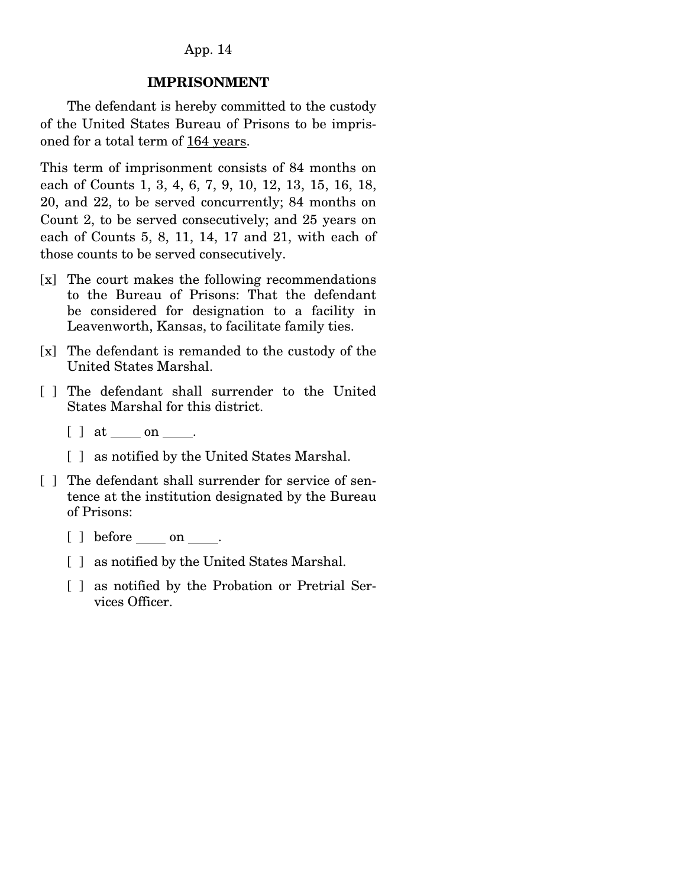## IMPRISONMENT

The defendant is hereby committed to the custody of the United States Bureau of Prisons to be imprisoned for a total term of 164 years.

This term of imprisonment consists of 84 months on each of Counts 1, 3, 4, 6, 7, 9, 10, 12, 13, 15, 16, 18, 20, and 22, to be served concurrently; 84 months on Count 2, to be served consecutively; and 25 years on each of Counts 5, 8, 11, 14, 17 and 21, with each of those counts to be served consecutively.

- [x] The court makes the following recommendations to the Bureau of Prisons: That the defendant be considered for designation to a facility in Leavenworth, Kansas, to facilitate family ties.
- [x] The defendant is remanded to the custody of the United States Marshal.
- [ ] The defendant shall surrender to the United States Marshal for this district.
  - [ ] at ____ on ____.
  - [ ] as notified by the United States Marshal.
- [ ] The defendant shall surrender for service of sentence at the institution designated by the Bureau of Prisons:
  - [ ] before ____ on ____.
  - [ ] as notified by the United States Marshal.
  - [ ] as notified by the Probation or Pretrial Services Officer.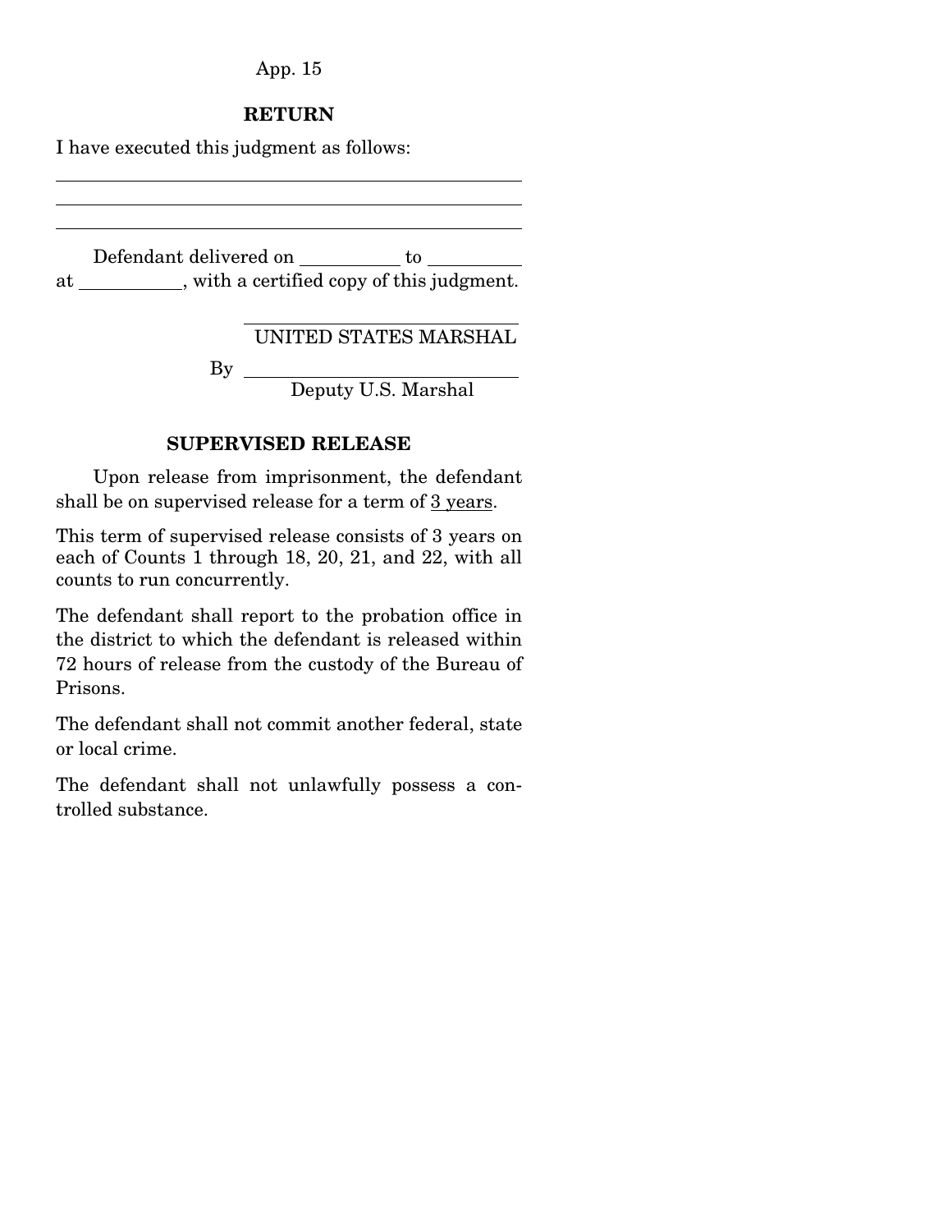## RETURN

I have executed this judgment as follows:

\_\_\_\_\_\_\_\_\_\_\_\_\_\_\_\_\_\_\_\_\_\_\_\_\_\_\_\_\_\_\_\_\_\_\_\_\_\_\_\_

\_\_\_\_\_\_\_\_\_\_\_\_\_\_\_\_\_\_\_\_\_\_\_\_\_\_\_\_\_\_\_\_\_\_\_\_\_\_\_\_

\_\_\_\_\_\_\_\_\_\_\_\_\_\_\_\_\_\_\_\_\_\_\_\_\_\_\_\_\_\_\_\_\_\_\_\_\_\_\_\_

Defendant delivered on \_\_\_\_\_\_\_\_\_\_ to \_\_\_\_\_\_\_\_\_\_ at \_\_\_\_\_\_\_\_\_\_, with a certified copy of this judgment.

\_\_\_\_\_\_\_\_\_\_\_\_\_\_\_\_\_\_\_\_\_\_\_\_\_\_\_\_
UNITED STATES MARSHAL

By \_\_\_\_\_\_\_\_\_\_\_\_\_\_\_\_\_\_\_\_\_\_\_\_\_\_\_\_
Deputy U.S. Marshal

## SUPERVISED RELEASE

Upon release from imprisonment, the defendant shall be on supervised release for a term of 3 years.

This term of supervised release consists of 3 years on each of Counts 1 through 18, 20, 21, and 22, with all counts to run concurrently.

The defendant shall report to the probation office in the district to which the defendant is released within 72 hours of release from the custody of the Bureau of Prisons.

The defendant shall not commit another federal, state or local crime.

The defendant shall not unlawfully possess a controlled substance.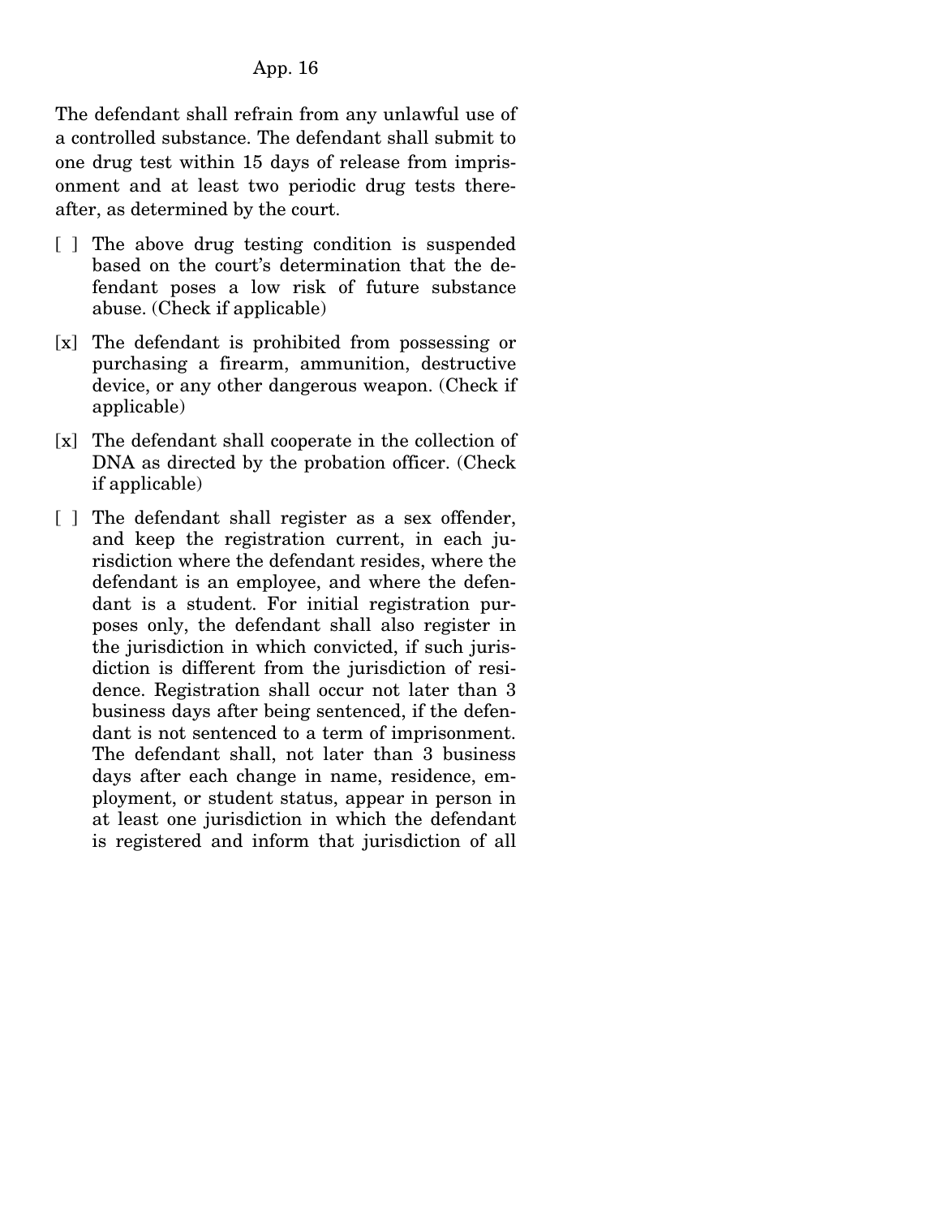The defendant shall refrain from any unlawful use of a controlled substance. The defendant shall submit to one drug test within 15 days of release from imprisonment and at least two periodic drug tests thereafter, as determined by the court.

- [ ] The above drug testing condition is suspended based on the court's determination that the defendant poses a low risk of future substance abuse. (Check if applicable)
- [x] The defendant is prohibited from possessing or purchasing a firearm, ammunition, destructive device, or any other dangerous weapon. (Check if applicable)
- [x] The defendant shall cooperate in the collection of DNA as directed by the probation officer. (Check if applicable)
- [ ] The defendant shall register as a sex offender, and keep the registration current, in each jurisdiction where the defendant resides, where the defendant is an employee, and where the defendant is a student. For initial registration purposes only, the defendant shall also register in the jurisdiction in which convicted, if such jurisdiction is different from the jurisdiction of residence. Registration shall occur not later than 3 business days after being sentenced, if the defendant is not sentenced to a term of imprisonment. The defendant shall, not later than 3 business days after each change in name, residence, employment, or student status, appear in person in at least one jurisdiction in which the defendant is registered and inform that jurisdiction of all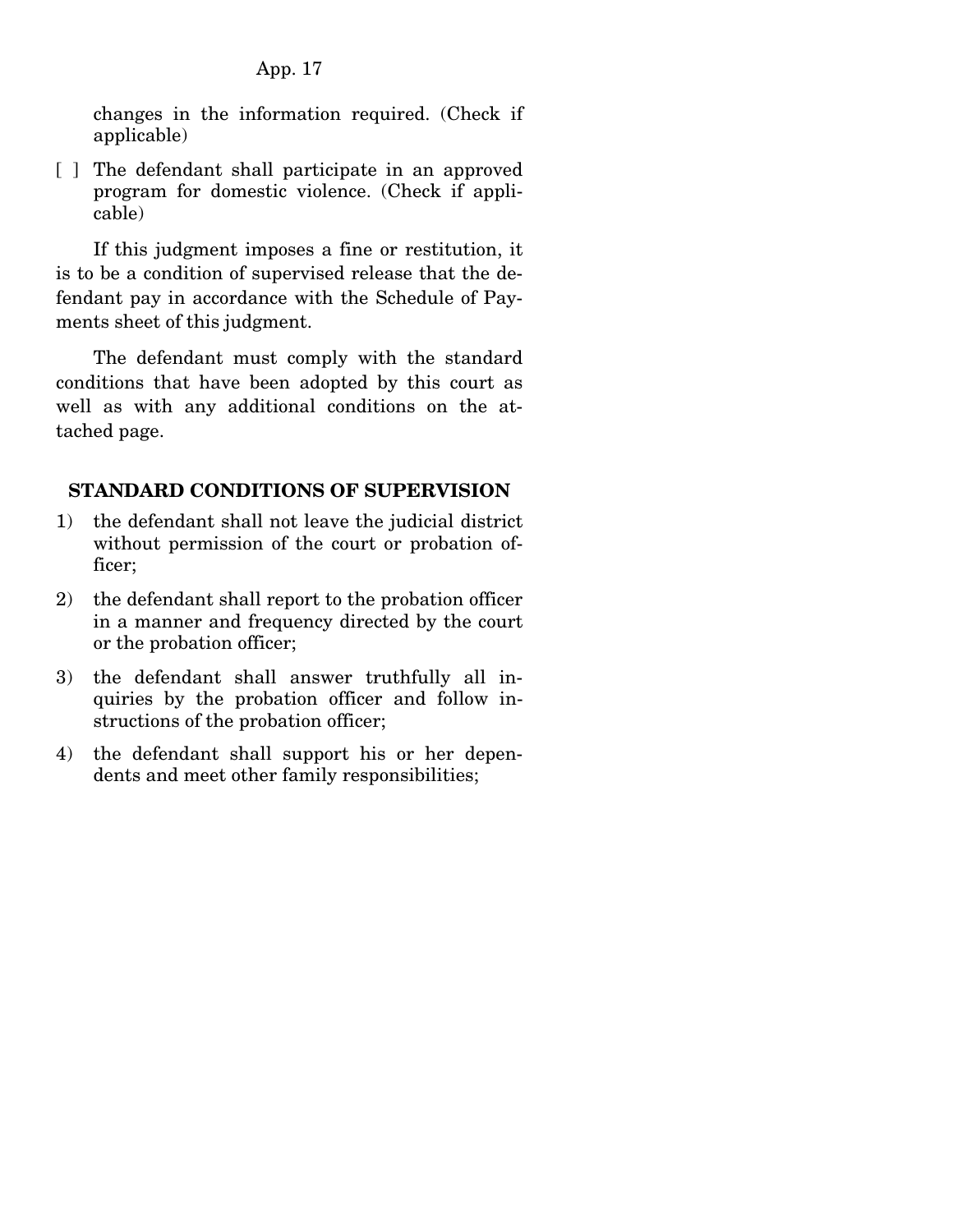changes in the information required. (Check if applicable)

[ ] The defendant shall participate in an approved program for domestic violence. (Check if applicable)

If this judgment imposes a fine or restitution, it is to be a condition of supervised release that the defendant pay in accordance with the Schedule of Payments sheet of this judgment.

The defendant must comply with the standard conditions that have been adopted by this court as well as with any additional conditions on the attached page.

**STANDARD CONDITIONS OF SUPERVISION**

1) the defendant shall not leave the judicial district without permission of the court or probation officer;

2) the defendant shall report to the probation officer in a manner and frequency directed by the court or the probation officer;

3) the defendant shall answer truthfully all inquiries by the probation officer and follow instructions of the probation officer;

4) the defendant shall support his or her dependents and meet other family responsibilities;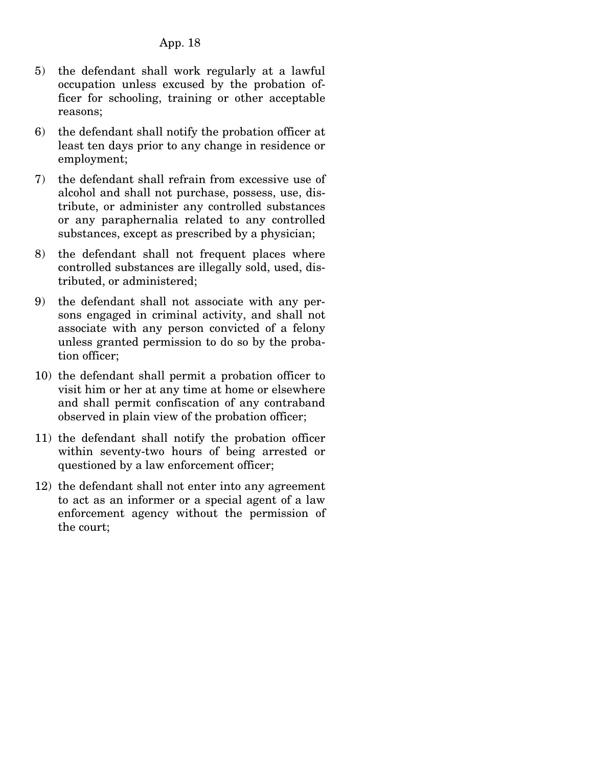5) the defendant shall work regularly at a lawful occupation unless excused by the probation officer for schooling, training or other acceptable reasons;

6) the defendant shall notify the probation officer at least ten days prior to any change in residence or employment;

7) the defendant shall refrain from excessive use of alcohol and shall not purchase, possess, use, distribute, or administer any controlled substances or any paraphernalia related to any controlled substances, except as prescribed by a physician;

8) the defendant shall not frequent places where controlled substances are illegally sold, used, distributed, or administered;

9) the defendant shall not associate with any persons engaged in criminal activity, and shall not associate with any person convicted of a felony unless granted permission to do so by the probation officer;

10) the defendant shall permit a probation officer to visit him or her at any time at home or elsewhere and shall permit confiscation of any contraband observed in plain view of the probation officer;

11) the defendant shall notify the probation officer within seventy-two hours of being arrested or questioned by a law enforcement officer;

12) the defendant shall not enter into any agreement to act as an informer or a special agent of a law enforcement agency without the permission of the court;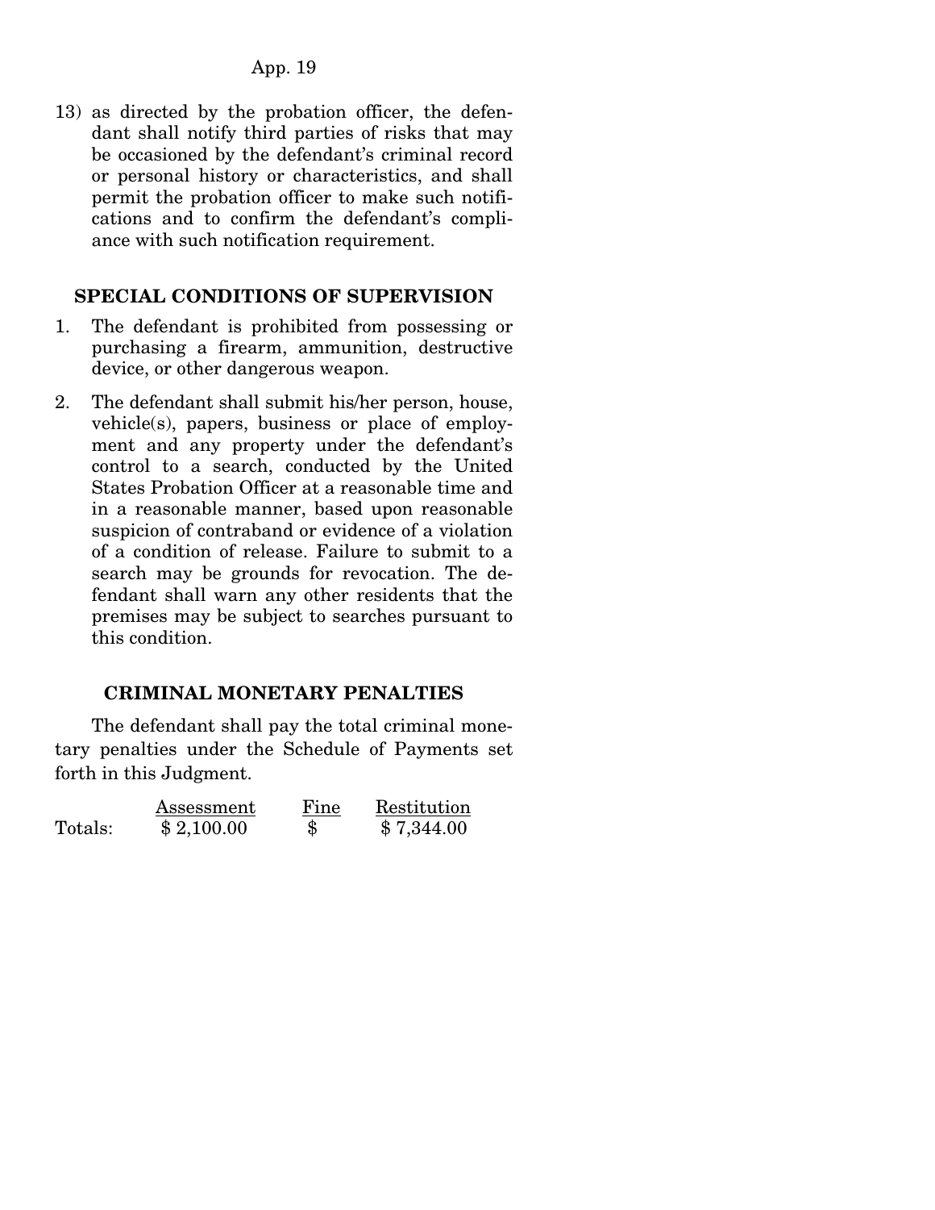13) as directed by the probation officer, the defendant shall notify third parties of risks that may be occasioned by the defendant's criminal record or personal history or characteristics, and shall permit the probation officer to make such notifications and to confirm the defendant's compliance with such notification requirement.

## SPECIAL CONDITIONS OF SUPERVISION

1. The defendant is prohibited from possessing or purchasing a firearm, ammunition, destructive device, or other dangerous weapon.
2. The defendant shall submit his/her person, house, vehicle(s), papers, business or place of employment and any property under the defendant's control to a search, conducted by the United States Probation Officer at a reasonable time and in a reasonable manner, based upon reasonable suspicion of contraband or evidence of a violation of a condition of release. Failure to submit to a search may be grounds for revocation. The defendant shall warn any other residents that the premises may be subject to searches pursuant to this condition.

## CRIMINAL MONETARY PENALTIES

The defendant shall pay the total criminal monetary penalties under the Schedule of Payments set forth in this Judgment.

| | Assessment | Fine | Restitution |
|---|---|---|---|
| Totals: | $ 2,100.00 | $ | $ 7,344.00 |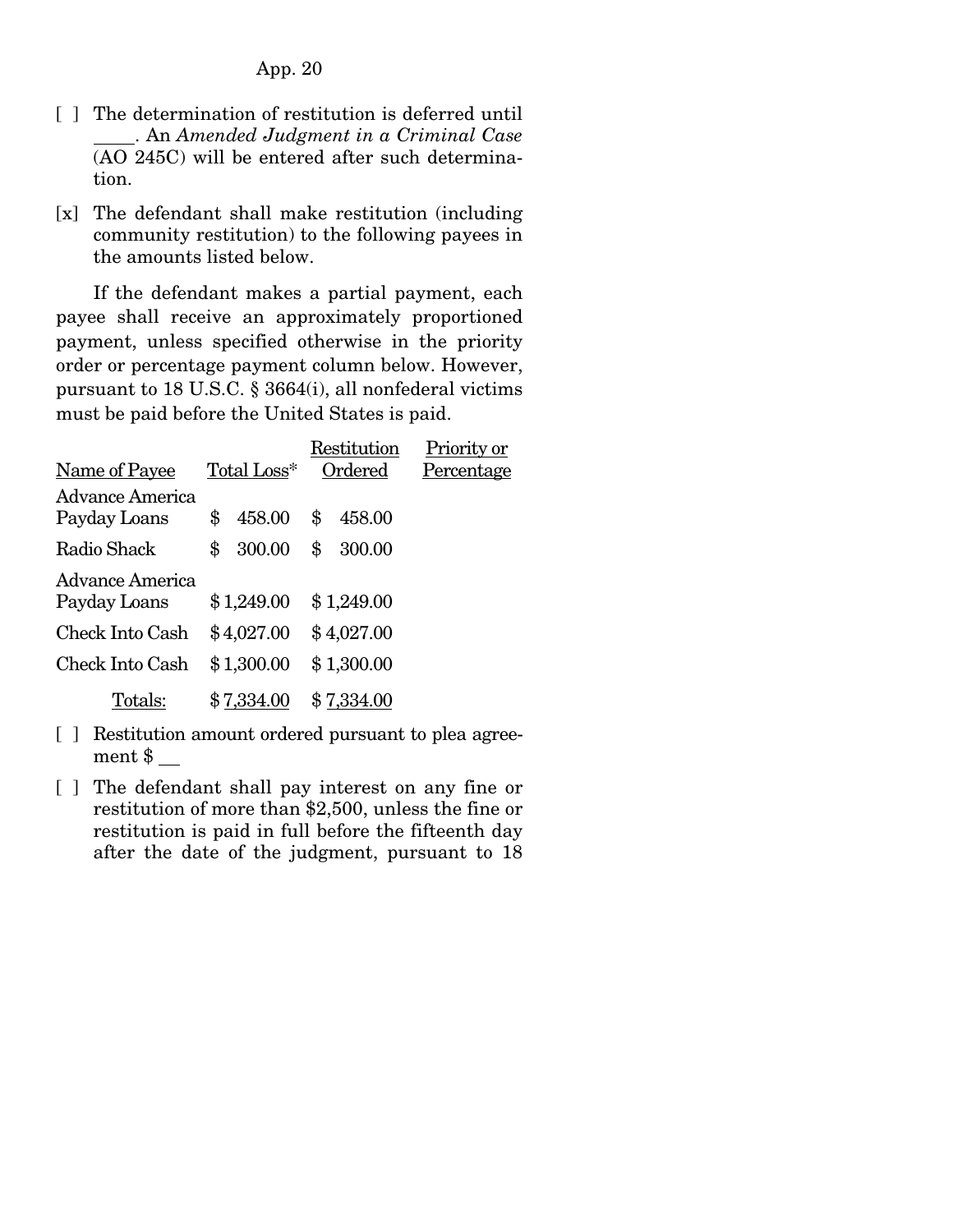[ ] The determination of restitution is deferred until ____. An *Amended Judgment in a Criminal Case* (AO 245C) will be entered after such determination.

[x] The defendant shall make restitution (including community restitution) to the following payees in the amounts listed below.

If the defendant makes a partial payment, each payee shall receive an approximately proportioned payment, unless specified otherwise in the priority order or percentage payment column below. However, pursuant to 18 U.S.C. § 3664(i), all nonfederal victims must be paid before the United States is paid.

| Name of Payee | Total Loss* | Restitution Ordered | Priority or Percentage |
|---|---|---|---|
| Advance America Payday Loans | $ 458.00 | $ 458.00 | |
| Radio Shack | $ 300.00 | $ 300.00 | |
| Advance America Payday Loans | $ 1,249.00 | $ 1,249.00 | |
| Check Into Cash | $ 4,027.00 | $ 4,027.00 | |
| Check Into Cash | $ 1,300.00 | $ 1,300.00 | |
| Totals: | $ 7,334.00 | $ 7,334.00 | |

[ ] Restitution amount ordered pursuant to plea agreement $ __

[ ] The defendant shall pay interest on any fine or restitution of more than $2,500, unless the fine or restitution is paid in full before the fifteenth day after the date of the judgment, pursuant to 18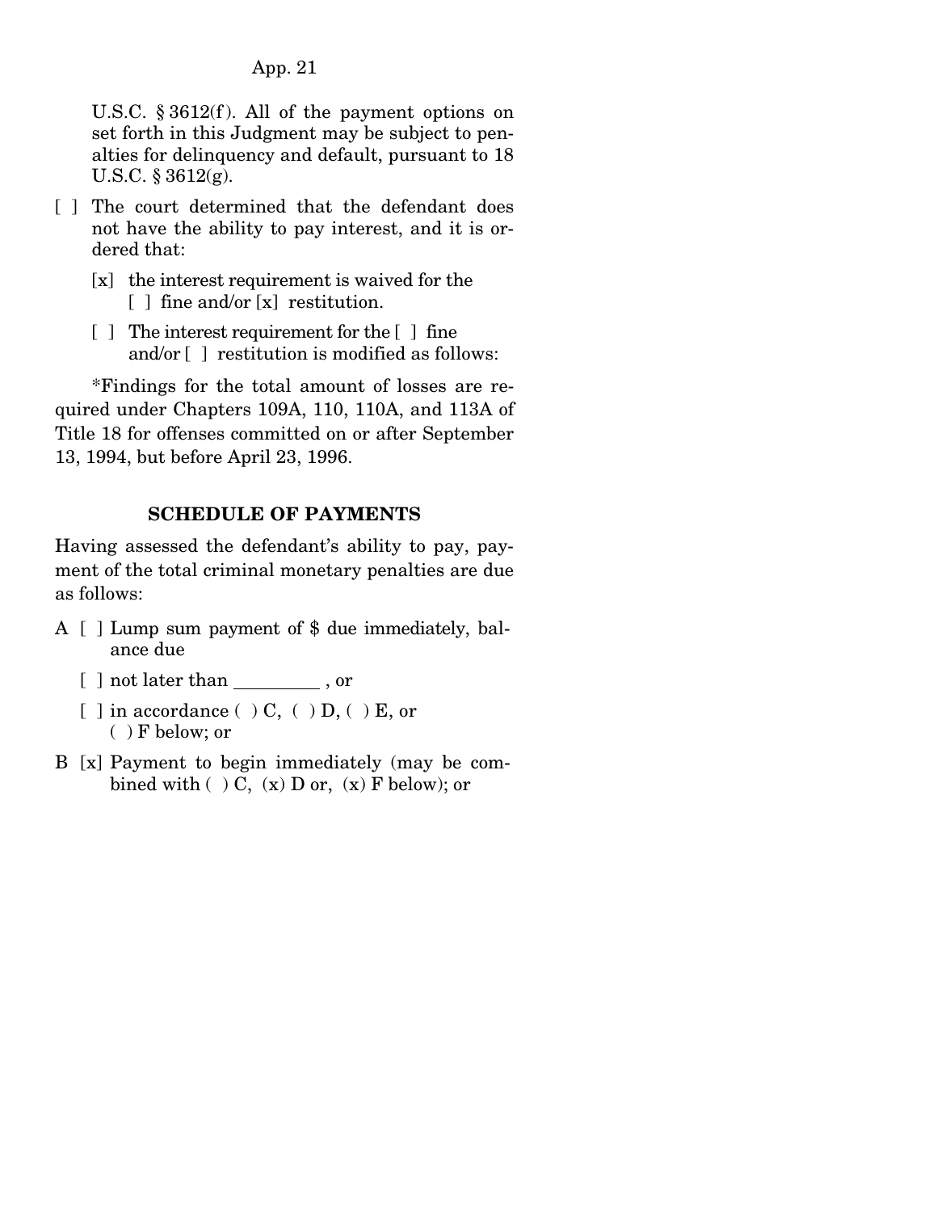U.S.C. § 3612(f). All of the payment options on set forth in this Judgment may be subject to penalties for delinquency and default, pursuant to 18 U.S.C. § 3612(g).

[ ] The court determined that the defendant does not have the ability to pay interest, and it is ordered that:

  [x] the interest requirement is waived for the [ ] fine and/or [x] restitution.

  [ ] The interest requirement for the [ ] fine and/or [ ] restitution is modified as follows:

*Findings for the total amount of losses are required under Chapters 109A, 110, 110A, and 113A of Title 18 for offenses committed on or after September 13, 1994, but before April 23, 1996.

**SCHEDULE OF PAYMENTS**

Having assessed the defendant's ability to pay, payment of the total criminal monetary penalties are due as follows:

A [ ] Lump sum payment of $ due immediately, balance due

  [ ] not later than _________ , or

  [ ] in accordance ( ) C, ( ) D, ( ) E, or ( ) F below; or

B [x] Payment to begin immediately (may be combined with ( ) C, (x) D or, (x) F below); or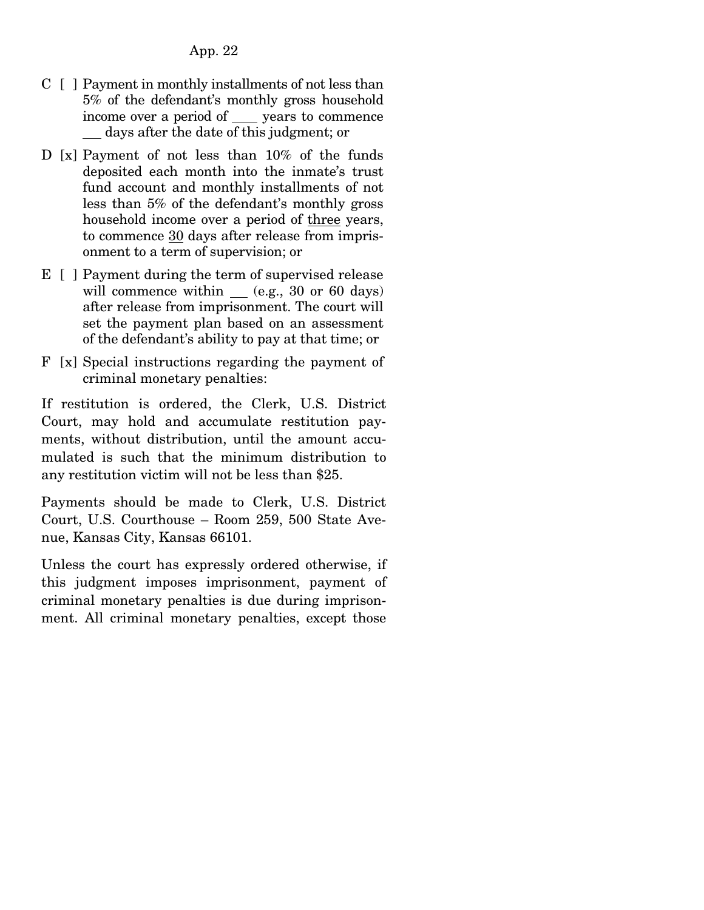C [ ] Payment in monthly installments of not less than 5% of the defendant's monthly gross household income over a period of ____ years to commence ___ days after the date of this judgment; or

D [x] Payment of not less than 10% of the funds deposited each month into the inmate's trust fund account and monthly installments of not less than 5% of the defendant's monthly gross household income over a period of <u>three</u> years, to commence <u>30</u> days after release from imprisonment to a term of supervision; or

E [ ] Payment during the term of supervised release will commence within ___ (e.g., 30 or 60 days) after release from imprisonment. The court will set the payment plan based on an assessment of the defendant's ability to pay at that time; or

F [x] Special instructions regarding the payment of criminal monetary penalties:

If restitution is ordered, the Clerk, U.S. District Court, may hold and accumulate restitution payments, without distribution, until the amount accumulated is such that the minimum distribution to any restitution victim will not be less than $25.

Payments should be made to Clerk, U.S. District Court, U.S. Courthouse – Room 259, 500 State Avenue, Kansas City, Kansas 66101.

Unless the court has expressly ordered otherwise, if this judgment imposes imprisonment, payment of criminal monetary penalties is due during imprisonment. All criminal monetary penalties, except those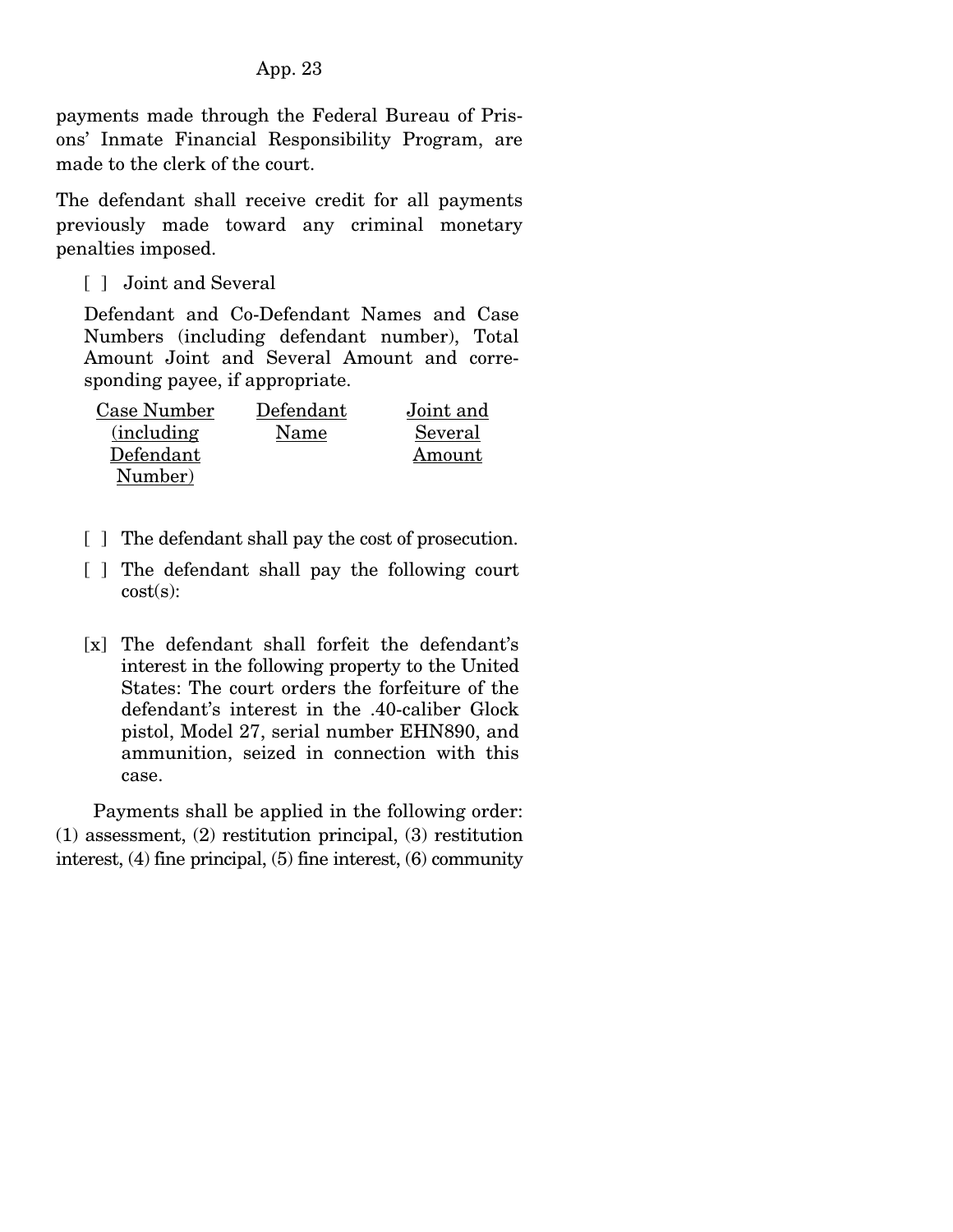payments made through the Federal Bureau of Prisons' Inmate Financial Responsibility Program, are made to the clerk of the court.

The defendant shall receive credit for all payments previously made toward any criminal monetary penalties imposed.

[ ] Joint and Several

Defendant and Co-Defendant Names and Case Numbers (including defendant number), Total Amount Joint and Several Amount and corresponding payee, if appropriate.

| Case Number (including Defendant Number) | Defendant Name | Joint and Several Amount |
|---|---|---|

[ ] The defendant shall pay the cost of prosecution.

[ ] The defendant shall pay the following court cost(s):

[x] The defendant shall forfeit the defendant's interest in the following property to the United States: The court orders the forfeiture of the defendant's interest in the .40-caliber Glock pistol, Model 27, serial number EHN890, and ammunition, seized in connection with this case.

Payments shall be applied in the following order: (1) assessment, (2) restitution principal, (3) restitution interest, (4) fine principal, (5) fine interest, (6) community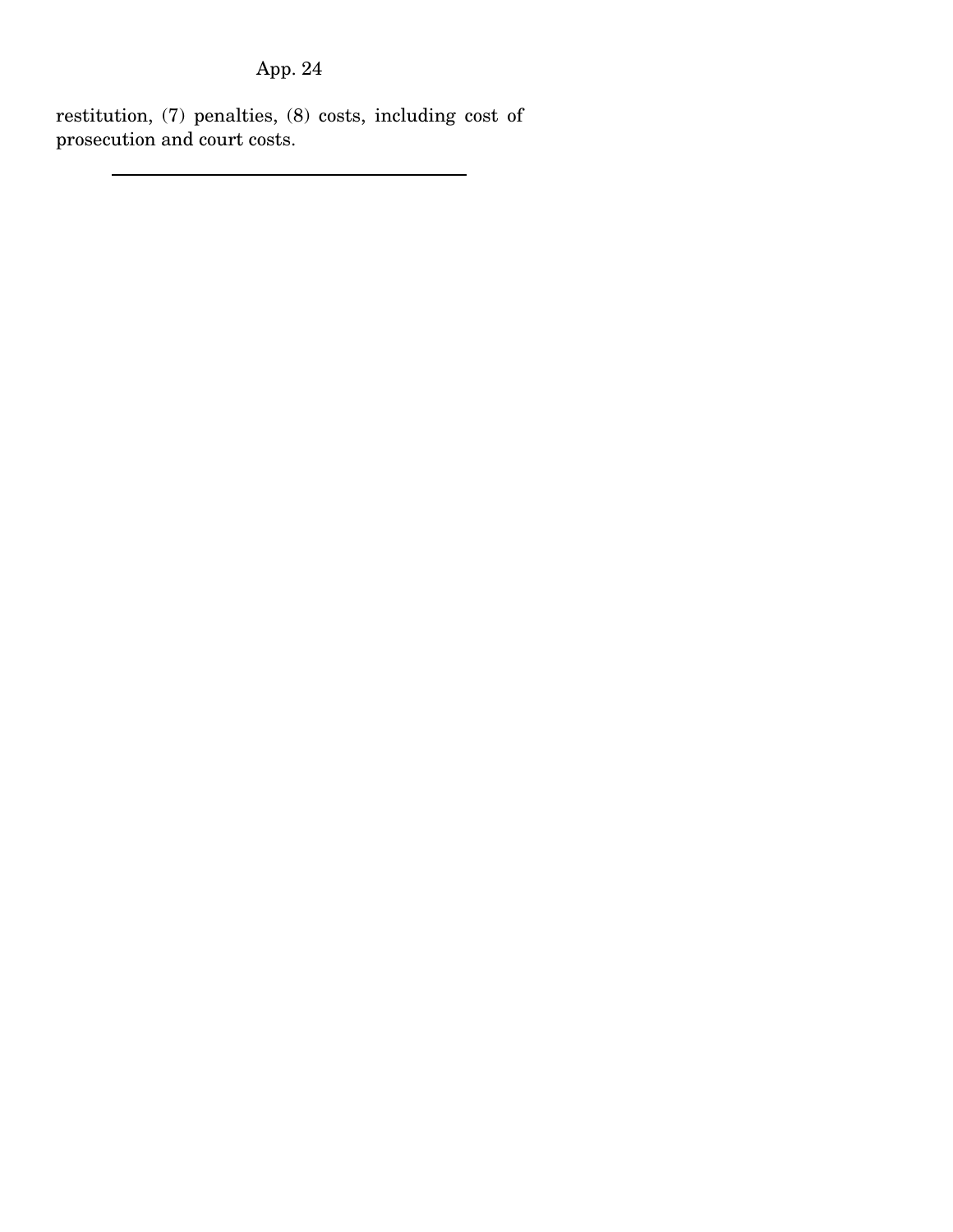restitution, (7) penalties, (8) costs, including cost of prosecution and court costs.

---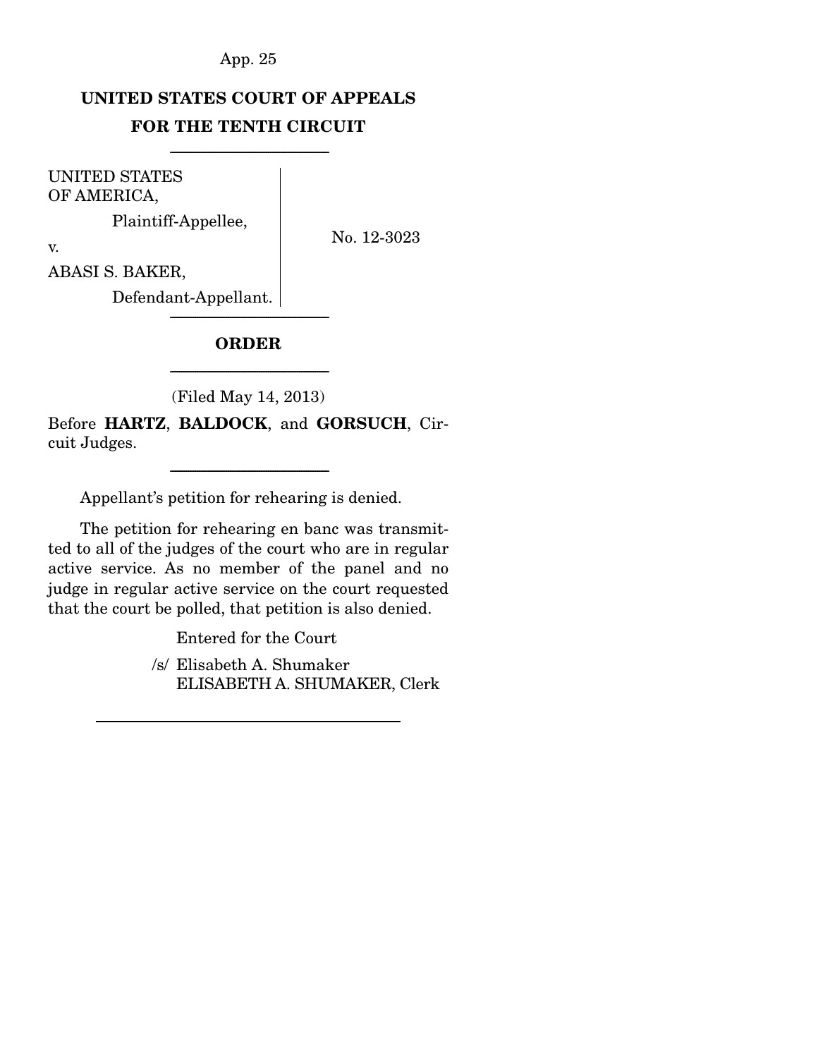**UNITED STATES COURT OF APPEALS**
**FOR THE TENTH CIRCUIT**

---

UNITED STATES OF AMERICA,

Plaintiff-Appellee,

v.

ABASI S. BAKER,

Defendant-Appellant.

No. 12-3023

---

**ORDER**

---

(Filed May 14, 2013)

Before **HARTZ**, **BALDOCK**, and **GORSUCH**, Circuit Judges.

---

Appellant's petition for rehearing is denied.

The petition for rehearing en banc was transmitted to all of the judges of the court who are in regular active service. As no member of the panel and no judge in regular active service on the court requested that the court be polled, that petition is also denied.

Entered for the Court

/s/ Elisabeth A. Shumaker
ELISABETH A. SHUMAKER, Clerk